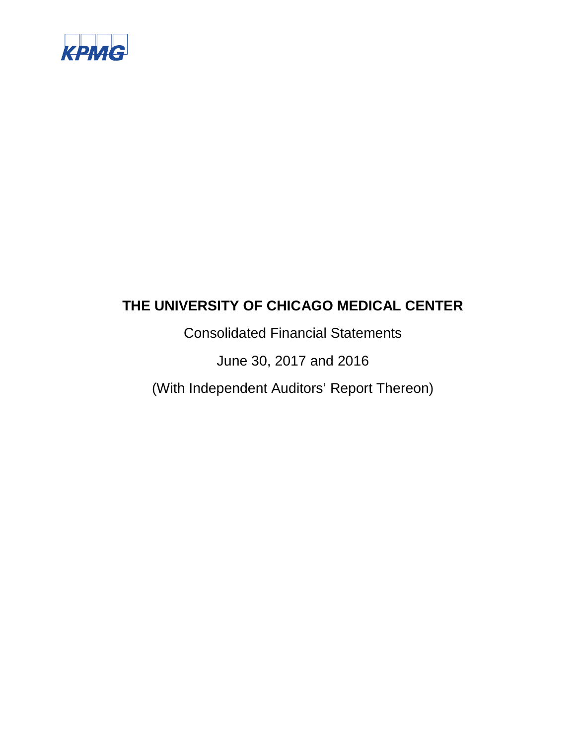KPMG

# THE UNIVERSITY OF CHICAGO MEDICAL CENTER

Consolidated Financial Statements

June 30, 2017 and 2016

(With Independent Auditors' Report Thereon)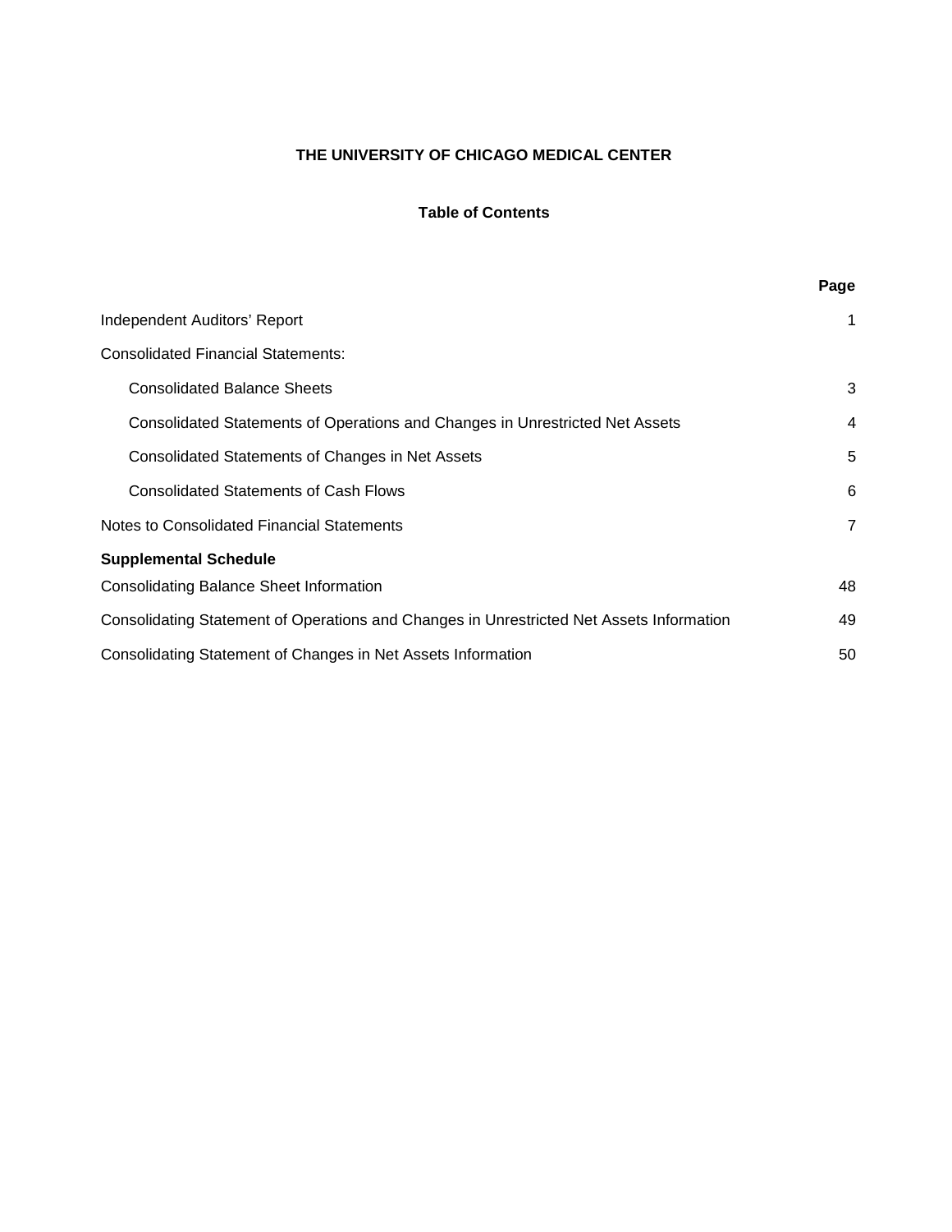# THE UNIVERSITY OF CHICAGO MEDICAL CENTER

## Table of Contents

| | Page |
|---|---|
| Independent Auditors' Report | 1 |
| Consolidated Financial Statements: | |
| Consolidated Balance Sheets | 3 |
| Consolidated Statements of Operations and Changes in Unrestricted Net Assets | 4 |
| Consolidated Statements of Changes in Net Assets | 5 |
| Consolidated Statements of Cash Flows | 6 |
| Notes to Consolidated Financial Statements | 7 |
| **Supplemental Schedule** | |
| Consolidating Balance Sheet Information | 48 |
| Consolidating Statement of Operations and Changes in Unrestricted Net Assets Information | 49 |
| Consolidating Statement of Changes in Net Assets Information | 50 |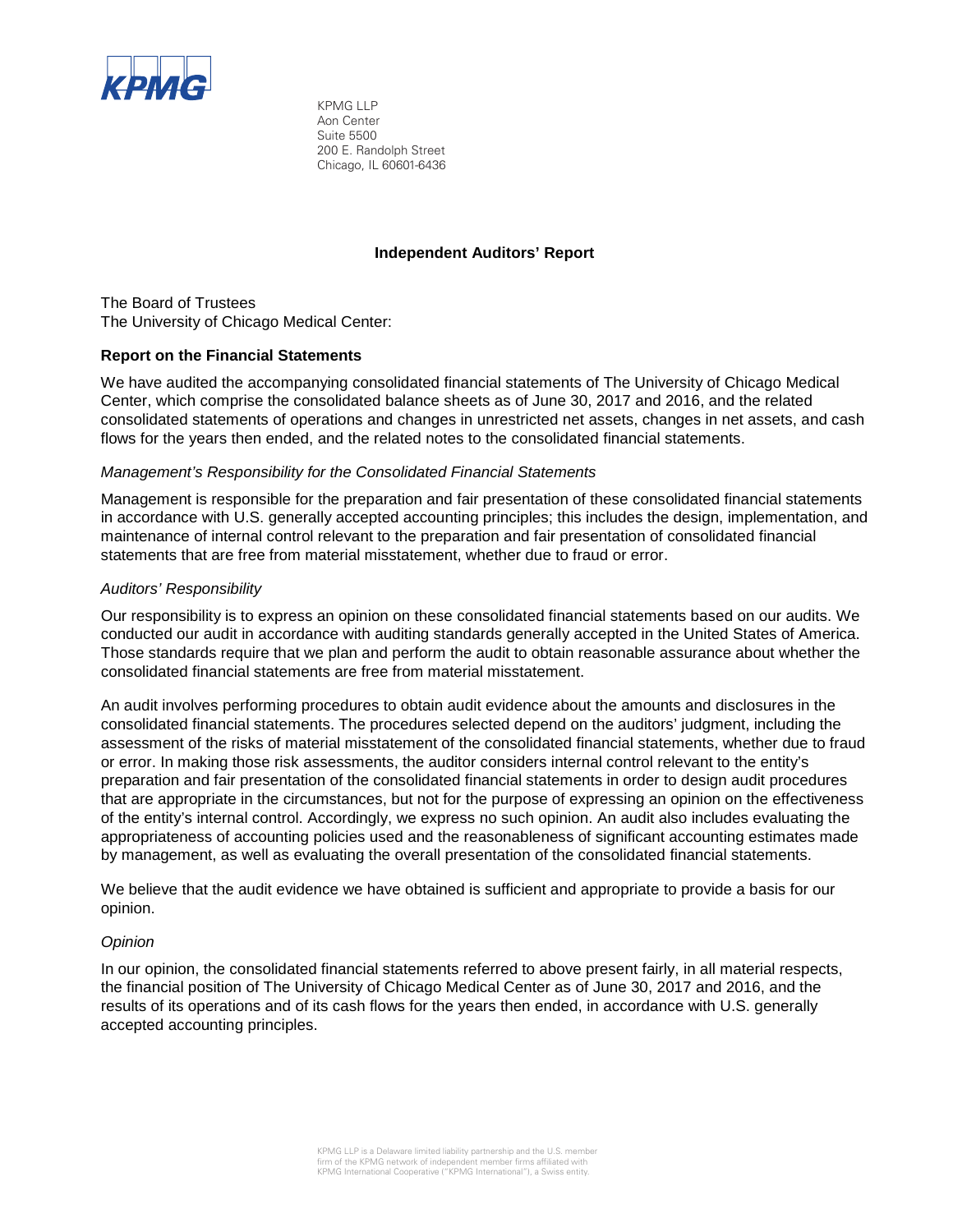KPMG LLP
Aon Center
Suite 5500
200 E. Randolph Street
Chicago, IL 60601-6436

## Independent Auditors' Report

The Board of Trustees
The University of Chicago Medical Center:

### Report on the Financial Statements

We have audited the accompanying consolidated financial statements of The University of Chicago Medical Center, which comprise the consolidated balance sheets as of June 30, 2017 and 2016, and the related consolidated statements of operations and changes in unrestricted net assets, changes in net assets, and cash flows for the years then ended, and the related notes to the consolidated financial statements.

*Management's Responsibility for the Consolidated Financial Statements*

Management is responsible for the preparation and fair presentation of these consolidated financial statements in accordance with U.S. generally accepted accounting principles; this includes the design, implementation, and maintenance of internal control relevant to the preparation and fair presentation of consolidated financial statements that are free from material misstatement, whether due to fraud or error.

*Auditors' Responsibility*

Our responsibility is to express an opinion on these consolidated financial statements based on our audits. We conducted our audit in accordance with auditing standards generally accepted in the United States of America. Those standards require that we plan and perform the audit to obtain reasonable assurance about whether the consolidated financial statements are free from material misstatement.

An audit involves performing procedures to obtain audit evidence about the amounts and disclosures in the consolidated financial statements. The procedures selected depend on the auditors' judgment, including the assessment of the risks of material misstatement of the consolidated financial statements, whether due to fraud or error. In making those risk assessments, the auditor considers internal control relevant to the entity's preparation and fair presentation of the consolidated financial statements in order to design audit procedures that are appropriate in the circumstances, but not for the purpose of expressing an opinion on the effectiveness of the entity's internal control. Accordingly, we express no such opinion. An audit also includes evaluating the appropriateness of accounting policies used and the reasonableness of significant accounting estimates made by management, as well as evaluating the overall presentation of the consolidated financial statements.

We believe that the audit evidence we have obtained is sufficient and appropriate to provide a basis for our opinion.

*Opinion*

In our opinion, the consolidated financial statements referred to above present fairly, in all material respects, the financial position of The University of Chicago Medical Center as of June 30, 2017 and 2016, and the results of its operations and of its cash flows for the years then ended, in accordance with U.S. generally accepted accounting principles.

KPMG LLP is a Delaware limited liability partnership and the U.S. member firm of the KPMG network of independent member firms affiliated with KPMG International Cooperative ("KPMG International"), a Swiss entity.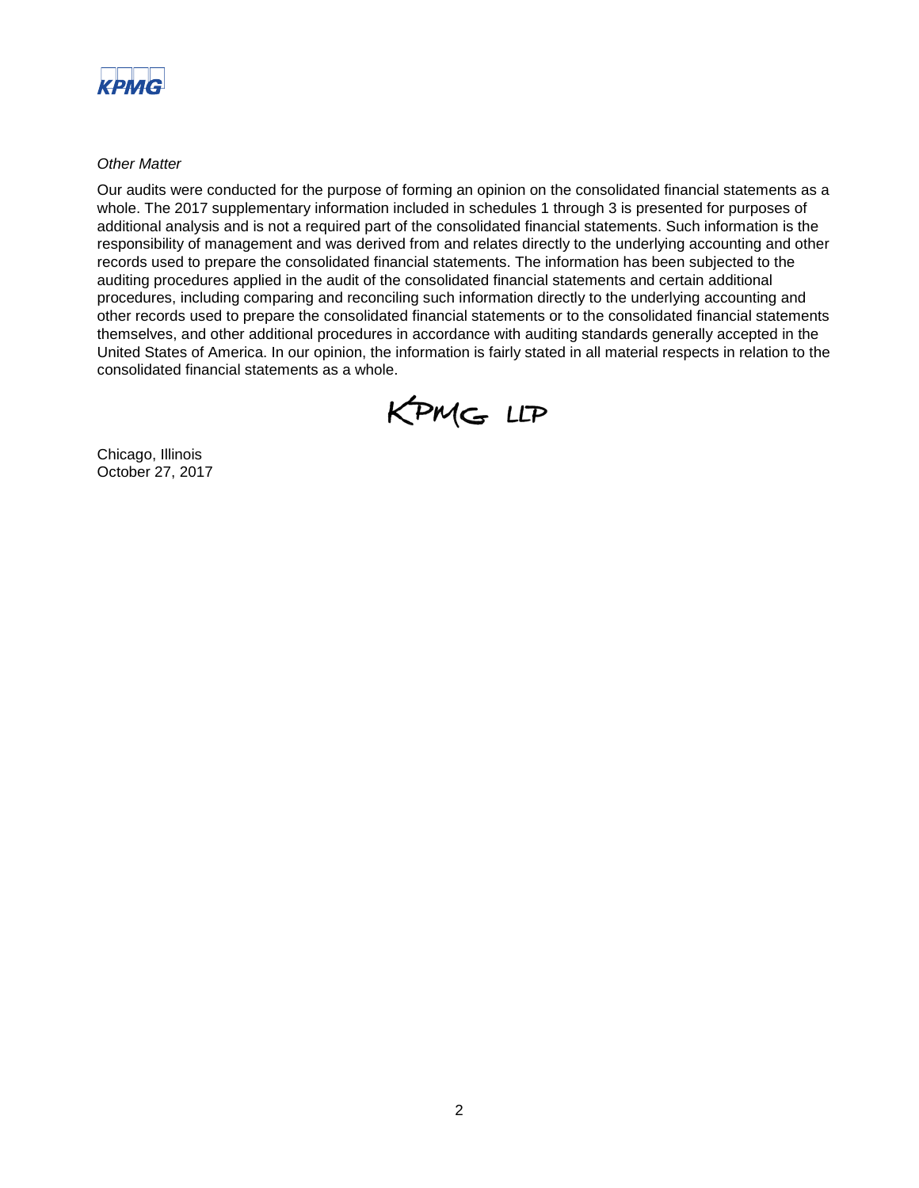*Other Matter*

Our audits were conducted for the purpose of forming an opinion on the consolidated financial statements as a whole. The 2017 supplementary information included in schedules 1 through 3 is presented for purposes of additional analysis and is not a required part of the consolidated financial statements. Such information is the responsibility of management and was derived from and relates directly to the underlying accounting and other records used to prepare the consolidated financial statements. The information has been subjected to the auditing procedures applied in the audit of the consolidated financial statements and certain additional procedures, including comparing and reconciling such information directly to the underlying accounting and other records used to prepare the consolidated financial statements or to the consolidated financial statements themselves, and other additional procedures in accordance with auditing standards generally accepted in the United States of America. In our opinion, the information is fairly stated in all material respects in relation to the consolidated financial statements as a whole.

KPMG LLP

Chicago, Illinois
October 27, 2017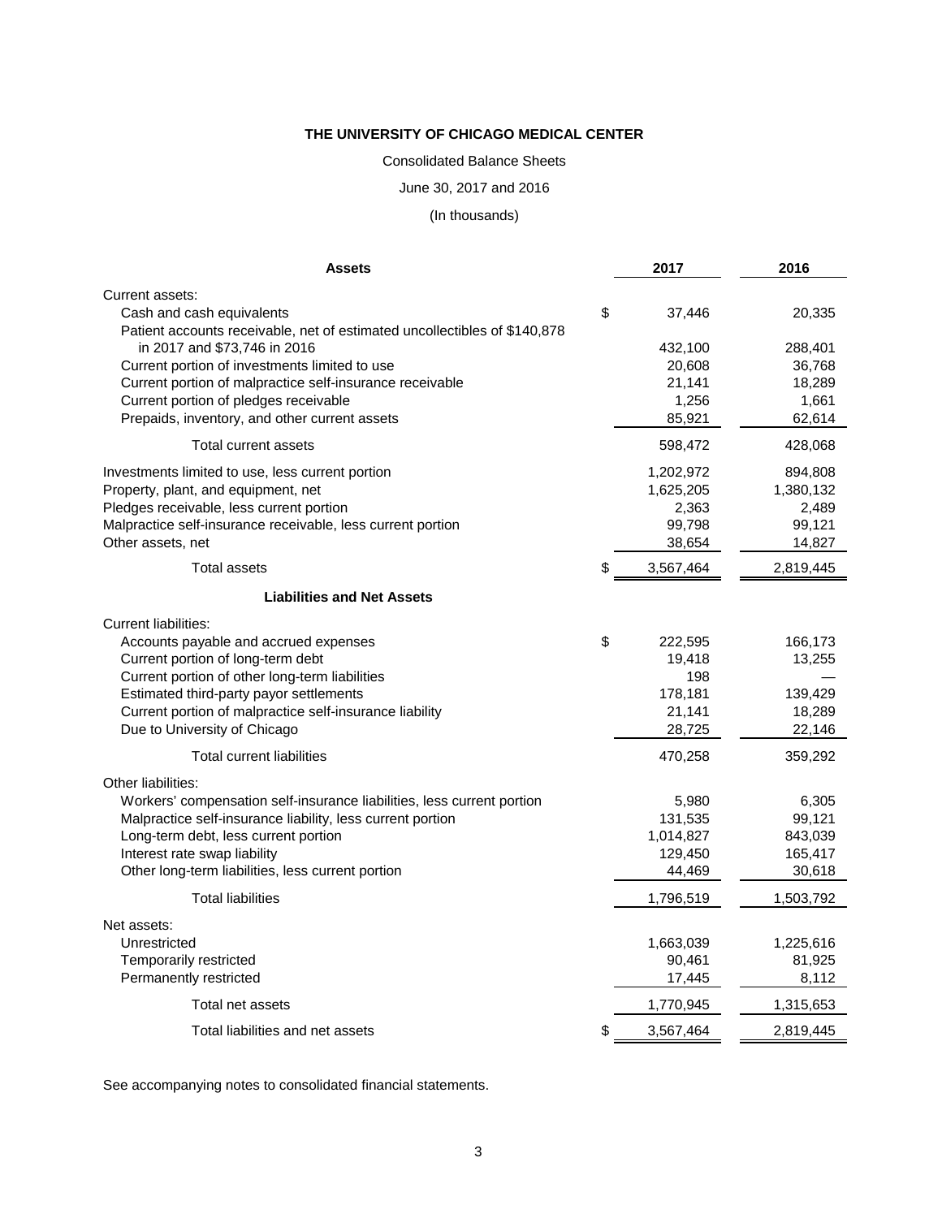**THE UNIVERSITY OF CHICAGO MEDICAL CENTER**

Consolidated Balance Sheets

June 30, 2017 and 2016

(In thousands)

| Assets | 2017 | 2016 |
|---|---|---|
| Current assets: | | |
| Cash and cash equivalents | $ 37,446 | 20,335 |
| Patient accounts receivable, net of estimated uncollectibles of $140,878 in 2017 and $73,746 in 2016 | 432,100 | 288,401 |
| Current portion of investments limited to use | 20,608 | 36,768 |
| Current portion of malpractice self-insurance receivable | 21,141 | 18,289 |
| Current portion of pledges receivable | 1,256 | 1,661 |
| Prepaids, inventory, and other current assets | 85,921 | 62,614 |
| Total current assets | 598,472 | 428,068 |
| Investments limited to use, less current portion | 1,202,972 | 894,808 |
| Property, plant, and equipment, net | 1,625,205 | 1,380,132 |
| Pledges receivable, less current portion | 2,363 | 2,489 |
| Malpractice self-insurance receivable, less current portion | 99,798 | 99,121 |
| Other assets, net | 38,654 | 14,827 |
| Total assets | $ 3,567,464 | 2,819,445 |
| **Liabilities and Net Assets** | | |
| Current liabilities: | | |
| Accounts payable and accrued expenses | $ 222,595 | 166,173 |
| Current portion of long-term debt | 19,418 | 13,255 |
| Current portion of other long-term liabilities | 198 | — |
| Estimated third-party payor settlements | 178,181 | 139,429 |
| Current portion of malpractice self-insurance liability | 21,141 | 18,289 |
| Due to University of Chicago | 28,725 | 22,146 |
| Total current liabilities | 470,258 | 359,292 |
| Other liabilities: | | |
| Workers' compensation self-insurance liabilities, less current portion | 5,980 | 6,305 |
| Malpractice self-insurance liability, less current portion | 131,535 | 99,121 |
| Long-term debt, less current portion | 1,014,827 | 843,039 |
| Interest rate swap liability | 129,450 | 165,417 |
| Other long-term liabilities, less current portion | 44,469 | 30,618 |
| Total liabilities | 1,796,519 | 1,503,792 |
| Net assets: | | |
| Unrestricted | 1,663,039 | 1,225,616 |
| Temporarily restricted | 90,461 | 81,925 |
| Permanently restricted | 17,445 | 8,112 |
| Total net assets | 1,770,945 | 1,315,653 |
| Total liabilities and net assets | $ 3,567,464 | 2,819,445 |

See accompanying notes to consolidated financial statements.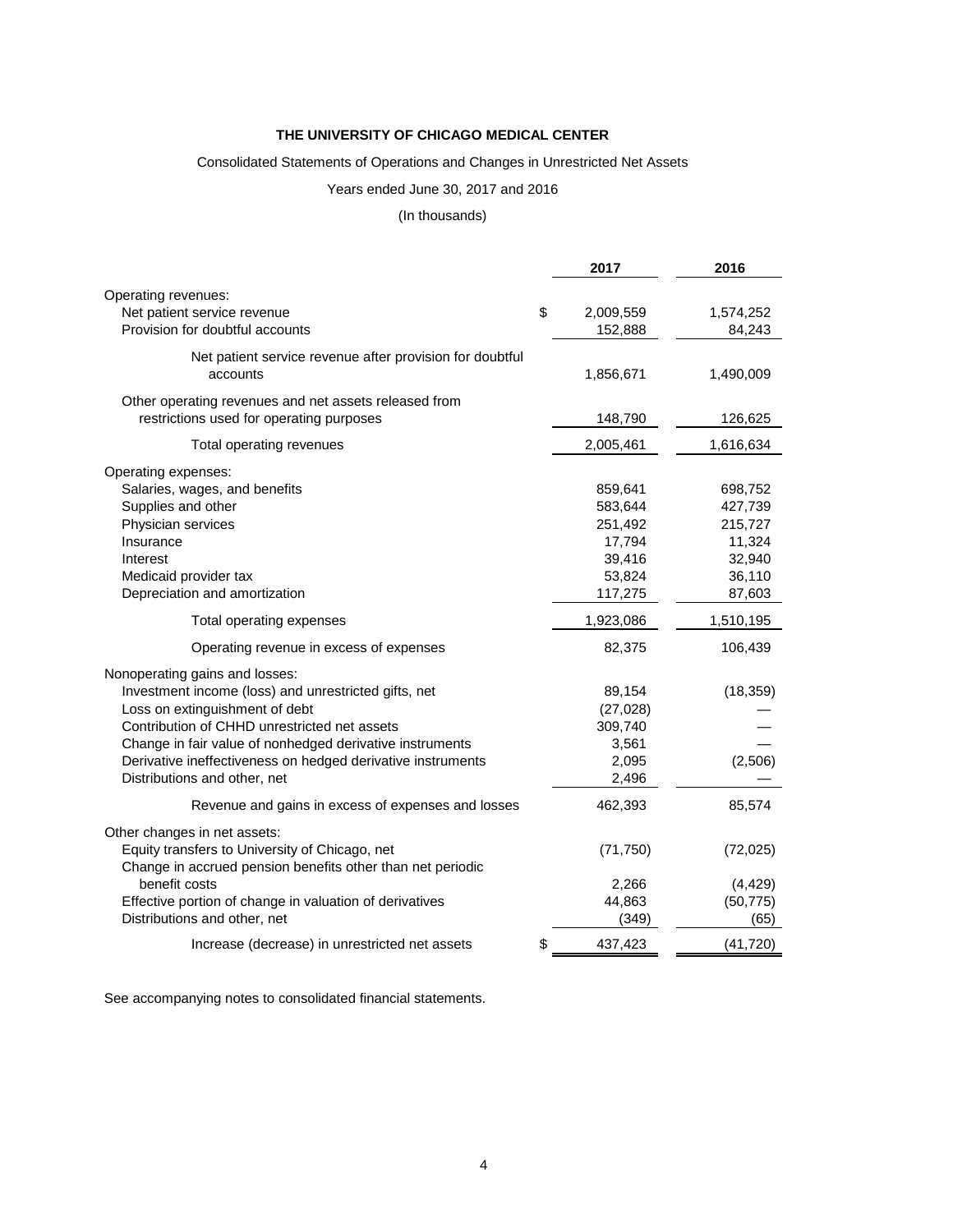**THE UNIVERSITY OF CHICAGO MEDICAL CENTER**

Consolidated Statements of Operations and Changes in Unrestricted Net Assets

Years ended June 30, 2017 and 2016

(In thousands)

| | 2017 | 2016 |
|---|---|---|
| Operating revenues: | | |
| Net patient service revenue | $ 2,009,559 | 1,574,252 |
| Provision for doubtful accounts | 152,888 | 84,243 |
| Net patient service revenue after provision for doubtful accounts | 1,856,671 | 1,490,009 |
| Other operating revenues and net assets released from restrictions used for operating purposes | 148,790 | 126,625 |
| Total operating revenues | 2,005,461 | 1,616,634 |
| Operating expenses: | | |
| Salaries, wages, and benefits | 859,641 | 698,752 |
| Supplies and other | 583,644 | 427,739 |
| Physician services | 251,492 | 215,727 |
| Insurance | 17,794 | 11,324 |
| Interest | 39,416 | 32,940 |
| Medicaid provider tax | 53,824 | 36,110 |
| Depreciation and amortization | 117,275 | 87,603 |
| Total operating expenses | 1,923,086 | 1,510,195 |
| Operating revenue in excess of expenses | 82,375 | 106,439 |
| Nonoperating gains and losses: | | |
| Investment income (loss) and unrestricted gifts, net | 89,154 | (18,359) |
| Loss on extinguishment of debt | (27,028) | — |
| Contribution of CHHD unrestricted net assets | 309,740 | — |
| Change in fair value of nonhedged derivative instruments | 3,561 | — |
| Derivative ineffectiveness on hedged derivative instruments | 2,095 | (2,506) |
| Distributions and other, net | 2,496 | — |
| Revenue and gains in excess of expenses and losses | 462,393 | 85,574 |
| Other changes in net assets: | | |
| Equity transfers to University of Chicago, net | (71,750) | (72,025) |
| Change in accrued pension benefits other than net periodic benefit costs | 2,266 | (4,429) |
| Effective portion of change in valuation of derivatives | 44,863 | (50,775) |
| Distributions and other, net | (349) | (65) |
| Increase (decrease) in unrestricted net assets | $ 437,423 | (41,720) |

See accompanying notes to consolidated financial statements.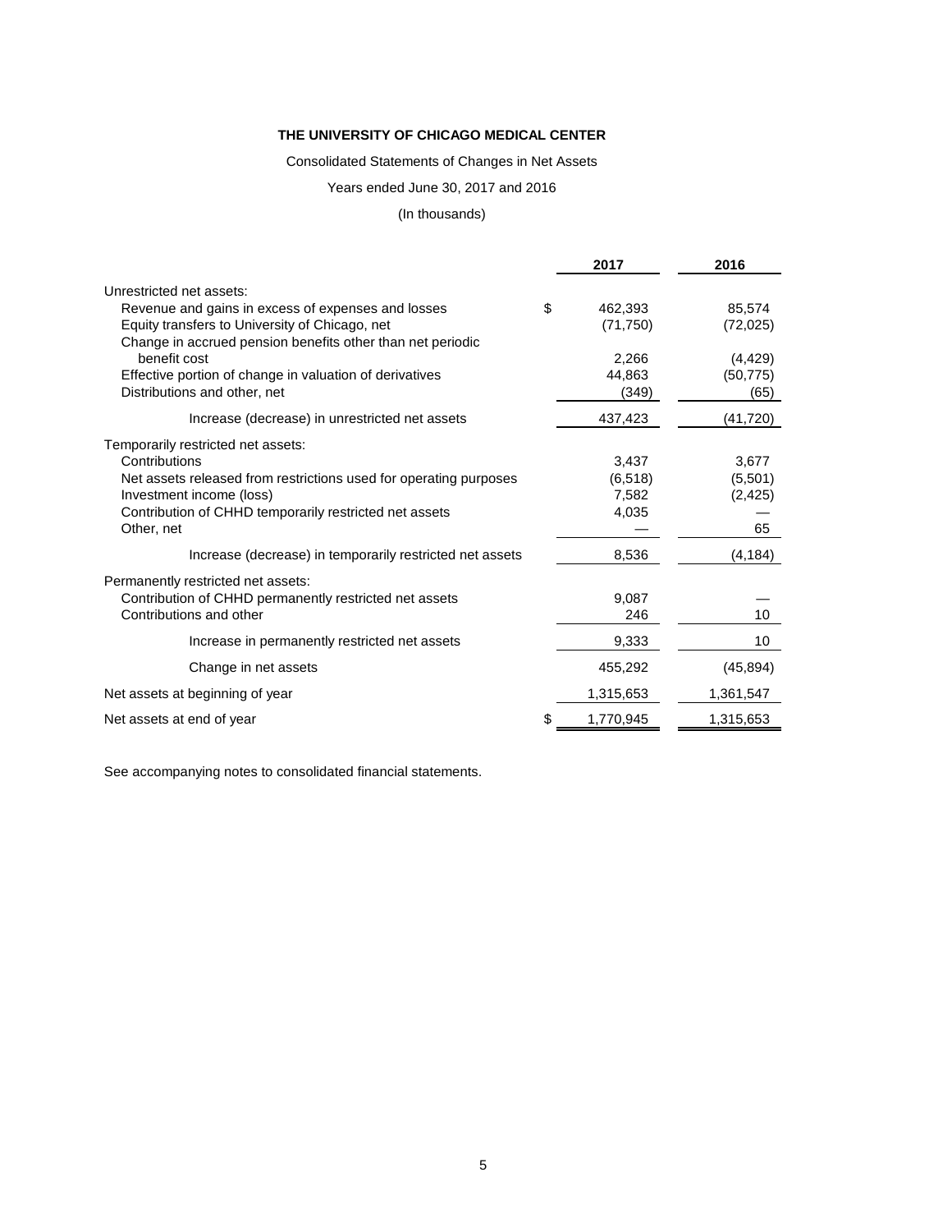**THE UNIVERSITY OF CHICAGO MEDICAL CENTER**

Consolidated Statements of Changes in Net Assets

Years ended June 30, 2017 and 2016

(In thousands)

| | 2017 | 2016 |
|---|---|---|
| Unrestricted net assets: | | |
| Revenue and gains in excess of expenses and losses | $ 462,393 | 85,574 |
| Equity transfers to University of Chicago, net | (71,750) | (72,025) |
| Change in accrued pension benefits other than net periodic benefit cost | 2,266 | (4,429) |
| Effective portion of change in valuation of derivatives | 44,863 | (50,775) |
| Distributions and other, net | (349) | (65) |
| Increase (decrease) in unrestricted net assets | 437,423 | (41,720) |
| Temporarily restricted net assets: | | |
| Contributions | 3,437 | 3,677 |
| Net assets released from restrictions used for operating purposes | (6,518) | (5,501) |
| Investment income (loss) | 7,582 | (2,425) |
| Contribution of CHHD temporarily restricted net assets | 4,035 | — |
| Other, net | — | 65 |
| Increase (decrease) in temporarily restricted net assets | 8,536 | (4,184) |
| Permanently restricted net assets: | | |
| Contribution of CHHD permanently restricted net assets | 9,087 | — |
| Contributions and other | 246 | 10 |
| Increase in permanently restricted net assets | 9,333 | 10 |
| Change in net assets | 455,292 | (45,894) |
| Net assets at beginning of year | 1,315,653 | 1,361,547 |
| Net assets at end of year | $ 1,770,945 | 1,315,653 |

See accompanying notes to consolidated financial statements.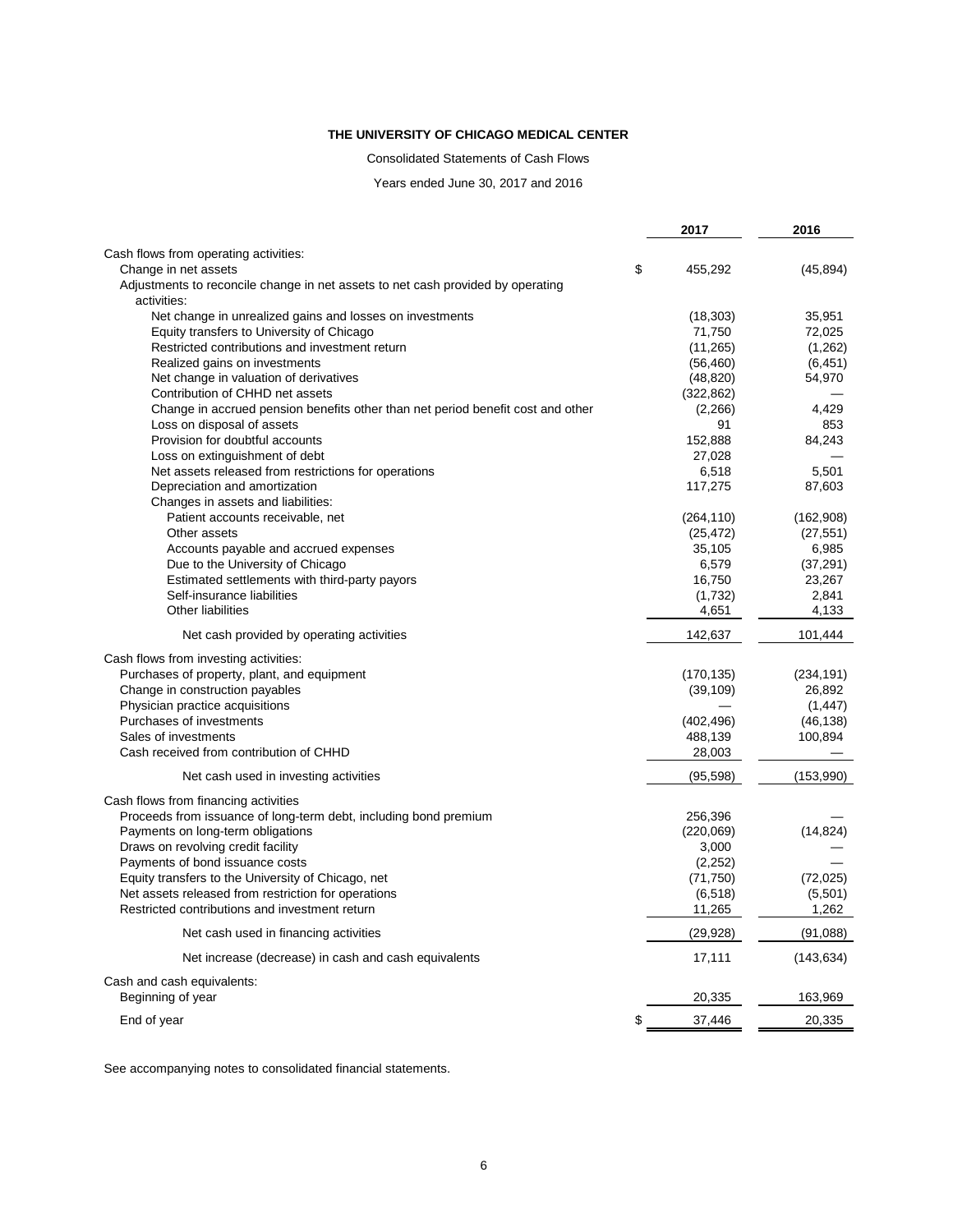# THE UNIVERSITY OF CHICAGO MEDICAL CENTER

Consolidated Statements of Cash Flows

Years ended June 30, 2017 and 2016

| | 2017 | 2016 |
|---|---|---|
| Cash flows from operating activities: | | |
| Change in net assets | $ 455,292 | (45,894) |
| Adjustments to reconcile change in net assets to net cash provided by operating activities: | | |
| Net change in unrealized gains and losses on investments | (18,303) | 35,951 |
| Equity transfers to University of Chicago | 71,750 | 72,025 |
| Restricted contributions and investment return | (11,265) | (1,262) |
| Realized gains on investments | (56,460) | (6,451) |
| Net change in valuation of derivatives | (48,820) | 54,970 |
| Contribution of CHHD net assets | (322,862) | — |
| Change in accrued pension benefits other than net period benefit cost and other | (2,266) | 4,429 |
| Loss on disposal of assets | 91 | 853 |
| Provision for doubtful accounts | 152,888 | 84,243 |
| Loss on extinguishment of debt | 27,028 | — |
| Net assets released from restrictions for operations | 6,518 | 5,501 |
| Depreciation and amortization | 117,275 | 87,603 |
| Changes in assets and liabilities: | | |
| Patient accounts receivable, net | (264,110) | (162,908) |
| Other assets | (25,472) | (27,551) |
| Accounts payable and accrued expenses | 35,105 | 6,985 |
| Due to the University of Chicago | 6,579 | (37,291) |
| Estimated settlements with third-party payors | 16,750 | 23,267 |
| Self-insurance liabilities | (1,732) | 2,841 |
| Other liabilities | 4,651 | 4,133 |
| Net cash provided by operating activities | 142,637 | 101,444 |
| Cash flows from investing activities: | | |
| Purchases of property, plant, and equipment | (170,135) | (234,191) |
| Change in construction payables | (39,109) | 26,892 |
| Physician practice acquisitions | — | (1,447) |
| Purchases of investments | (402,496) | (46,138) |
| Sales of investments | 488,139 | 100,894 |
| Cash received from contribution of CHHD | 28,003 | — |
| Net cash used in investing activities | (95,598) | (153,990) |
| Cash flows from financing activities | | |
| Proceeds from issuance of long-term debt, including bond premium | 256,396 | — |
| Payments on long-term obligations | (220,069) | (14,824) |
| Draws on revolving credit facility | 3,000 | — |
| Payments of bond issuance costs | (2,252) | — |
| Equity transfers to the University of Chicago, net | (71,750) | (72,025) |
| Net assets released from restriction for operations | (6,518) | (5,501) |
| Restricted contributions and investment return | 11,265 | 1,262 |
| Net cash used in financing activities | (29,928) | (91,088) |
| Net increase (decrease) in cash and cash equivalents | 17,111 | (143,634) |
| Cash and cash equivalents: | | |
| Beginning of year | 20,335 | 163,969 |
| End of year | $ 37,446 | 20,335 |

See accompanying notes to consolidated financial statements.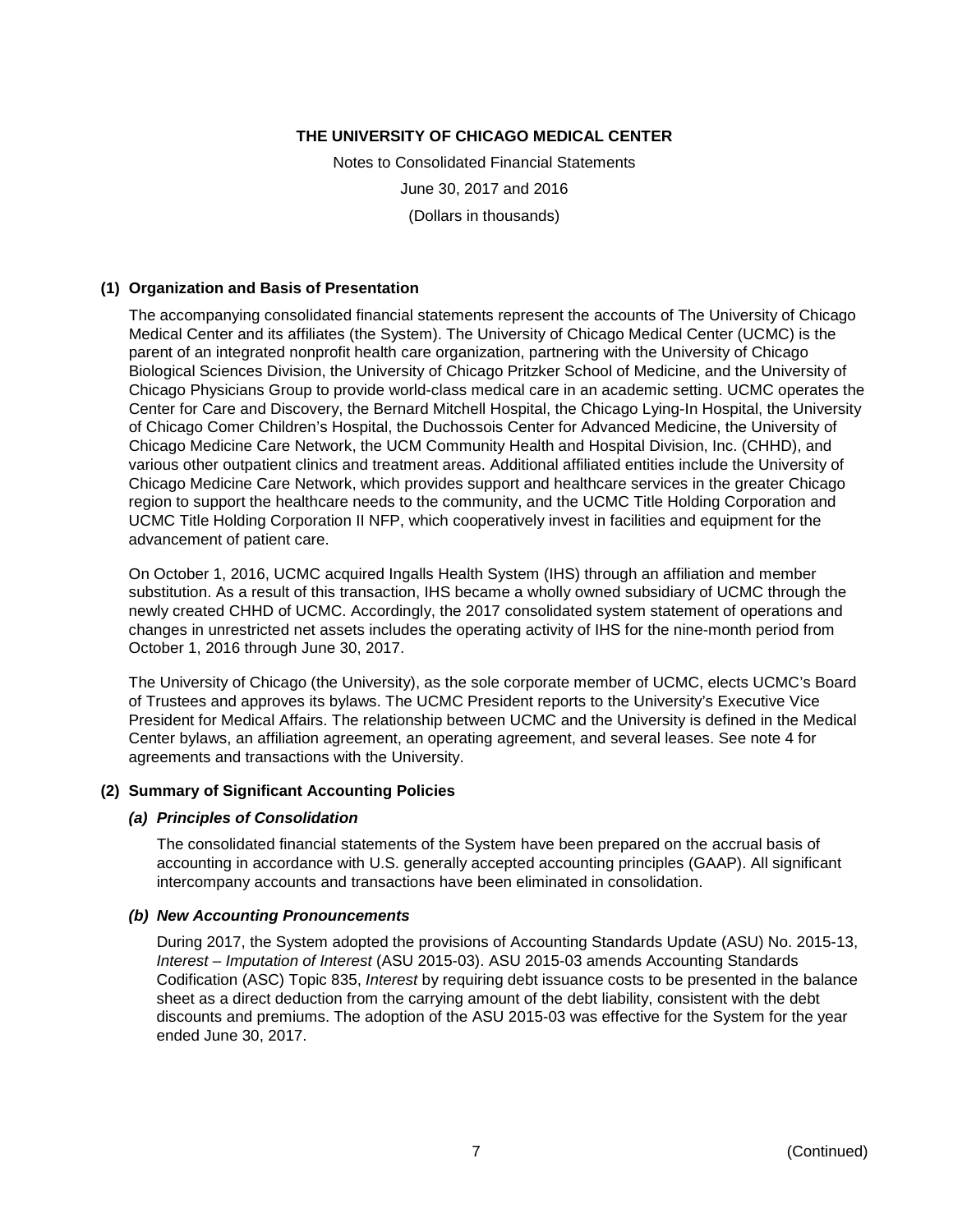# THE UNIVERSITY OF CHICAGO MEDICAL CENTER

Notes to Consolidated Financial Statements

June 30, 2017 and 2016

(Dollars in thousands)

## (1) Organization and Basis of Presentation

The accompanying consolidated financial statements represent the accounts of The University of Chicago Medical Center and its affiliates (the System). The University of Chicago Medical Center (UCMC) is the parent of an integrated nonprofit health care organization, partnering with the University of Chicago Biological Sciences Division, the University of Chicago Pritzker School of Medicine, and the University of Chicago Physicians Group to provide world-class medical care in an academic setting. UCMC operates the Center for Care and Discovery, the Bernard Mitchell Hospital, the Chicago Lying-In Hospital, the University of Chicago Comer Children's Hospital, the Duchossois Center for Advanced Medicine, the University of Chicago Medicine Care Network, the UCM Community Health and Hospital Division, Inc. (CHHD), and various other outpatient clinics and treatment areas. Additional affiliated entities include the University of Chicago Medicine Care Network, which provides support and healthcare services in the greater Chicago region to support the healthcare needs to the community, and the UCMC Title Holding Corporation and UCMC Title Holding Corporation II NFP, which cooperatively invest in facilities and equipment for the advancement of patient care.

On October 1, 2016, UCMC acquired Ingalls Health System (IHS) through an affiliation and member substitution. As a result of this transaction, IHS became a wholly owned subsidiary of UCMC through the newly created CHHD of UCMC. Accordingly, the 2017 consolidated system statement of operations and changes in unrestricted net assets includes the operating activity of IHS for the nine-month period from October 1, 2016 through June 30, 2017.

The University of Chicago (the University), as the sole corporate member of UCMC, elects UCMC's Board of Trustees and approves its bylaws. The UCMC President reports to the University's Executive Vice President for Medical Affairs. The relationship between UCMC and the University is defined in the Medical Center bylaws, an affiliation agreement, an operating agreement, and several leases. See note 4 for agreements and transactions with the University.

## (2) Summary of Significant Accounting Policies

### *(a) Principles of Consolidation*

The consolidated financial statements of the System have been prepared on the accrual basis of accounting in accordance with U.S. generally accepted accounting principles (GAAP). All significant intercompany accounts and transactions have been eliminated in consolidation.

### *(b) New Accounting Pronouncements*

During 2017, the System adopted the provisions of Accounting Standards Update (ASU) No. 2015-13, *Interest – Imputation of Interest* (ASU 2015-03). ASU 2015-03 amends Accounting Standards Codification (ASC) Topic 835, *Interest* by requiring debt issuance costs to be presented in the balance sheet as a direct deduction from the carrying amount of the debt liability, consistent with the debt discounts and premiums. The adoption of the ASU 2015-03 was effective for the System for the year ended June 30, 2017.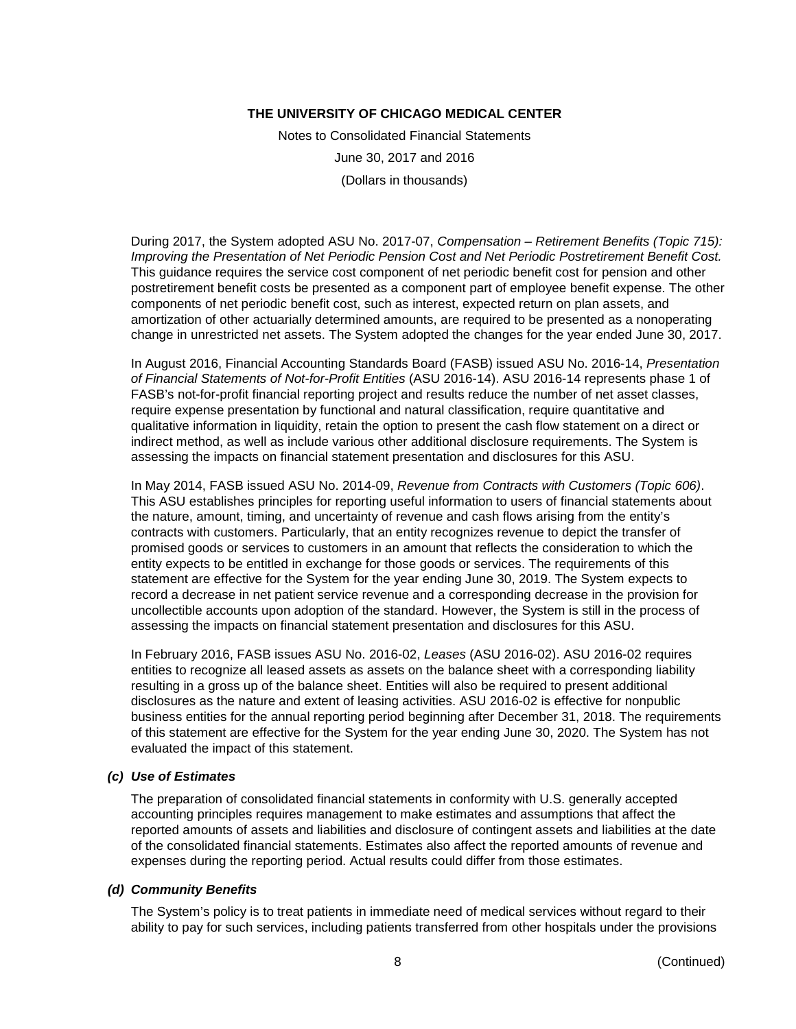During 2017, the System adopted ASU No. 2017-07, *Compensation – Retirement Benefits (Topic 715): Improving the Presentation of Net Periodic Pension Cost and Net Periodic Postretirement Benefit Cost.* This guidance requires the service cost component of net periodic benefit cost for pension and other postretirement benefit costs be presented as a component part of employee benefit expense. The other components of net periodic benefit cost, such as interest, expected return on plan assets, and amortization of other actuarially determined amounts, are required to be presented as a nonoperating change in unrestricted net assets. The System adopted the changes for the year ended June 30, 2017.

In August 2016, Financial Accounting Standards Board (FASB) issued ASU No. 2016-14, *Presentation of Financial Statements of Not-for-Profit Entities* (ASU 2016-14). ASU 2016-14 represents phase 1 of FASB's not-for-profit financial reporting project and results reduce the number of net asset classes, require expense presentation by functional and natural classification, require quantitative and qualitative information in liquidity, retain the option to present the cash flow statement on a direct or indirect method, as well as include various other additional disclosure requirements. The System is assessing the impacts on financial statement presentation and disclosures for this ASU.

In May 2014, FASB issued ASU No. 2014-09, *Revenue from Contracts with Customers (Topic 606)*. This ASU establishes principles for reporting useful information to users of financial statements about the nature, amount, timing, and uncertainty of revenue and cash flows arising from the entity's contracts with customers. Particularly, that an entity recognizes revenue to depict the transfer of promised goods or services to customers in an amount that reflects the consideration to which the entity expects to be entitled in exchange for those goods or services. The requirements of this statement are effective for the System for the year ending June 30, 2019. The System expects to record a decrease in net patient service revenue and a corresponding decrease in the provision for uncollectible accounts upon adoption of the standard. However, the System is still in the process of assessing the impacts on financial statement presentation and disclosures for this ASU.

In February 2016, FASB issues ASU No. 2016-02, *Leases* (ASU 2016-02). ASU 2016-02 requires entities to recognize all leased assets as assets on the balance sheet with a corresponding liability resulting in a gross up of the balance sheet. Entities will also be required to present additional disclosures as the nature and extent of leasing activities. ASU 2016-02 is effective for nonpublic business entities for the annual reporting period beginning after December 31, 2018. The requirements of this statement are effective for the System for the year ending June 30, 2020. The System has not evaluated the impact of this statement.

### *(c) Use of Estimates*

The preparation of consolidated financial statements in conformity with U.S. generally accepted accounting principles requires management to make estimates and assumptions that affect the reported amounts of assets and liabilities and disclosure of contingent assets and liabilities at the date of the consolidated financial statements. Estimates also affect the reported amounts of revenue and expenses during the reporting period. Actual results could differ from those estimates.

### *(d) Community Benefits*

The System's policy is to treat patients in immediate need of medical services without regard to their ability to pay for such services, including patients transferred from other hospitals under the provisions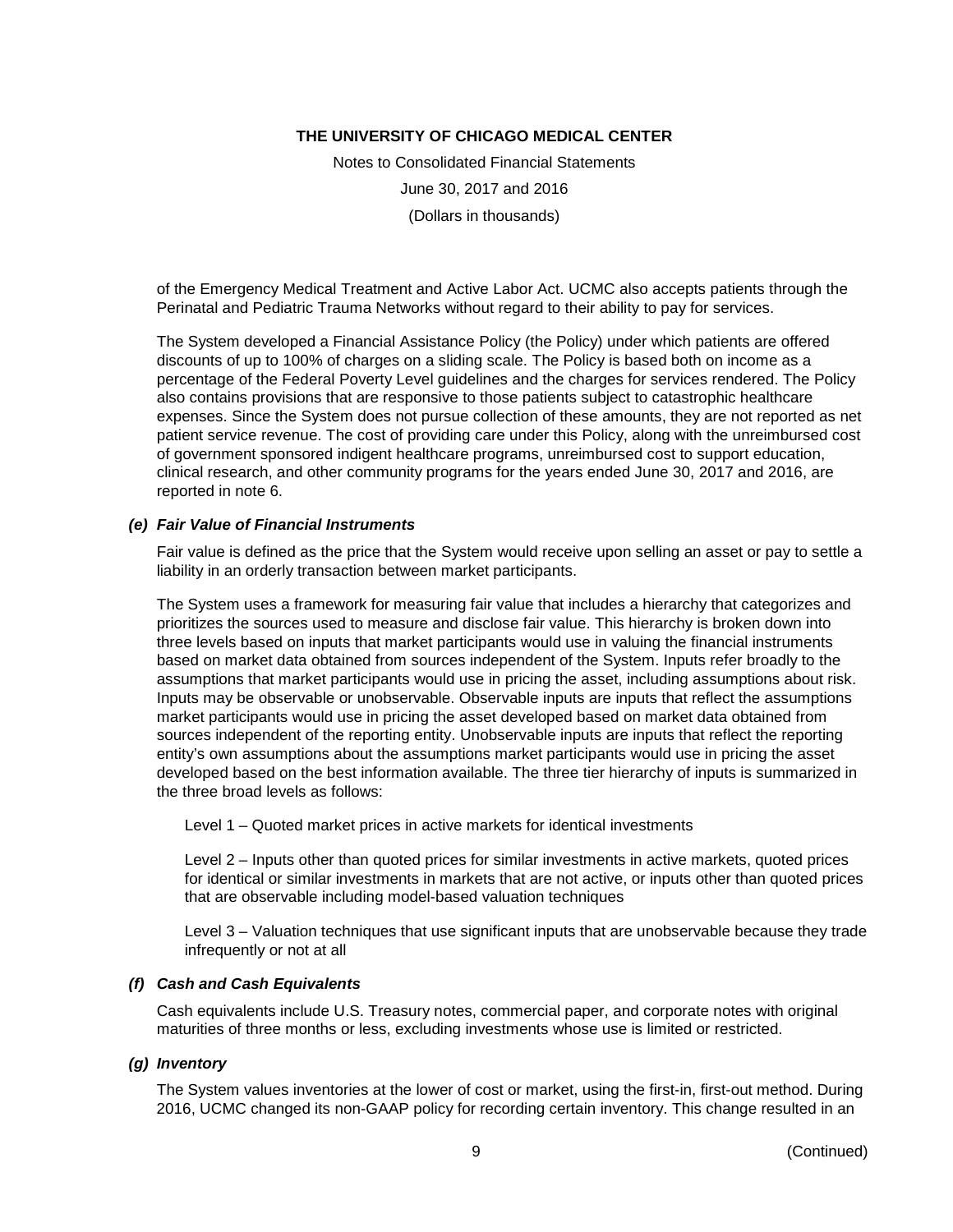of the Emergency Medical Treatment and Active Labor Act. UCMC also accepts patients through the Perinatal and Pediatric Trauma Networks without regard to their ability to pay for services.

The System developed a Financial Assistance Policy (the Policy) under which patients are offered discounts of up to 100% of charges on a sliding scale. The Policy is based both on income as a percentage of the Federal Poverty Level guidelines and the charges for services rendered. The Policy also contains provisions that are responsive to those patients subject to catastrophic healthcare expenses. Since the System does not pursue collection of these amounts, they are not reported as net patient service revenue. The cost of providing care under this Policy, along with the unreimbursed cost of government sponsored indigent healthcare programs, unreimbursed cost to support education, clinical research, and other community programs for the years ended June 30, 2017 and 2016, are reported in note 6.

### *(e) Fair Value of Financial Instruments*

Fair value is defined as the price that the System would receive upon selling an asset or pay to settle a liability in an orderly transaction between market participants.

The System uses a framework for measuring fair value that includes a hierarchy that categorizes and prioritizes the sources used to measure and disclose fair value. This hierarchy is broken down into three levels based on inputs that market participants would use in valuing the financial instruments based on market data obtained from sources independent of the System. Inputs refer broadly to the assumptions that market participants would use in pricing the asset, including assumptions about risk. Inputs may be observable or unobservable. Observable inputs are inputs that reflect the assumptions market participants would use in pricing the asset developed based on market data obtained from sources independent of the reporting entity. Unobservable inputs are inputs that reflect the reporting entity's own assumptions about the assumptions market participants would use in pricing the asset developed based on the best information available. The three tier hierarchy of inputs is summarized in the three broad levels as follows:

Level 1 – Quoted market prices in active markets for identical investments

Level 2 – Inputs other than quoted prices for similar investments in active markets, quoted prices for identical or similar investments in markets that are not active, or inputs other than quoted prices that are observable including model-based valuation techniques

Level 3 – Valuation techniques that use significant inputs that are unobservable because they trade infrequently or not at all

### *(f) Cash and Cash Equivalents*

Cash equivalents include U.S. Treasury notes, commercial paper, and corporate notes with original maturities of three months or less, excluding investments whose use is limited or restricted.

### *(g) Inventory*

The System values inventories at the lower of cost or market, using the first-in, first-out method. During 2016, UCMC changed its non-GAAP policy for recording certain inventory. This change resulted in an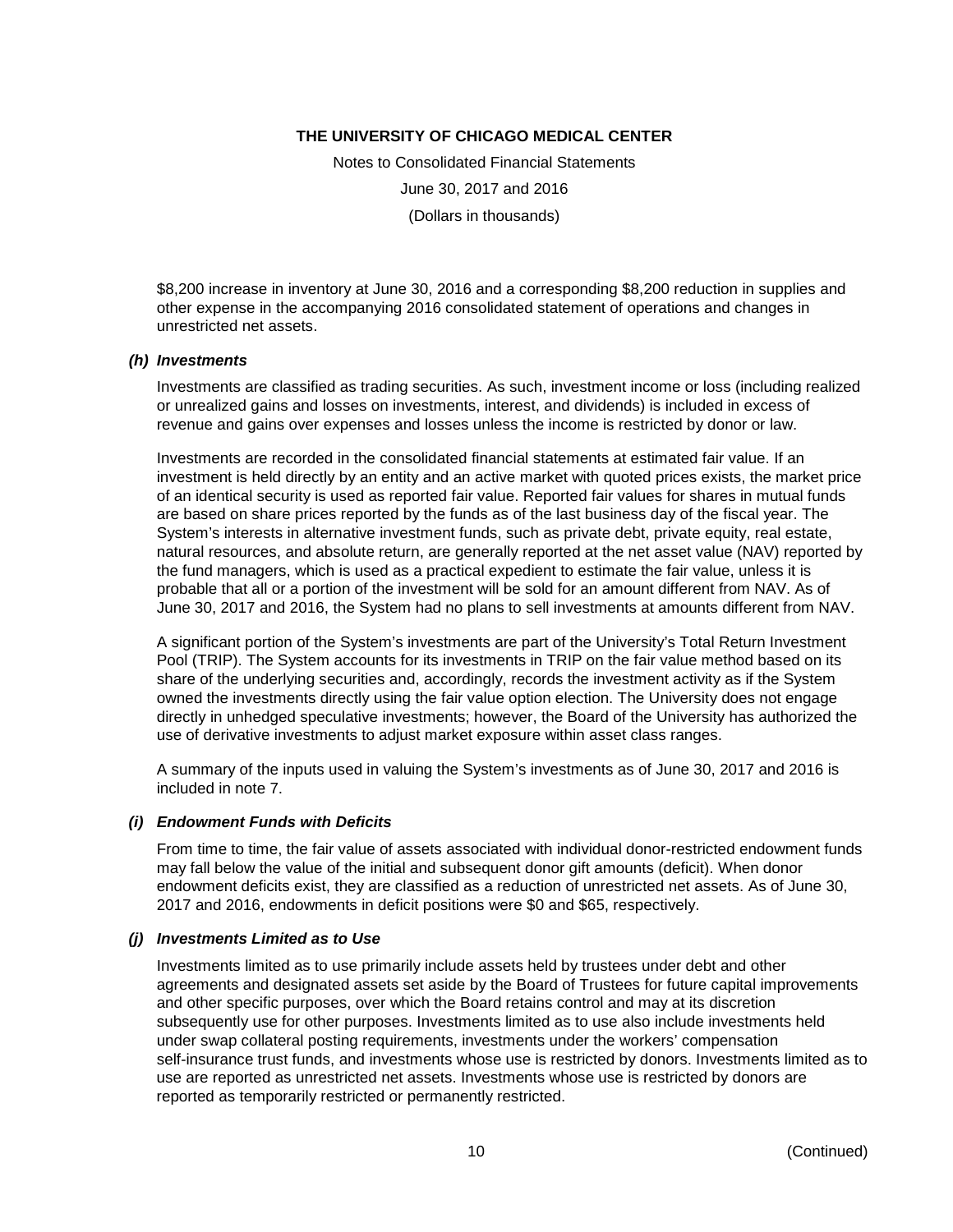$8,200 increase in inventory at June 30, 2016 and a corresponding $8,200 reduction in supplies and other expense in the accompanying 2016 consolidated statement of operations and changes in unrestricted net assets.

### *(h) Investments*

Investments are classified as trading securities. As such, investment income or loss (including realized or unrealized gains and losses on investments, interest, and dividends) is included in excess of revenue and gains over expenses and losses unless the income is restricted by donor or law.

Investments are recorded in the consolidated financial statements at estimated fair value. If an investment is held directly by an entity and an active market with quoted prices exists, the market price of an identical security is used as reported fair value. Reported fair values for shares in mutual funds are based on share prices reported by the funds as of the last business day of the fiscal year. The System's interests in alternative investment funds, such as private debt, private equity, real estate, natural resources, and absolute return, are generally reported at the net asset value (NAV) reported by the fund managers, which is used as a practical expedient to estimate the fair value, unless it is probable that all or a portion of the investment will be sold for an amount different from NAV. As of June 30, 2017 and 2016, the System had no plans to sell investments at amounts different from NAV.

A significant portion of the System's investments are part of the University's Total Return Investment Pool (TRIP). The System accounts for its investments in TRIP on the fair value method based on its share of the underlying securities and, accordingly, records the investment activity as if the System owned the investments directly using the fair value option election. The University does not engage directly in unhedged speculative investments; however, the Board of the University has authorized the use of derivative investments to adjust market exposure within asset class ranges.

A summary of the inputs used in valuing the System's investments as of June 30, 2017 and 2016 is included in note 7.

### *(i) Endowment Funds with Deficits*

From time to time, the fair value of assets associated with individual donor-restricted endowment funds may fall below the value of the initial and subsequent donor gift amounts (deficit). When donor endowment deficits exist, they are classified as a reduction of unrestricted net assets. As of June 30, 2017 and 2016, endowments in deficit positions were $0 and $65, respectively.

### *(j) Investments Limited as to Use*

Investments limited as to use primarily include assets held by trustees under debt and other agreements and designated assets set aside by the Board of Trustees for future capital improvements and other specific purposes, over which the Board retains control and may at its discretion subsequently use for other purposes. Investments limited as to use also include investments held under swap collateral posting requirements, investments under the workers' compensation self-insurance trust funds, and investments whose use is restricted by donors. Investments limited as to use are reported as unrestricted net assets. Investments whose use is restricted by donors are reported as temporarily restricted or permanently restricted.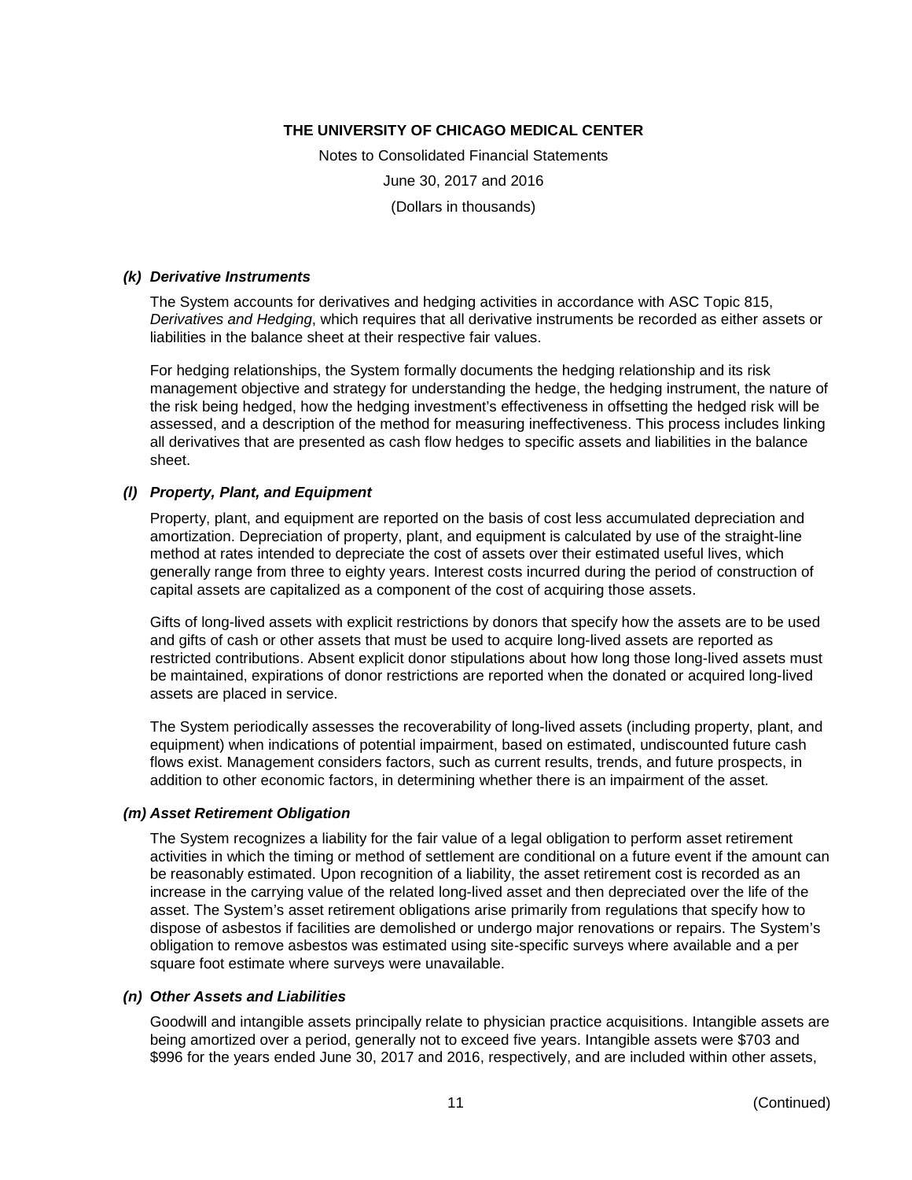#### *(k) Derivative Instruments*

The System accounts for derivatives and hedging activities in accordance with ASC Topic 815, *Derivatives and Hedging*, which requires that all derivative instruments be recorded as either assets or liabilities in the balance sheet at their respective fair values.

For hedging relationships, the System formally documents the hedging relationship and its risk management objective and strategy for understanding the hedge, the hedging instrument, the nature of the risk being hedged, how the hedging investment's effectiveness in offsetting the hedged risk will be assessed, and a description of the method for measuring ineffectiveness. This process includes linking all derivatives that are presented as cash flow hedges to specific assets and liabilities in the balance sheet.

#### *(l) Property, Plant, and Equipment*

Property, plant, and equipment are reported on the basis of cost less accumulated depreciation and amortization. Depreciation of property, plant, and equipment is calculated by use of the straight-line method at rates intended to depreciate the cost of assets over their estimated useful lives, which generally range from three to eighty years. Interest costs incurred during the period of construction of capital assets are capitalized as a component of the cost of acquiring those assets.

Gifts of long-lived assets with explicit restrictions by donors that specify how the assets are to be used and gifts of cash or other assets that must be used to acquire long-lived assets are reported as restricted contributions. Absent explicit donor stipulations about how long those long-lived assets must be maintained, expirations of donor restrictions are reported when the donated or acquired long-lived assets are placed in service.

The System periodically assesses the recoverability of long-lived assets (including property, plant, and equipment) when indications of potential impairment, based on estimated, undiscounted future cash flows exist. Management considers factors, such as current results, trends, and future prospects, in addition to other economic factors, in determining whether there is an impairment of the asset.

#### *(m) Asset Retirement Obligation*

The System recognizes a liability for the fair value of a legal obligation to perform asset retirement activities in which the timing or method of settlement are conditional on a future event if the amount can be reasonably estimated. Upon recognition of a liability, the asset retirement cost is recorded as an increase in the carrying value of the related long-lived asset and then depreciated over the life of the asset. The System's asset retirement obligations arise primarily from regulations that specify how to dispose of asbestos if facilities are demolished or undergo major renovations or repairs. The System's obligation to remove asbestos was estimated using site-specific surveys where available and a per square foot estimate where surveys were unavailable.

#### *(n) Other Assets and Liabilities*

Goodwill and intangible assets principally relate to physician practice acquisitions. Intangible assets are being amortized over a period, generally not to exceed five years. Intangible assets were $703 and $996 for the years ended June 30, 2017 and 2016, respectively, and are included within other assets,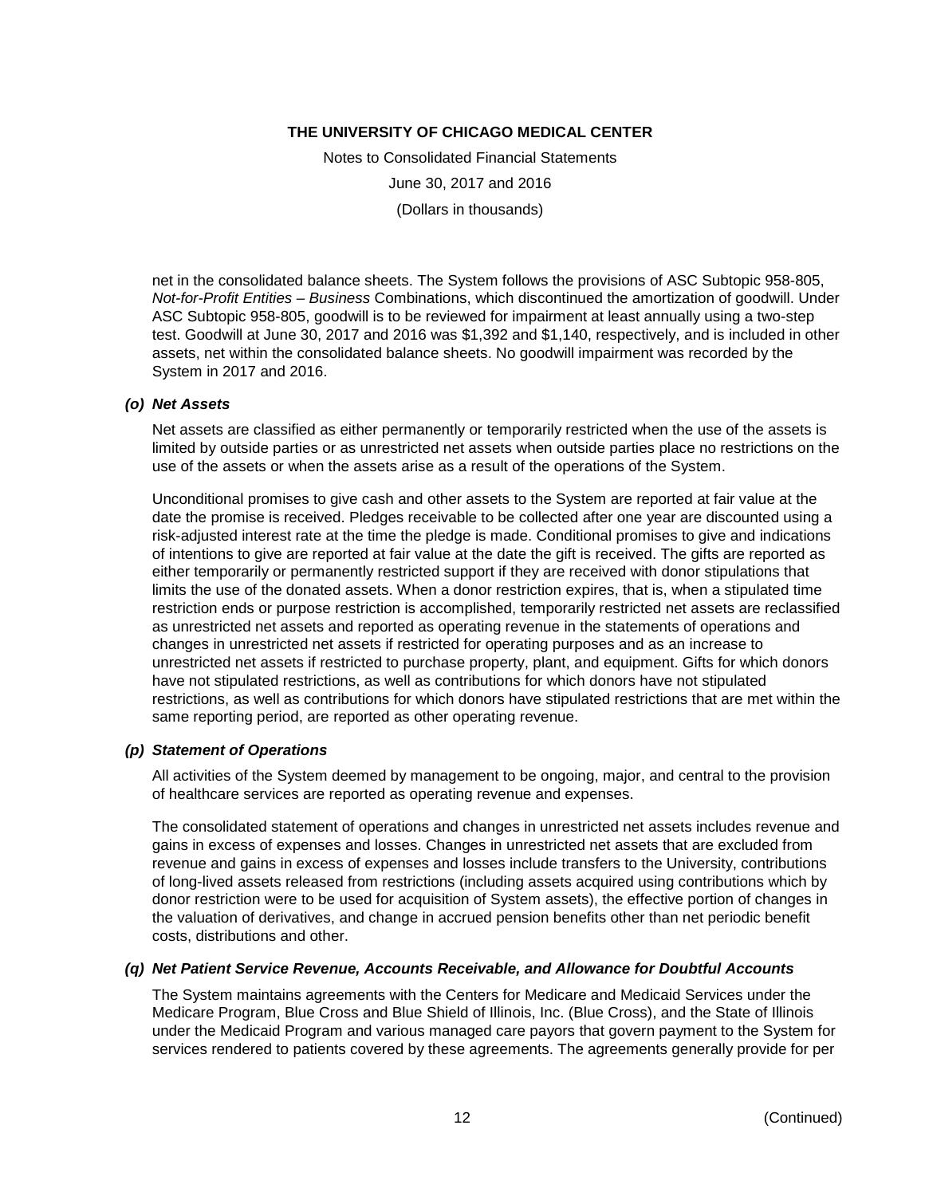net in the consolidated balance sheets. The System follows the provisions of ASC Subtopic 958-805, *Not-for-Profit Entities – Business* Combinations, which discontinued the amortization of goodwill. Under ASC Subtopic 958-805, goodwill is to be reviewed for impairment at least annually using a two-step test. Goodwill at June 30, 2017 and 2016 was $1,392 and $1,140, respectively, and is included in other assets, net within the consolidated balance sheets. No goodwill impairment was recorded by the System in 2017 and 2016.

### *(o) Net Assets*

Net assets are classified as either permanently or temporarily restricted when the use of the assets is limited by outside parties or as unrestricted net assets when outside parties place no restrictions on the use of the assets or when the assets arise as a result of the operations of the System.

Unconditional promises to give cash and other assets to the System are reported at fair value at the date the promise is received. Pledges receivable to be collected after one year are discounted using a risk-adjusted interest rate at the time the pledge is made. Conditional promises to give and indications of intentions to give are reported at fair value at the date the gift is received. The gifts are reported as either temporarily or permanently restricted support if they are received with donor stipulations that limits the use of the donated assets. When a donor restriction expires, that is, when a stipulated time restriction ends or purpose restriction is accomplished, temporarily restricted net assets are reclassified as unrestricted net assets and reported as operating revenue in the statements of operations and changes in unrestricted net assets if restricted for operating purposes and as an increase to unrestricted net assets if restricted to purchase property, plant, and equipment. Gifts for which donors have not stipulated restrictions, as well as contributions for which donors have not stipulated restrictions, as well as contributions for which donors have stipulated restrictions that are met within the same reporting period, are reported as other operating revenue.

### *(p) Statement of Operations*

All activities of the System deemed by management to be ongoing, major, and central to the provision of healthcare services are reported as operating revenue and expenses.

The consolidated statement of operations and changes in unrestricted net assets includes revenue and gains in excess of expenses and losses. Changes in unrestricted net assets that are excluded from revenue and gains in excess of expenses and losses include transfers to the University, contributions of long-lived assets released from restrictions (including assets acquired using contributions which by donor restriction were to be used for acquisition of System assets), the effective portion of changes in the valuation of derivatives, and change in accrued pension benefits other than net periodic benefit costs, distributions and other.

### *(q) Net Patient Service Revenue, Accounts Receivable, and Allowance for Doubtful Accounts*

The System maintains agreements with the Centers for Medicare and Medicaid Services under the Medicare Program, Blue Cross and Blue Shield of Illinois, Inc. (Blue Cross), and the State of Illinois under the Medicaid Program and various managed care payors that govern payment to the System for services rendered to patients covered by these agreements. The agreements generally provide for per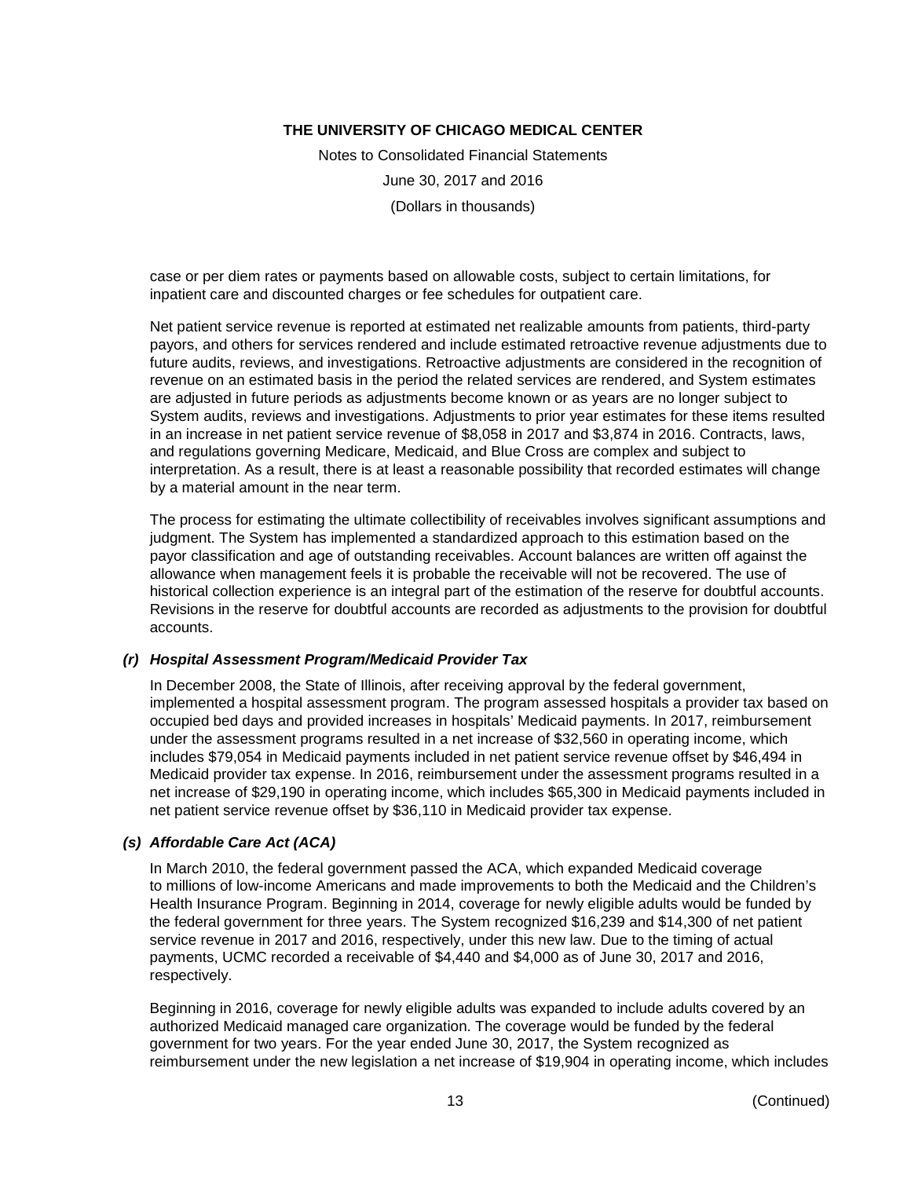case or per diem rates or payments based on allowable costs, subject to certain limitations, for inpatient care and discounted charges or fee schedules for outpatient care.

Net patient service revenue is reported at estimated net realizable amounts from patients, third-party payors, and others for services rendered and include estimated retroactive revenue adjustments due to future audits, reviews, and investigations. Retroactive adjustments are considered in the recognition of revenue on an estimated basis in the period the related services are rendered, and System estimates are adjusted in future periods as adjustments become known or as years are no longer subject to System audits, reviews and investigations. Adjustments to prior year estimates for these items resulted in an increase in net patient service revenue of $8,058 in 2017 and $3,874 in 2016. Contracts, laws, and regulations governing Medicare, Medicaid, and Blue Cross are complex and subject to interpretation. As a result, there is at least a reasonable possibility that recorded estimates will change by a material amount in the near term.

The process for estimating the ultimate collectibility of receivables involves significant assumptions and judgment. The System has implemented a standardized approach to this estimation based on the payor classification and age of outstanding receivables. Account balances are written off against the allowance when management feels it is probable the receivable will not be recovered. The use of historical collection experience is an integral part of the estimation of the reserve for doubtful accounts. Revisions in the reserve for doubtful accounts are recorded as adjustments to the provision for doubtful accounts.

### *(r) Hospital Assessment Program/Medicaid Provider Tax*

In December 2008, the State of Illinois, after receiving approval by the federal government, implemented a hospital assessment program. The program assessed hospitals a provider tax based on occupied bed days and provided increases in hospitals' Medicaid payments. In 2017, reimbursement under the assessment programs resulted in a net increase of $32,560 in operating income, which includes $79,054 in Medicaid payments included in net patient service revenue offset by $46,494 in Medicaid provider tax expense. In 2016, reimbursement under the assessment programs resulted in a net increase of $29,190 in operating income, which includes $65,300 in Medicaid payments included in net patient service revenue offset by $36,110 in Medicaid provider tax expense.

### *(s) Affordable Care Act (ACA)*

In March 2010, the federal government passed the ACA, which expanded Medicaid coverage to millions of low-income Americans and made improvements to both the Medicaid and the Children's Health Insurance Program. Beginning in 2014, coverage for newly eligible adults would be funded by the federal government for three years. The System recognized $16,239 and $14,300 of net patient service revenue in 2017 and 2016, respectively, under this new law. Due to the timing of actual payments, UCMC recorded a receivable of $4,440 and $4,000 as of June 30, 2017 and 2016, respectively.

Beginning in 2016, coverage for newly eligible adults was expanded to include adults covered by an authorized Medicaid managed care organization. The coverage would be funded by the federal government for two years. For the year ended June 30, 2017, the System recognized as reimbursement under the new legislation a net increase of $19,904 in operating income, which includes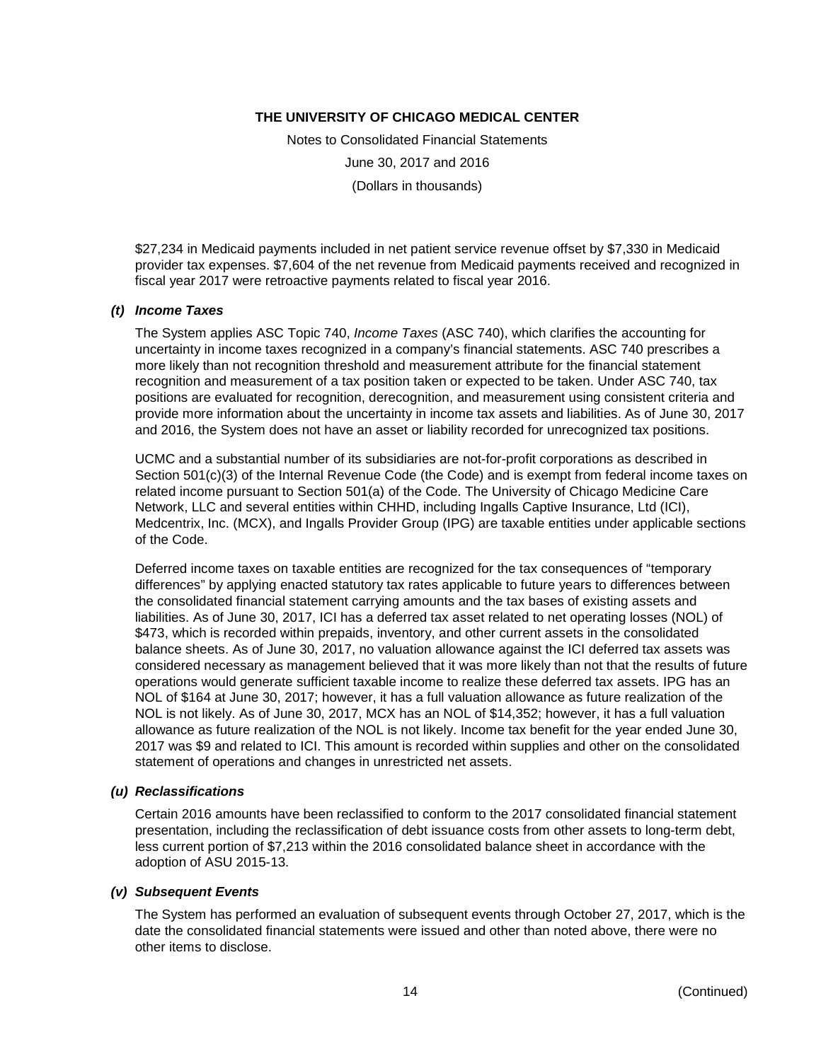$27,234 in Medicaid payments included in net patient service revenue offset by $7,330 in Medicaid provider tax expenses. $7,604 of the net revenue from Medicaid payments received and recognized in fiscal year 2017 were retroactive payments related to fiscal year 2016.

### *(t) Income Taxes*

The System applies ASC Topic 740, *Income Taxes* (ASC 740), which clarifies the accounting for uncertainty in income taxes recognized in a company's financial statements. ASC 740 prescribes a more likely than not recognition threshold and measurement attribute for the financial statement recognition and measurement of a tax position taken or expected to be taken. Under ASC 740, tax positions are evaluated for recognition, derecognition, and measurement using consistent criteria and provide more information about the uncertainty in income tax assets and liabilities. As of June 30, 2017 and 2016, the System does not have an asset or liability recorded for unrecognized tax positions.

UCMC and a substantial number of its subsidiaries are not-for-profit corporations as described in Section 501(c)(3) of the Internal Revenue Code (the Code) and is exempt from federal income taxes on related income pursuant to Section 501(a) of the Code. The University of Chicago Medicine Care Network, LLC and several entities within CHHD, including Ingalls Captive Insurance, Ltd (ICI), Medcentrix, Inc. (MCX), and Ingalls Provider Group (IPG) are taxable entities under applicable sections of the Code.

Deferred income taxes on taxable entities are recognized for the tax consequences of "temporary differences" by applying enacted statutory tax rates applicable to future years to differences between the consolidated financial statement carrying amounts and the tax bases of existing assets and liabilities. As of June 30, 2017, ICI has a deferred tax asset related to net operating losses (NOL) of $473, which is recorded within prepaids, inventory, and other current assets in the consolidated balance sheets. As of June 30, 2017, no valuation allowance against the ICI deferred tax assets was considered necessary as management believed that it was more likely than not that the results of future operations would generate sufficient taxable income to realize these deferred tax assets. IPG has an NOL of $164 at June 30, 2017; however, it has a full valuation allowance as future realization of the NOL is not likely. As of June 30, 2017, MCX has an NOL of $14,352; however, it has a full valuation allowance as future realization of the NOL is not likely. Income tax benefit for the year ended June 30, 2017 was $9 and related to ICI. This amount is recorded within supplies and other on the consolidated statement of operations and changes in unrestricted net assets.

### *(u) Reclassifications*

Certain 2016 amounts have been reclassified to conform to the 2017 consolidated financial statement presentation, including the reclassification of debt issuance costs from other assets to long-term debt, less current portion of $7,213 within the 2016 consolidated balance sheet in accordance with the adoption of ASU 2015-13.

### *(v) Subsequent Events*

The System has performed an evaluation of subsequent events through October 27, 2017, which is the date the consolidated financial statements were issued and other than noted above, there were no other items to disclose.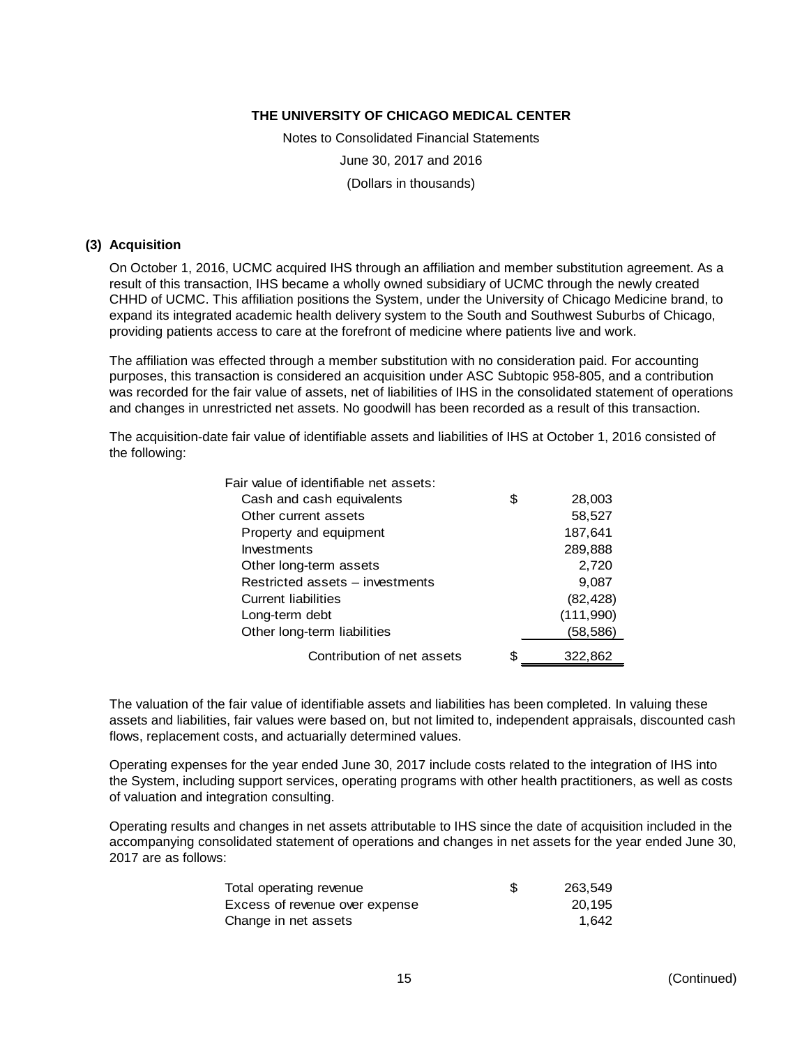THE UNIVERSITY OF CHICAGO MEDICAL CENTER

Notes to Consolidated Financial Statements

June 30, 2017 and 2016

(Dollars in thousands)

## (3) Acquisition

On October 1, 2016, UCMC acquired IHS through an affiliation and member substitution agreement. As a result of this transaction, IHS became a wholly owned subsidiary of UCMC through the newly created CHHD of UCMC. This affiliation positions the System, under the University of Chicago Medicine brand, to expand its integrated academic health delivery system to the South and Southwest Suburbs of Chicago, providing patients access to care at the forefront of medicine where patients live and work.

The affiliation was effected through a member substitution with no consideration paid. For accounting purposes, this transaction is considered an acquisition under ASC Subtopic 958-805, and a contribution was recorded for the fair value of assets, net of liabilities of IHS in the consolidated statement of operations and changes in unrestricted net assets. No goodwill has been recorded as a result of this transaction.

The acquisition-date fair value of identifiable assets and liabilities of IHS at October 1, 2016 consisted of the following:

| Fair value of identifiable net assets: | |
|---|---|
| Cash and cash equivalents | $ 28,003 |
| Other current assets | 58,527 |
| Property and equipment | 187,641 |
| Investments | 289,888 |
| Other long-term assets | 2,720 |
| Restricted assets – investments | 9,087 |
| Current liabilities | (82,428) |
| Long-term debt | (111,990) |
| Other long-term liabilities | (58,586) |
| Contribution of net assets | $ 322,862 |

The valuation of the fair value of identifiable assets and liabilities has been completed. In valuing these assets and liabilities, fair values were based on, but not limited to, independent appraisals, discounted cash flows, replacement costs, and actuarially determined values.

Operating expenses for the year ended June 30, 2017 include costs related to the integration of IHS into the System, including support services, operating programs with other health practitioners, as well as costs of valuation and integration consulting.

Operating results and changes in net assets attributable to IHS since the date of acquisition included in the accompanying consolidated statement of operations and changes in net assets for the year ended June 30, 2017 are as follows:

| | |
|---|---|
| Total operating revenue | $ 263,549 |
| Excess of revenue over expense | 20,195 |
| Change in net assets | 1,642 |

(Continued)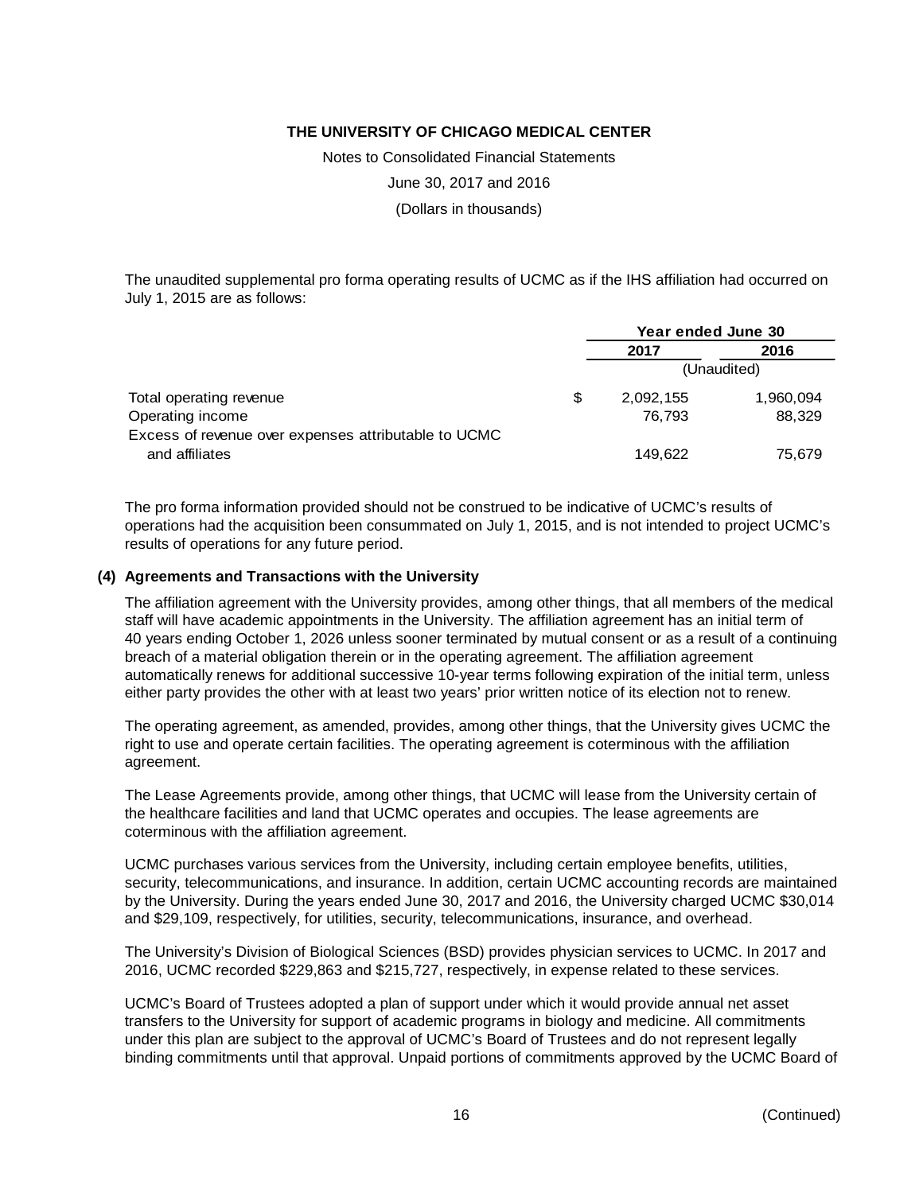The unaudited supplemental pro forma operating results of UCMC as if the IHS affiliation had occurred on July 1, 2015 are as follows:

| | | Year ended June 30 | |
|---|---|---|---|
| | | 2017 | 2016 |
| | | (Unaudited) | |
| Total operating revenue | $ | 2,092,155 | 1,960,094 |
| Operating income | | 76,793 | 88,329 |
| Excess of revenue over expenses attributable to UCMC and affiliates | | 149,622 | 75,679 |

The pro forma information provided should not be construed to be indicative of UCMC's results of operations had the acquisition been consummated on July 1, 2015, and is not intended to project UCMC's results of operations for any future period.

### (4) Agreements and Transactions with the University

The affiliation agreement with the University provides, among other things, that all members of the medical staff will have academic appointments in the University. The affiliation agreement has an initial term of 40 years ending October 1, 2026 unless sooner terminated by mutual consent or as a result of a continuing breach of a material obligation therein or in the operating agreement. The affiliation agreement automatically renews for additional successive 10-year terms following expiration of the initial term, unless either party provides the other with at least two years' prior written notice of its election not to renew.

The operating agreement, as amended, provides, among other things, that the University gives UCMC the right to use and operate certain facilities. The operating agreement is coterminous with the affiliation agreement.

The Lease Agreements provide, among other things, that UCMC will lease from the University certain of the healthcare facilities and land that UCMC operates and occupies. The lease agreements are coterminous with the affiliation agreement.

UCMC purchases various services from the University, including certain employee benefits, utilities, security, telecommunications, and insurance. In addition, certain UCMC accounting records are maintained by the University. During the years ended June 30, 2017 and 2016, the University charged UCMC $30,014 and $29,109, respectively, for utilities, security, telecommunications, insurance, and overhead.

The University's Division of Biological Sciences (BSD) provides physician services to UCMC. In 2017 and 2016, UCMC recorded $229,863 and $215,727, respectively, in expense related to these services.

UCMC's Board of Trustees adopted a plan of support under which it would provide annual net asset transfers to the University for support of academic programs in biology and medicine. All commitments under this plan are subject to the approval of UCMC's Board of Trustees and do not represent legally binding commitments until that approval. Unpaid portions of commitments approved by the UCMC Board of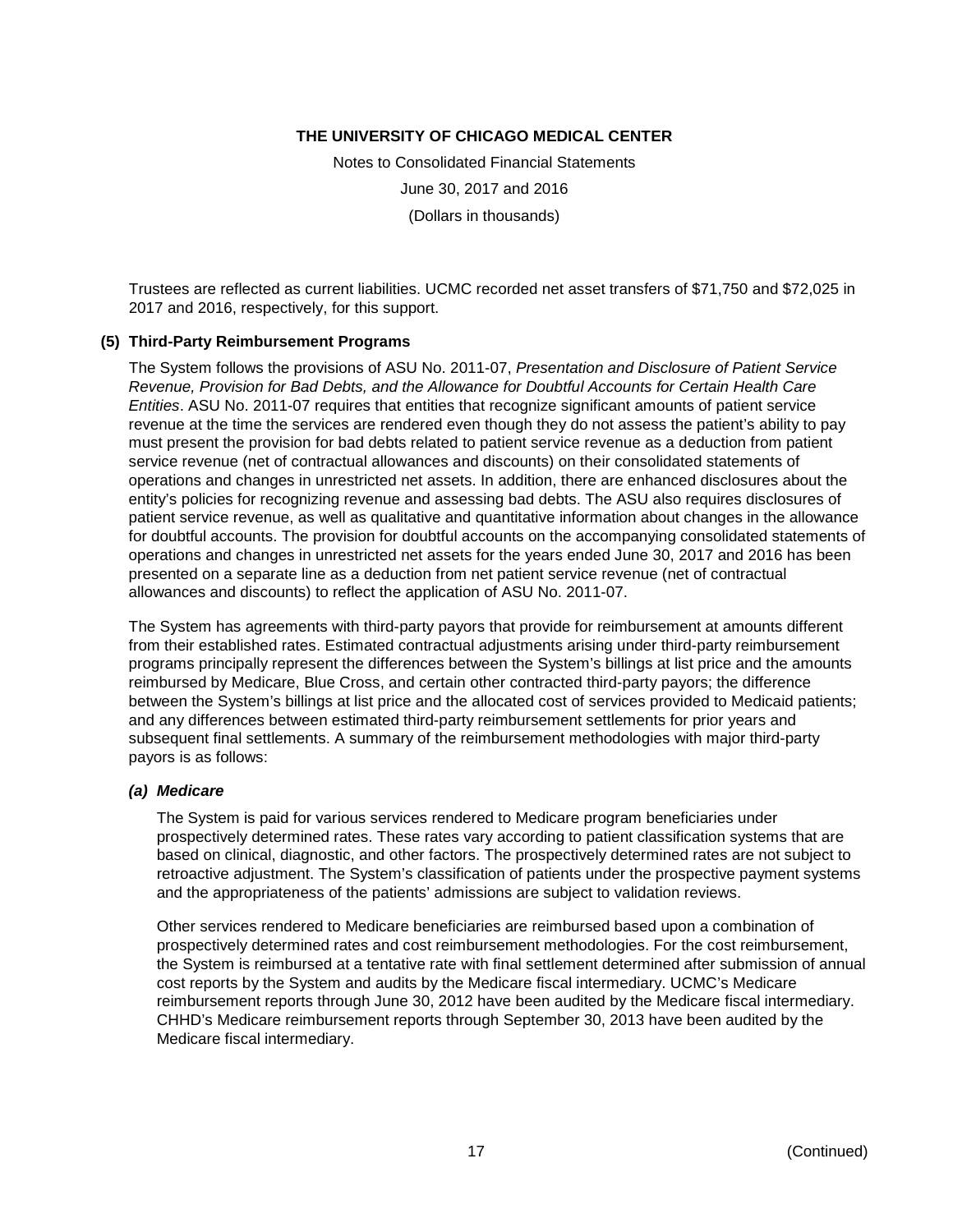Trustees are reflected as current liabilities. UCMC recorded net asset transfers of $71,750 and $72,025 in 2017 and 2016, respectively, for this support.

## (5) Third-Party Reimbursement Programs

The System follows the provisions of ASU No. 2011-07, *Presentation and Disclosure of Patient Service Revenue, Provision for Bad Debts, and the Allowance for Doubtful Accounts for Certain Health Care Entities*. ASU No. 2011-07 requires that entities that recognize significant amounts of patient service revenue at the time the services are rendered even though they do not assess the patient's ability to pay must present the provision for bad debts related to patient service revenue as a deduction from patient service revenue (net of contractual allowances and discounts) on their consolidated statements of operations and changes in unrestricted net assets. In addition, there are enhanced disclosures about the entity's policies for recognizing revenue and assessing bad debts. The ASU also requires disclosures of patient service revenue, as well as qualitative and quantitative information about changes in the allowance for doubtful accounts. The provision for doubtful accounts on the accompanying consolidated statements of operations and changes in unrestricted net assets for the years ended June 30, 2017 and 2016 has been presented on a separate line as a deduction from net patient service revenue (net of contractual allowances and discounts) to reflect the application of ASU No. 2011-07.

The System has agreements with third-party payors that provide for reimbursement at amounts different from their established rates. Estimated contractual adjustments arising under third-party reimbursement programs principally represent the differences between the System's billings at list price and the amounts reimbursed by Medicare, Blue Cross, and certain other contracted third-party payors; the difference between the System's billings at list price and the allocated cost of services provided to Medicaid patients; and any differences between estimated third-party reimbursement settlements for prior years and subsequent final settlements. A summary of the reimbursement methodologies with major third-party payors is as follows:

### *(a) Medicare*

The System is paid for various services rendered to Medicare program beneficiaries under prospectively determined rates. These rates vary according to patient classification systems that are based on clinical, diagnostic, and other factors. The prospectively determined rates are not subject to retroactive adjustment. The System's classification of patients under the prospective payment systems and the appropriateness of the patients' admissions are subject to validation reviews.

Other services rendered to Medicare beneficiaries are reimbursed based upon a combination of prospectively determined rates and cost reimbursement methodologies. For the cost reimbursement, the System is reimbursed at a tentative rate with final settlement determined after submission of annual cost reports by the System and audits by the Medicare fiscal intermediary. UCMC's Medicare reimbursement reports through June 30, 2012 have been audited by the Medicare fiscal intermediary. CHHD's Medicare reimbursement reports through September 30, 2013 have been audited by the Medicare fiscal intermediary.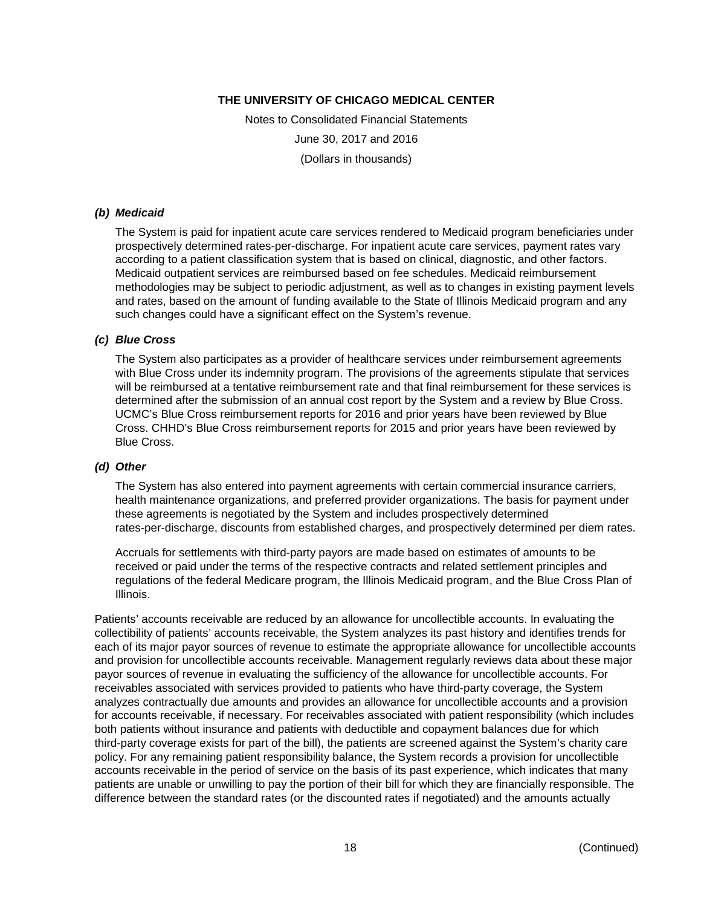#### *(b) Medicaid*

The System is paid for inpatient acute care services rendered to Medicaid program beneficiaries under prospectively determined rates-per-discharge. For inpatient acute care services, payment rates vary according to a patient classification system that is based on clinical, diagnostic, and other factors. Medicaid outpatient services are reimbursed based on fee schedules. Medicaid reimbursement methodologies may be subject to periodic adjustment, as well as to changes in existing payment levels and rates, based on the amount of funding available to the State of Illinois Medicaid program and any such changes could have a significant effect on the System's revenue.

#### *(c) Blue Cross*

The System also participates as a provider of healthcare services under reimbursement agreements with Blue Cross under its indemnity program. The provisions of the agreements stipulate that services will be reimbursed at a tentative reimbursement rate and that final reimbursement for these services is determined after the submission of an annual cost report by the System and a review by Blue Cross. UCMC's Blue Cross reimbursement reports for 2016 and prior years have been reviewed by Blue Cross. CHHD's Blue Cross reimbursement reports for 2015 and prior years have been reviewed by Blue Cross.

#### *(d) Other*

The System has also entered into payment agreements with certain commercial insurance carriers, health maintenance organizations, and preferred provider organizations. The basis for payment under these agreements is negotiated by the System and includes prospectively determined rates-per-discharge, discounts from established charges, and prospectively determined per diem rates.

Accruals for settlements with third-party payors are made based on estimates of amounts to be received or paid under the terms of the respective contracts and related settlement principles and regulations of the federal Medicare program, the Illinois Medicaid program, and the Blue Cross Plan of Illinois.

Patients' accounts receivable are reduced by an allowance for uncollectible accounts. In evaluating the collectibility of patients' accounts receivable, the System analyzes its past history and identifies trends for each of its major payor sources of revenue to estimate the appropriate allowance for uncollectible accounts and provision for uncollectible accounts receivable. Management regularly reviews data about these major payor sources of revenue in evaluating the sufficiency of the allowance for uncollectible accounts. For receivables associated with services provided to patients who have third-party coverage, the System analyzes contractually due amounts and provides an allowance for uncollectible accounts and a provision for accounts receivable, if necessary. For receivables associated with patient responsibility (which includes both patients without insurance and patients with deductible and copayment balances due for which third-party coverage exists for part of the bill), the patients are screened against the System's charity care policy. For any remaining patient responsibility balance, the System records a provision for uncollectible accounts receivable in the period of service on the basis of its past experience, which indicates that many patients are unable or unwilling to pay the portion of their bill for which they are financially responsible. The difference between the standard rates (or the discounted rates if negotiated) and the amounts actually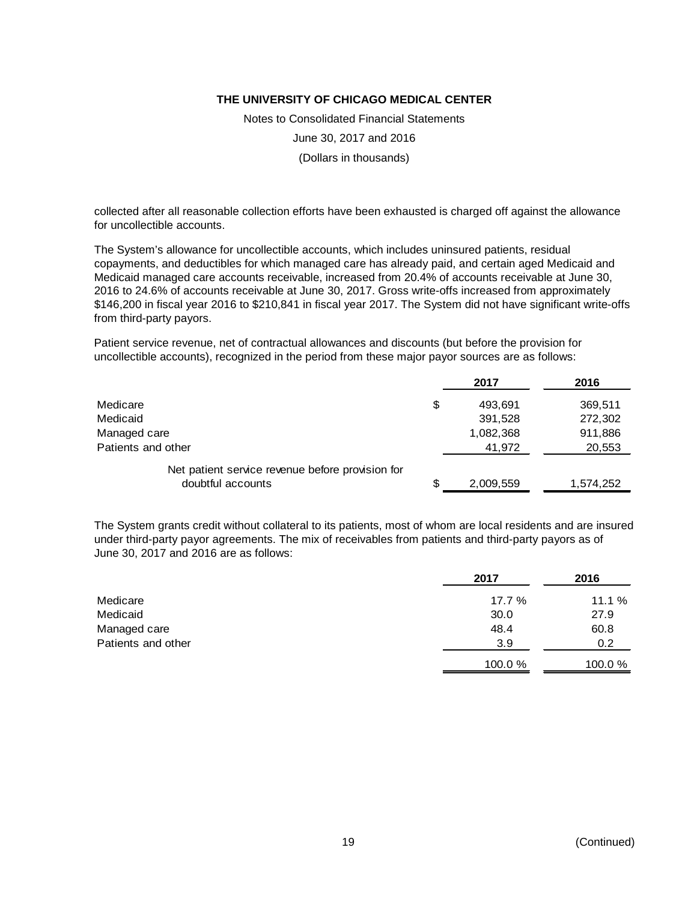collected after all reasonable collection efforts have been exhausted is charged off against the allowance for uncollectible accounts.

The System's allowance for uncollectible accounts, which includes uninsured patients, residual copayments, and deductibles for which managed care has already paid, and certain aged Medicaid and Medicaid managed care accounts receivable, increased from 20.4% of accounts receivable at June 30, 2016 to 24.6% of accounts receivable at June 30, 2017. Gross write-offs increased from approximately $146,200 in fiscal year 2016 to $210,841 in fiscal year 2017. The System did not have significant write-offs from third-party payors.

Patient service revenue, net of contractual allowances and discounts (but before the provision for uncollectible accounts), recognized in the period from these major payor sources are as follows:

| | 2017 | 2016 |
|---|---|---|
| Medicare | $ 493,691 | 369,511 |
| Medicaid | 391,528 | 272,302 |
| Managed care | 1,082,368 | 911,886 |
| Patients and other | 41,972 | 20,553 |
| Net patient service revenue before provision for doubtful accounts | $ 2,009,559 | 1,574,252 |

The System grants credit without collateral to its patients, most of whom are local residents and are insured under third-party payor agreements. The mix of receivables from patients and third-party payors as of June 30, 2017 and 2016 are as follows:

| | 2017 | 2016 |
|---|---|---|
| Medicare | 17.7 % | 11.1 % |
| Medicaid | 30.0 | 27.9 |
| Managed care | 48.4 | 60.8 |
| Patients and other | 3.9 | 0.2 |
| | 100.0 % | 100.0 % |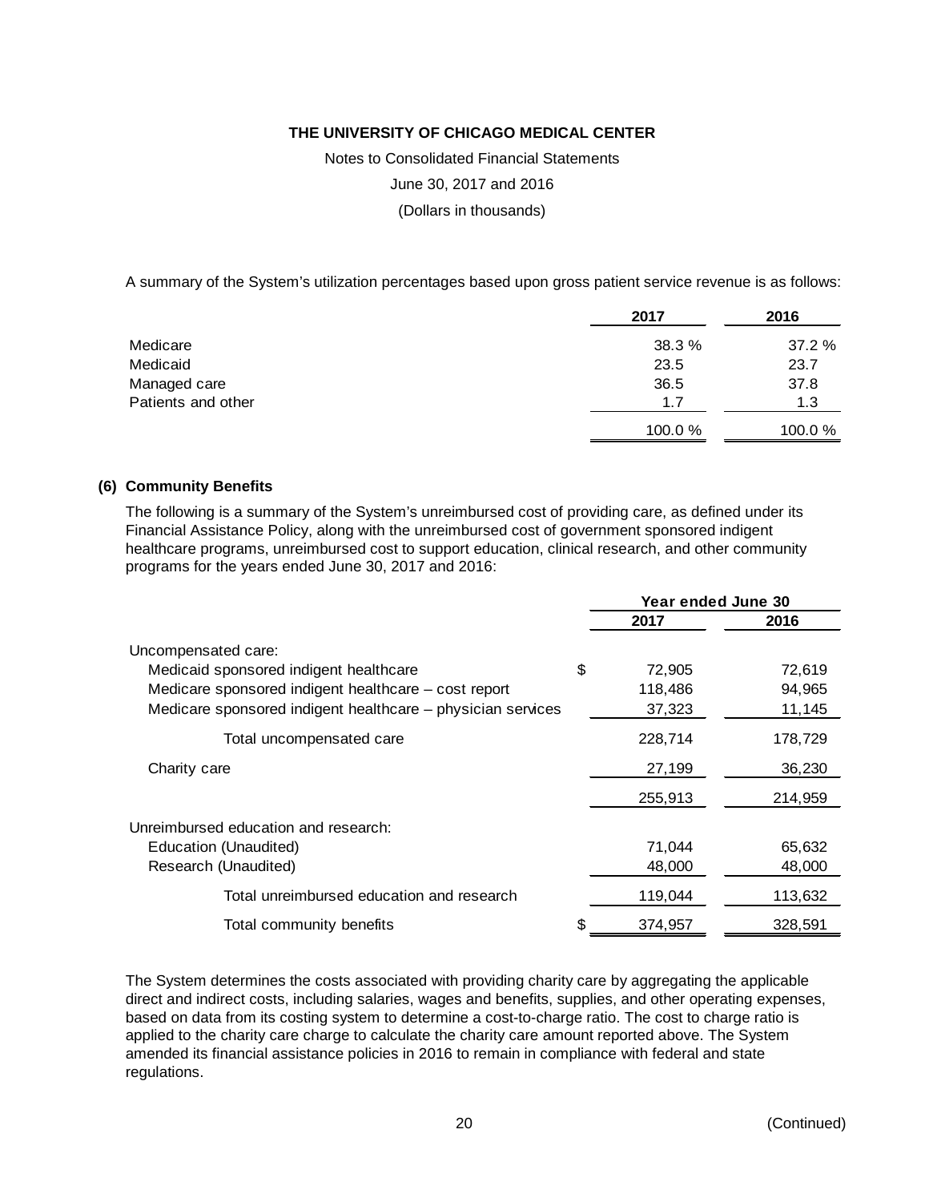A summary of the System's utilization percentages based upon gross patient service revenue is as follows:

| | 2017 | 2016 |
|---|---|---|
| Medicare | 38.3 % | 37.2 % |
| Medicaid | 23.5 | 23.7 |
| Managed care | 36.5 | 37.8 |
| Patients and other | 1.7 | 1.3 |
| | 100.0 % | 100.0 % |

**(6) Community Benefits**

The following is a summary of the System's unreimbursed cost of providing care, as defined under its Financial Assistance Policy, along with the unreimbursed cost of government sponsored indigent healthcare programs, unreimbursed cost to support education, clinical research, and other community programs for the years ended June 30, 2017 and 2016:

| | Year ended June 30 | |
|---|---|---|
| | 2017 | 2016 |
| Uncompensated care: | | |
| Medicaid sponsored indigent healthcare | $ 72,905 | 72,619 |
| Medicare sponsored indigent healthcare – cost report | 118,486 | 94,965 |
| Medicare sponsored indigent healthcare – physician services | 37,323 | 11,145 |
| Total uncompensated care | 228,714 | 178,729 |
| Charity care | 27,199 | 36,230 |
| | 255,913 | 214,959 |
| Unreimbursed education and research: | | |
| Education (Unaudited) | 71,044 | 65,632 |
| Research (Unaudited) | 48,000 | 48,000 |
| Total unreimbursed education and research | 119,044 | 113,632 |
| Total community benefits | $ 374,957 | 328,591 |

The System determines the costs associated with providing charity care by aggregating the applicable direct and indirect costs, including salaries, wages and benefits, supplies, and other operating expenses, based on data from its costing system to determine a cost-to-charge ratio. The cost to charge ratio is applied to the charity care charge to calculate the charity care amount reported above. The System amended its financial assistance policies in 2016 to remain in compliance with federal and state regulations.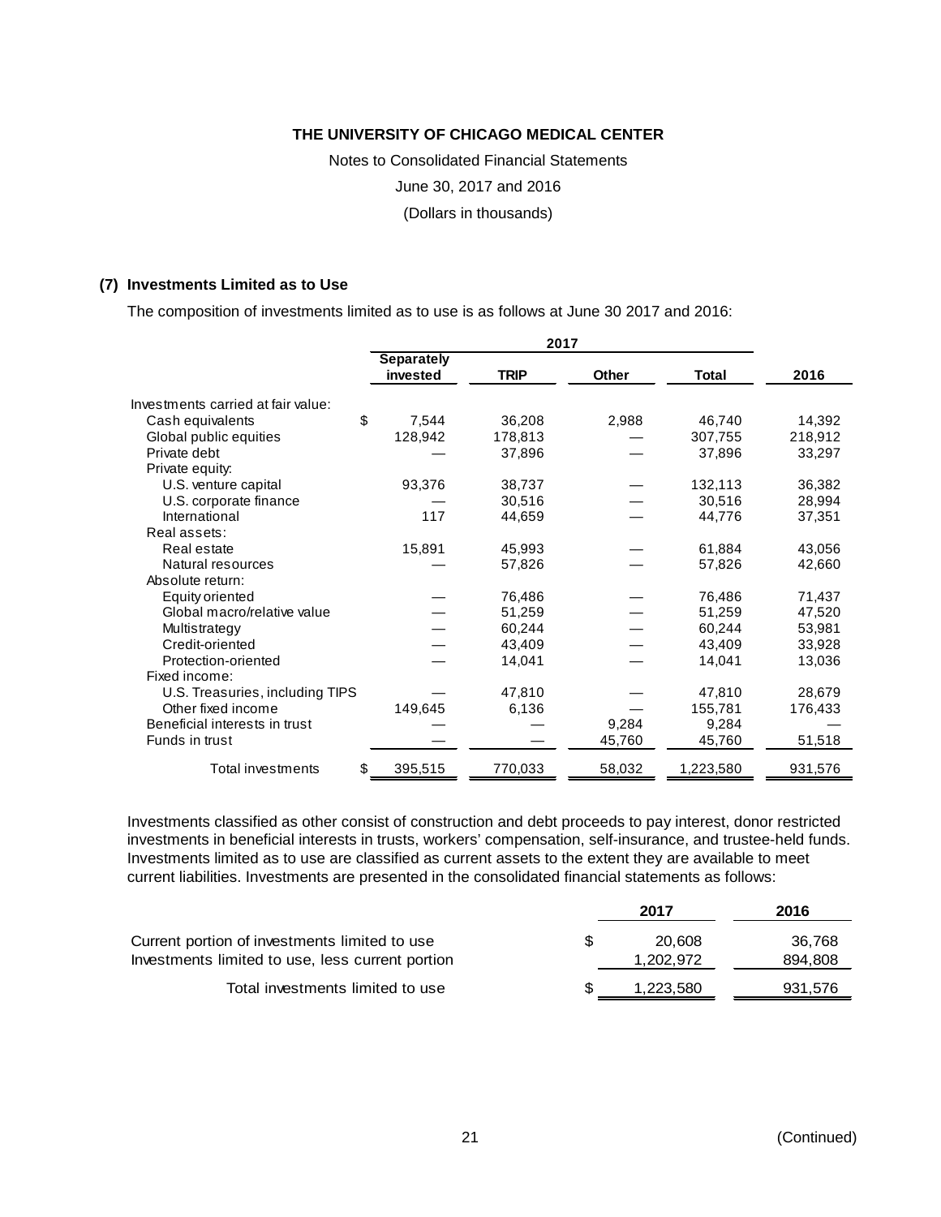THE UNIVERSITY OF CHICAGO MEDICAL CENTER

Notes to Consolidated Financial Statements

June 30, 2017 and 2016

(Dollars in thousands)

## (7) Investments Limited as to Use

The composition of investments limited as to use is as follows at June 30 2017 and 2016:

| | 2017 | | | | |
|---|---|---|---|---|---|
| | Separately invested | TRIP | Other | Total | 2016 |
| Investments carried at fair value: | | | | | |
| Cash equivalents | $ 7,544 | 36,208 | 2,988 | 46,740 | 14,392 |
| Global public equities | 128,942 | 178,813 | — | 307,755 | 218,912 |
| Private debt | — | 37,896 | — | 37,896 | 33,297 |
| Private equity: | | | | | |
| U.S. venture capital | 93,376 | 38,737 | — | 132,113 | 36,382 |
| U.S. corporate finance | — | 30,516 | — | 30,516 | 28,994 |
| International | 117 | 44,659 | — | 44,776 | 37,351 |
| Real assets: | | | | | |
| Real estate | 15,891 | 45,993 | — | 61,884 | 43,056 |
| Natural resources | — | 57,826 | — | 57,826 | 42,660 |
| Absolute return: | | | | | |
| Equity oriented | — | 76,486 | — | 76,486 | 71,437 |
| Global macro/relative value | — | 51,259 | — | 51,259 | 47,520 |
| Multistrategy | — | 60,244 | — | 60,244 | 53,981 |
| Credit-oriented | — | 43,409 | — | 43,409 | 33,928 |
| Protection-oriented | — | 14,041 | — | 14,041 | 13,036 |
| Fixed income: | | | | | |
| U.S. Treasuries, including TIPS | — | 47,810 | — | 47,810 | 28,679 |
| Other fixed income | 149,645 | 6,136 | — | 155,781 | 176,433 |
| Beneficial interests in trust | — | — | 9,284 | 9,284 | — |
| Funds in trust | — | — | 45,760 | 45,760 | 51,518 |
| Total investments | $ 395,515 | 770,033 | 58,032 | 1,223,580 | 931,576 |

Investments classified as other consist of construction and debt proceeds to pay interest, donor restricted investments in beneficial interests in trusts, workers' compensation, self-insurance, and trustee-held funds. Investments limited as to use are classified as current assets to the extent they are available to meet current liabilities. Investments are presented in the consolidated financial statements as follows:

| | 2017 | 2016 |
|---|---|---|
| Current portion of investments limited to use | $ 20,608 | 36,768 |
| Investments limited to use, less current portion | 1,202,972 | 894,808 |
| Total investments limited to use | $ 1,223,580 | 931,576 |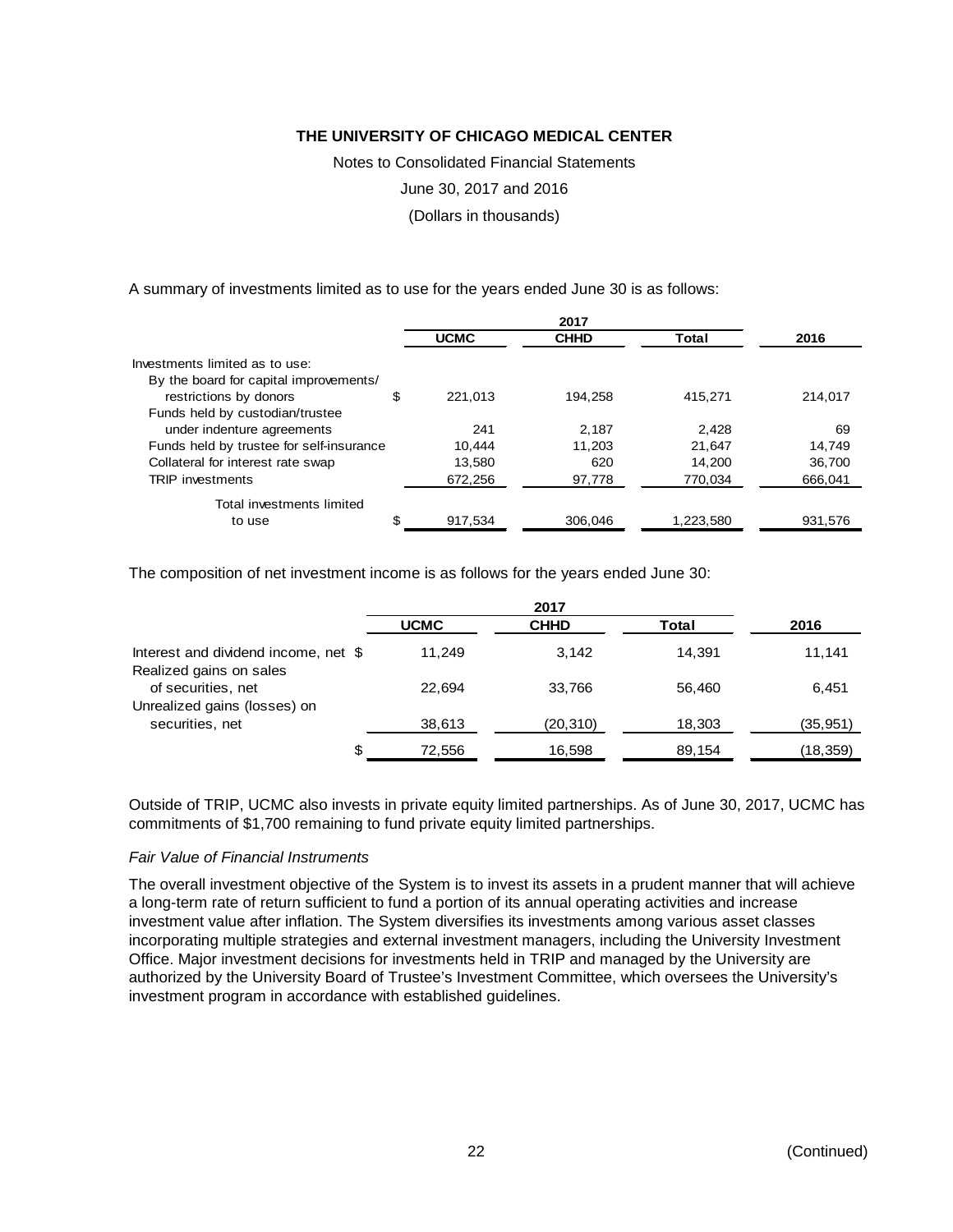A summary of investments limited as to use for the years ended June 30 is as follows:

| | 2017 | | | 2016 |
|---|---|---|---|---|
| | UCMC | CHHD | Total | 2016 |
| Investments limited as to use: | | | | |
| By the board for capital improvements/ restrictions by donors | $ 221,013 | 194,258 | 415,271 | 214,017 |
| Funds held by custodian/trustee under indenture agreements | 241 | 2,187 | 2,428 | 69 |
| Funds held by trustee for self-insurance | 10,444 | 11,203 | 21,647 | 14,749 |
| Collateral for interest rate swap | 13,580 | 620 | 14,200 | 36,700 |
| TRIP investments | 672,256 | 97,778 | 770,034 | 666,041 |
| Total investments limited to use | $ 917,534 | 306,046 | 1,223,580 | 931,576 |

The composition of net investment income is as follows for the years ended June 30:

| | 2017 | | | 2016 |
|---|---|---|---|---|
| | UCMC | CHHD | Total | 2016 |
| Interest and dividend income, net | $ 11,249 | 3,142 | 14,391 | 11,141 |
| Realized gains on sales of securities, net | 22,694 | 33,766 | 56,460 | 6,451 |
| Unrealized gains (losses) on securities, net | 38,613 | (20,310) | 18,303 | (35,951) |
| | $ 72,556 | 16,598 | 89,154 | (18,359) |

Outside of TRIP, UCMC also invests in private equity limited partnerships. As of June 30, 2017, UCMC has commitments of $1,700 remaining to fund private equity limited partnerships.

*Fair Value of Financial Instruments*

The overall investment objective of the System is to invest its assets in a prudent manner that will achieve a long-term rate of return sufficient to fund a portion of its annual operating activities and increase investment value after inflation. The System diversifies its investments among various asset classes incorporating multiple strategies and external investment managers, including the University Investment Office. Major investment decisions for investments held in TRIP and managed by the University are authorized by the University Board of Trustee's Investment Committee, which oversees the University's investment program in accordance with established guidelines.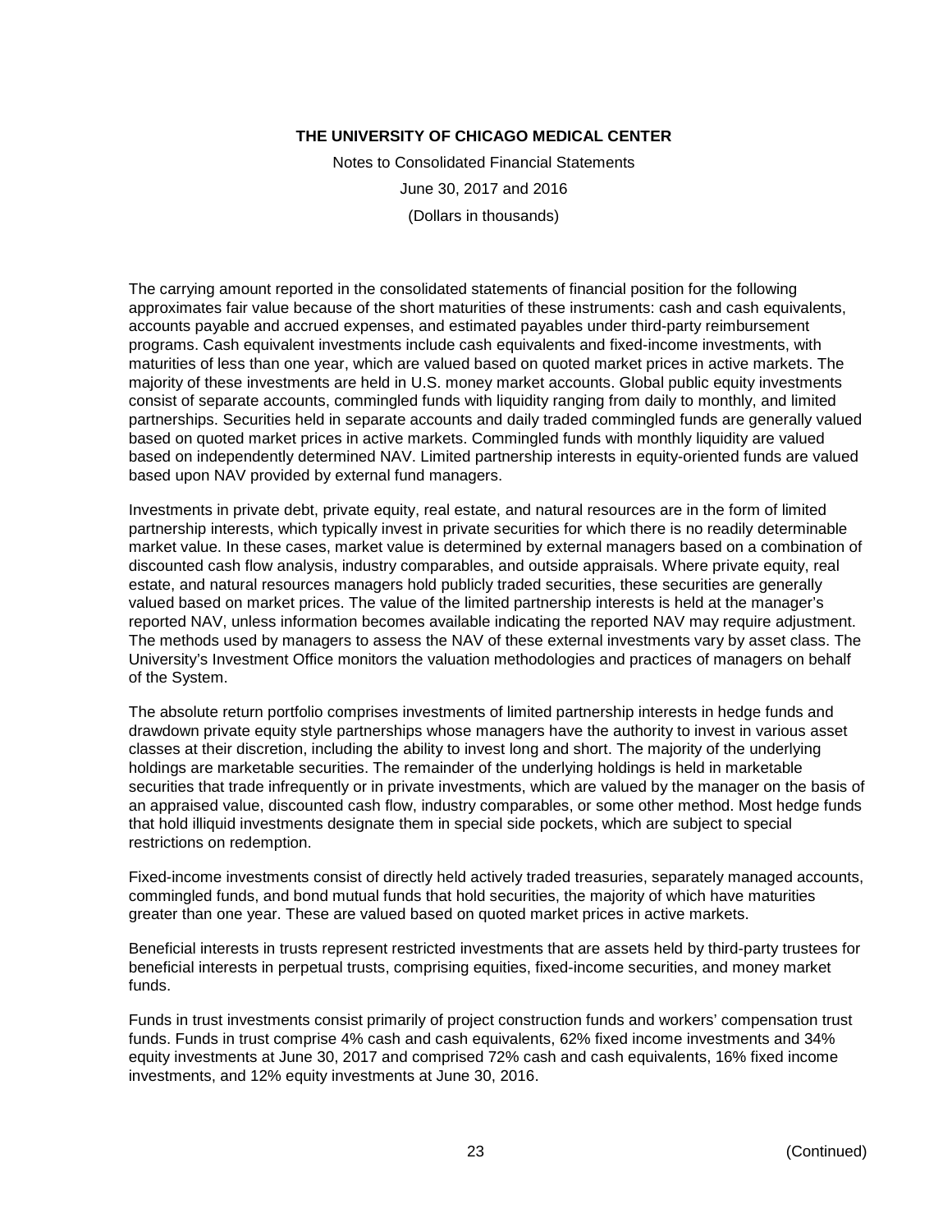The carrying amount reported in the consolidated statements of financial position for the following approximates fair value because of the short maturities of these instruments: cash and cash equivalents, accounts payable and accrued expenses, and estimated payables under third-party reimbursement programs. Cash equivalent investments include cash equivalents and fixed-income investments, with maturities of less than one year, which are valued based on quoted market prices in active markets. The majority of these investments are held in U.S. money market accounts. Global public equity investments consist of separate accounts, commingled funds with liquidity ranging from daily to monthly, and limited partnerships. Securities held in separate accounts and daily traded commingled funds are generally valued based on quoted market prices in active markets. Commingled funds with monthly liquidity are valued based on independently determined NAV. Limited partnership interests in equity-oriented funds are valued based upon NAV provided by external fund managers.

Investments in private debt, private equity, real estate, and natural resources are in the form of limited partnership interests, which typically invest in private securities for which there is no readily determinable market value. In these cases, market value is determined by external managers based on a combination of discounted cash flow analysis, industry comparables, and outside appraisals. Where private equity, real estate, and natural resources managers hold publicly traded securities, these securities are generally valued based on market prices. The value of the limited partnership interests is held at the manager's reported NAV, unless information becomes available indicating the reported NAV may require adjustment. The methods used by managers to assess the NAV of these external investments vary by asset class. The University's Investment Office monitors the valuation methodologies and practices of managers on behalf of the System.

The absolute return portfolio comprises investments of limited partnership interests in hedge funds and drawdown private equity style partnerships whose managers have the authority to invest in various asset classes at their discretion, including the ability to invest long and short. The majority of the underlying holdings are marketable securities. The remainder of the underlying holdings is held in marketable securities that trade infrequently or in private investments, which are valued by the manager on the basis of an appraised value, discounted cash flow, industry comparables, or some other method. Most hedge funds that hold illiquid investments designate them in special side pockets, which are subject to special restrictions on redemption.

Fixed-income investments consist of directly held actively traded treasuries, separately managed accounts, commingled funds, and bond mutual funds that hold securities, the majority of which have maturities greater than one year. These are valued based on quoted market prices in active markets.

Beneficial interests in trusts represent restricted investments that are assets held by third-party trustees for beneficial interests in perpetual trusts, comprising equities, fixed-income securities, and money market funds.

Funds in trust investments consist primarily of project construction funds and workers' compensation trust funds. Funds in trust comprise 4% cash and cash equivalents, 62% fixed income investments and 34% equity investments at June 30, 2017 and comprised 72% cash and cash equivalents, 16% fixed income investments, and 12% equity investments at June 30, 2016.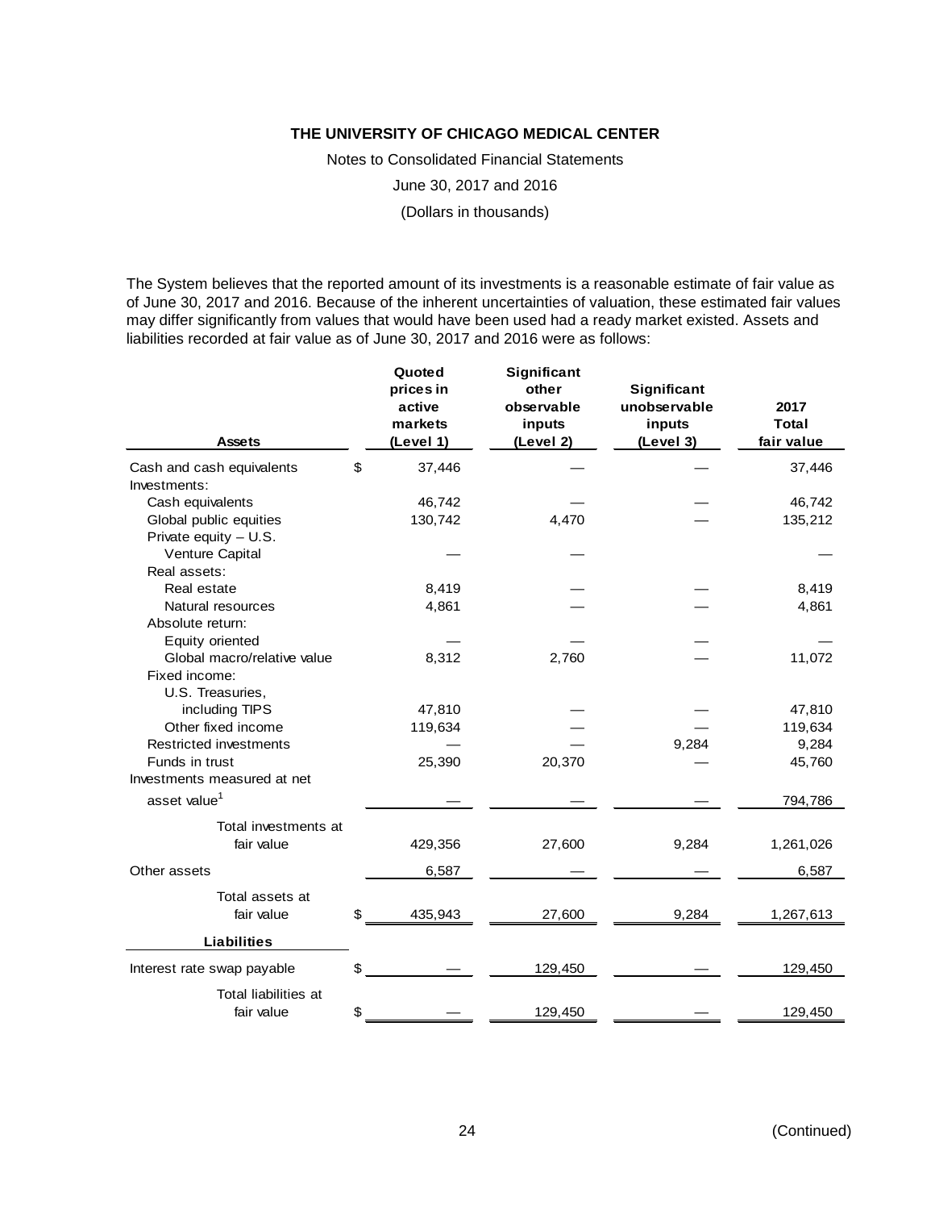# THE UNIVERSITY OF CHICAGO MEDICAL CENTER

Notes to Consolidated Financial Statements

June 30, 2017 and 2016

(Dollars in thousands)

The System believes that the reported amount of its investments is a reasonable estimate of fair value as of June 30, 2017 and 2016. Because of the inherent uncertainties of valuation, these estimated fair values may differ significantly from values that would have been used had a ready market existed. Assets and liabilities recorded at fair value as of June 30, 2017 and 2016 were as follows:

| Assets | Quoted prices in active markets (Level 1) | Significant other observable inputs (Level 2) | Significant unobservable inputs (Level 3) | 2017 Total fair value |
|---|---|---|---|---|
| Cash and cash equivalents | $ 37,446 | — | — | 37,446 |
| Investments: | | | | |
| Cash equivalents | 46,742 | — | — | 46,742 |
| Global public equities | 130,742 | 4,470 | — | 135,212 |
| Private equity – U.S. Venture Capital | — | — | | — |
| Real assets: | | | | |
| Real estate | 8,419 | — | — | 8,419 |
| Natural resources | 4,861 | — | — | 4,861 |
| Absolute return: | | | | |
| Equity oriented | — | — | — | — |
| Global macro/relative value | 8,312 | 2,760 | — | 11,072 |
| Fixed income: | | | | |
| U.S. Treasuries, including TIPS | 47,810 | — | — | 47,810 |
| Other fixed income | 119,634 | — | — | 119,634 |
| Restricted investments | — | — | 9,284 | 9,284 |
| Funds in trust | 25,390 | 20,370 | — | 45,760 |
| Investments measured at net asset value[1] | — | — | — | 794,786 |
| Total investments at fair value | 429,356 | 27,600 | 9,284 | 1,261,026 |
| Other assets | 6,587 | — | — | 6,587 |
| Total assets at fair value | $ 435,943 | 27,600 | 9,284 | 1,267,613 |
| **Liabilities** | | | | |
| Interest rate swap payable | $ — | 129,450 | — | 129,450 |
| Total liabilities at fair value | $ — | 129,450 | — | 129,450 |

(Continued)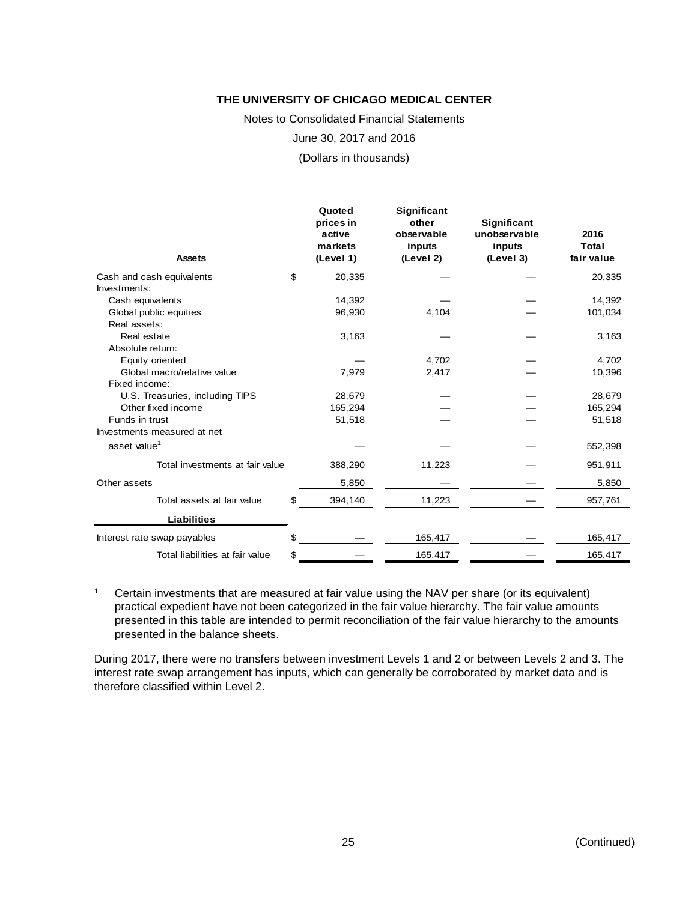**THE UNIVERSITY OF CHICAGO MEDICAL CENTER**

Notes to Consolidated Financial Statements

June 30, 2017 and 2016

(Dollars in thousands)

| Assets | Quoted prices in active markets (Level 1) | Significant other observable inputs (Level 2) | Significant unobservable inputs (Level 3) | 2016 Total fair value |
|---|---|---|---|---|
| Cash and cash equivalents | $ 20,335 | — | — | 20,335 |
| Investments: | | | | |
| Cash equivalents | 14,392 | — | — | 14,392 |
| Global public equities | 96,930 | 4,104 | — | 101,034 |
| Real assets: | | | | |
| Real estate | 3,163 | — | — | 3,163 |
| Absolute return: | | | | |
| Equity oriented | — | 4,702 | — | 4,702 |
| Global macro/relative value | 7,979 | 2,417 | — | 10,396 |
| Fixed income: | | | | |
| U.S. Treasuries, including TIPS | 28,679 | — | — | 28,679 |
| Other fixed income | 165,294 | — | — | 165,294 |
| Funds in trust | 51,518 | — | — | 51,518 |
| Investments measured at net asset value[1] | — | — | — | 552,398 |
| Total investments at fair value | 388,290 | 11,223 | — | 951,911 |
| Other assets | 5,850 | — | — | 5,850 |
| Total assets at fair value | $ 394,140 | 11,223 | — | 957,761 |
| **Liabilities** | | | | |
| Interest rate swap payables | $ — | 165,417 | — | 165,417 |
| Total liabilities at fair value | $ — | 165,417 | — | 165,417 |

[1] Certain investments that are measured at fair value using the NAV per share (or its equivalent) practical expedient have not been categorized in the fair value hierarchy. The fair value amounts presented in this table are intended to permit reconciliation of the fair value hierarchy to the amounts presented in the balance sheets.

During 2017, there were no transfers between investment Levels 1 and 2 or between Levels 2 and 3. The interest rate swap arrangement has inputs, which can generally be corroborated by market data and is therefore classified within Level 2.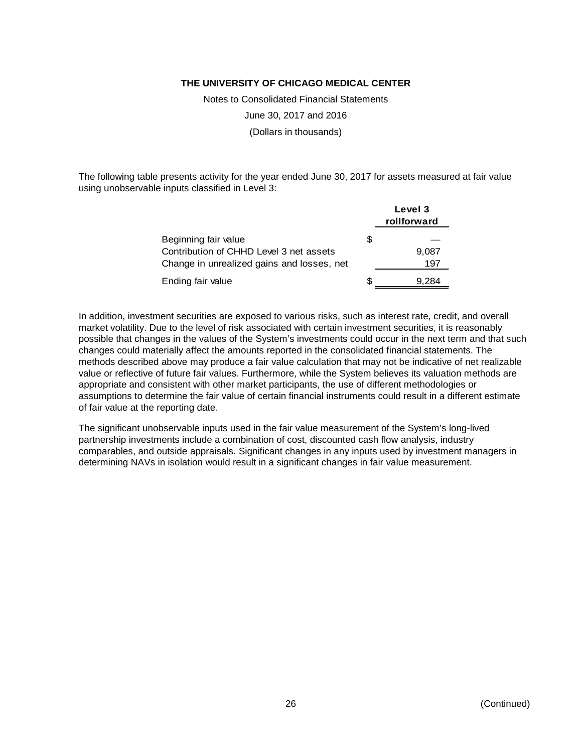# THE UNIVERSITY OF CHICAGO MEDICAL CENTER

Notes to Consolidated Financial Statements

June 30, 2017 and 2016

(Dollars in thousands)

The following table presents activity for the year ended June 30, 2017 for assets measured at fair value using unobservable inputs classified in Level 3:

| | | Level 3 rollforward |
|---|---|---|
| Beginning fair value | $ | — |
| Contribution of CHHD Level 3 net assets | | 9,087 |
| Change in unrealized gains and losses, net | | 197 |
| Ending fair value | $ | 9,284 |

In addition, investment securities are exposed to various risks, such as interest rate, credit, and overall market volatility. Due to the level of risk associated with certain investment securities, it is reasonably possible that changes in the values of the System's investments could occur in the next term and that such changes could materially affect the amounts reported in the consolidated financial statements. The methods described above may produce a fair value calculation that may not be indicative of net realizable value or reflective of future fair values. Furthermore, while the System believes its valuation methods are appropriate and consistent with other market participants, the use of different methodologies or assumptions to determine the fair value of certain financial instruments could result in a different estimate of fair value at the reporting date.

The significant unobservable inputs used in the fair value measurement of the System's long-lived partnership investments include a combination of cost, discounted cash flow analysis, industry comparables, and outside appraisals. Significant changes in any inputs used by investment managers in determining NAVs in isolation would result in a significant changes in fair value measurement.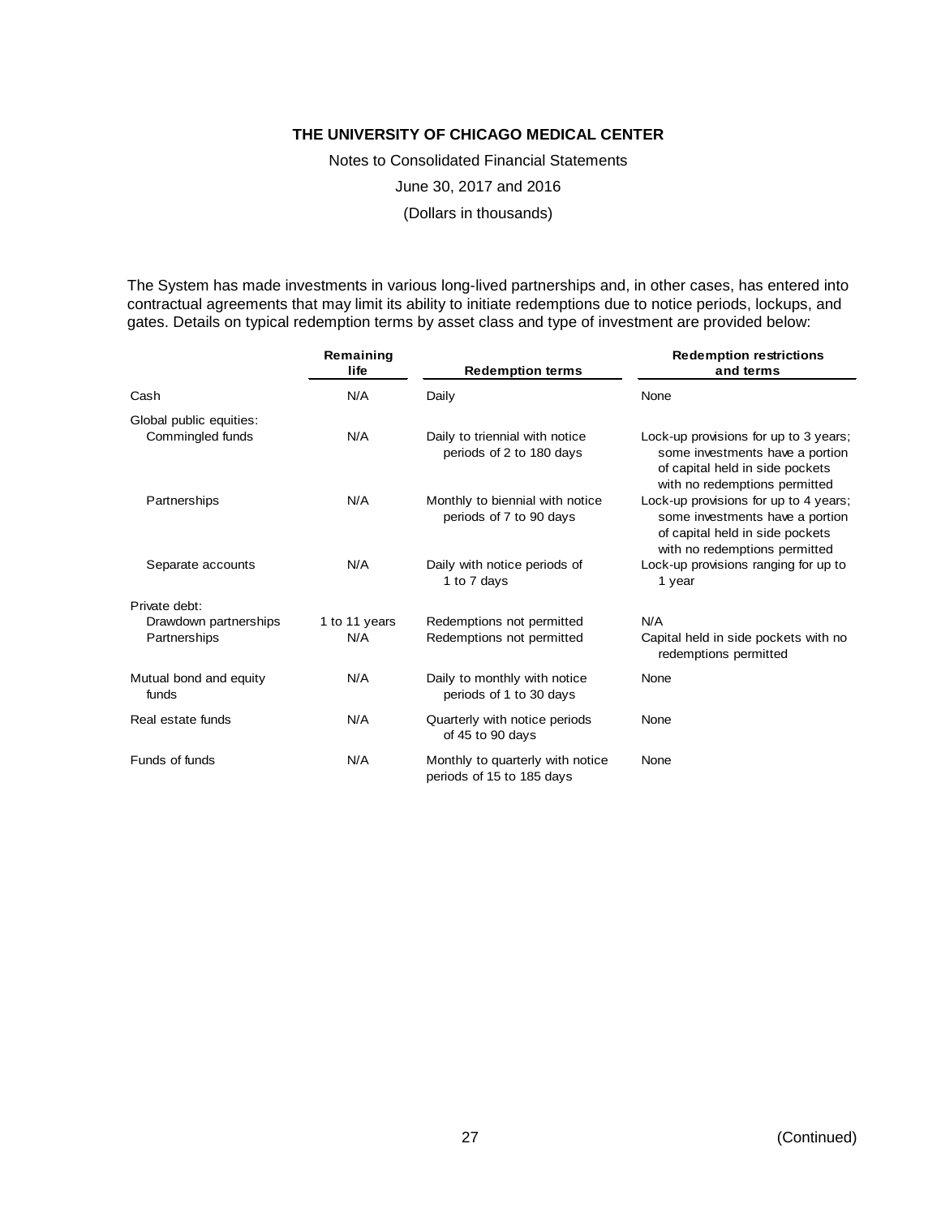The System has made investments in various long-lived partnerships and, in other cases, has entered into contractual agreements that may limit its ability to initiate redemptions due to notice periods, lockups, and gates. Details on typical redemption terms by asset class and type of investment are provided below:

| | Remaining life | Redemption terms | Redemption restrictions and terms |
|---|---|---|---|
| Cash | N/A | Daily | None |
| Global public equities: | | | |
| Commingled funds | N/A | Daily to triennial with notice periods of 2 to 180 days | Lock-up provisions for up to 3 years; some investments have a portion of capital held in side pockets with no redemptions permitted |
| Partnerships | N/A | Monthly to biennial with notice periods of 7 to 90 days | Lock-up provisions for up to 4 years; some investments have a portion of capital held in side pockets with no redemptions permitted |
| Separate accounts | N/A | Daily with notice periods of 1 to 7 days | Lock-up provisions ranging for up to 1 year |
| Private debt: | | | |
| Drawdown partnerships | 1 to 11 years | Redemptions not permitted | N/A |
| Partnerships | N/A | Redemptions not permitted | Capital held in side pockets with no redemptions permitted |
| Mutual bond and equity funds | N/A | Daily to monthly with notice periods of 1 to 30 days | None |
| Real estate funds | N/A | Quarterly with notice periods of 45 to 90 days | None |
| Funds of funds | N/A | Monthly to quarterly with notice periods of 15 to 185 days | None |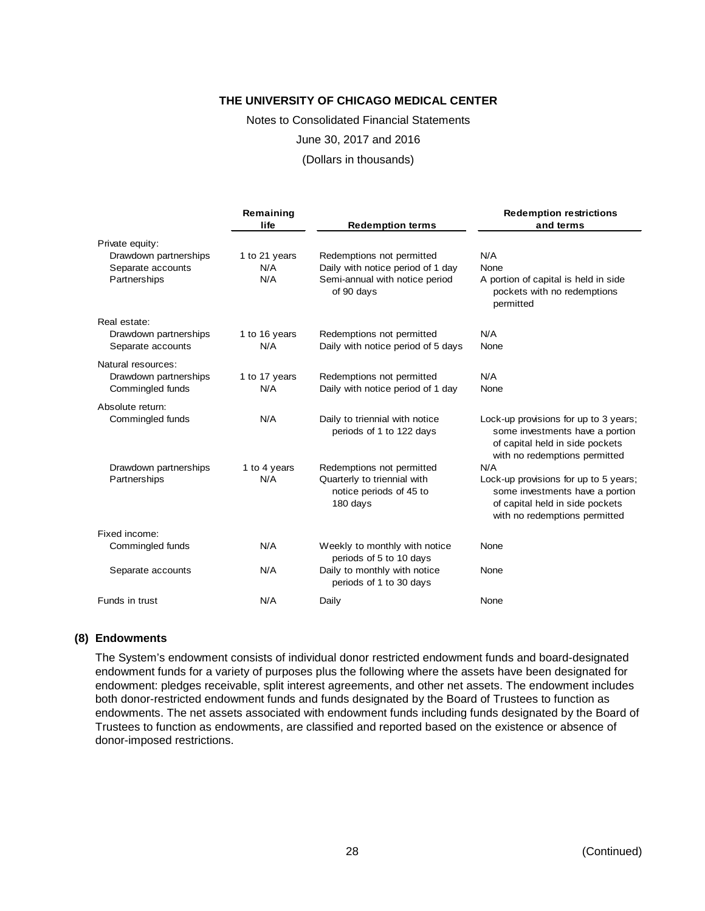# THE UNIVERSITY OF CHICAGO MEDICAL CENTER

Notes to Consolidated Financial Statements

June 30, 2017 and 2016

(Dollars in thousands)

| | Remaining life | Redemption terms | Redemption restrictions and terms |
|---|---|---|---|
| Private equity: | | | |
| Drawdown partnerships | 1 to 21 years | Redemptions not permitted | N/A |
| Separate accounts | N/A | Daily with notice period of 1 day | None |
| Partnerships | N/A | Semi-annual with notice period of 90 days | A portion of capital is held in side pockets with no redemptions permitted |
| Real estate: | | | |
| Drawdown partnerships | 1 to 16 years | Redemptions not permitted | N/A |
| Separate accounts | N/A | Daily with notice period of 5 days | None |
| Natural resources: | | | |
| Drawdown partnerships | 1 to 17 years | Redemptions not permitted | N/A |
| Commingled funds | N/A | Daily with notice period of 1 day | None |
| Absolute return: | | | |
| Commingled funds | N/A | Daily to triennial with notice periods of 1 to 122 days | Lock-up provisions for up to 3 years; some investments have a portion of capital held in side pockets with no redemptions permitted |
| Drawdown partnerships | 1 to 4 years | Redemptions not permitted | N/A |
| Partnerships | N/A | Quarterly to triennial with notice periods of 45 to 180 days | Lock-up provisions for up to 5 years; some investments have a portion of capital held in side pockets with no redemptions permitted |
| Fixed income: | | | |
| Commingled funds | N/A | Weekly to monthly with notice periods of 5 to 10 days | None |
| Separate accounts | N/A | Daily to monthly with notice periods of 1 to 30 days | None |
| Funds in trust | N/A | Daily | None |

## (8) Endowments

The System's endowment consists of individual donor restricted endowment funds and board-designated endowment funds for a variety of purposes plus the following where the assets have been designated for endowment: pledges receivable, split interest agreements, and other net assets. The endowment includes both donor-restricted endowment funds and funds designated by the Board of Trustees to function as endowments. The net assets associated with endowment funds including funds designated by the Board of Trustees to function as endowments, are classified and reported based on the existence or absence of donor-imposed restrictions.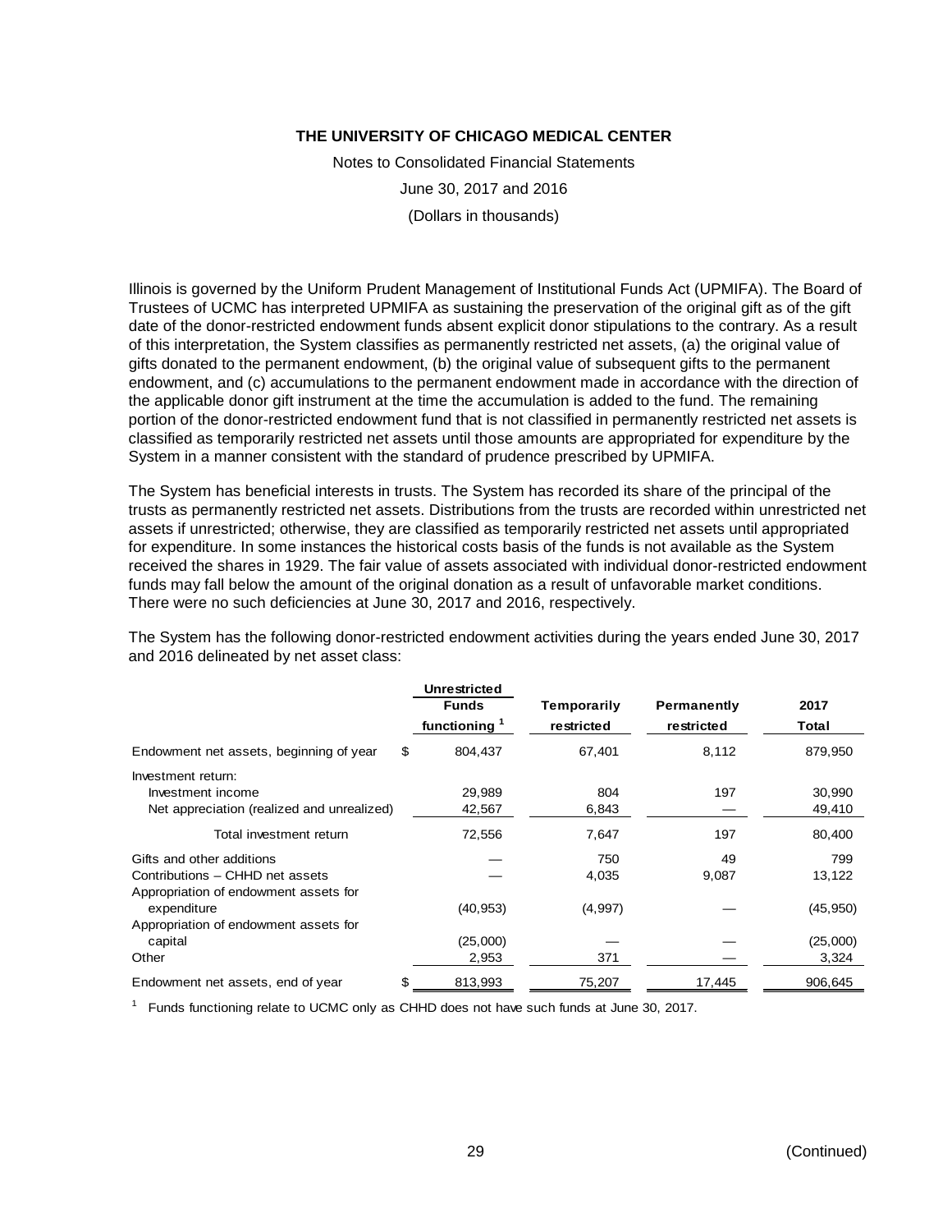Illinois is governed by the Uniform Prudent Management of Institutional Funds Act (UPMIFA). The Board of Trustees of UCMC has interpreted UPMIFA as sustaining the preservation of the original gift as of the gift date of the donor-restricted endowment funds absent explicit donor stipulations to the contrary. As a result of this interpretation, the System classifies as permanently restricted net assets, (a) the original value of gifts donated to the permanent endowment, (b) the original value of subsequent gifts to the permanent endowment, and (c) accumulations to the permanent endowment made in accordance with the direction of the applicable donor gift instrument at the time the accumulation is added to the fund. The remaining portion of the donor-restricted endowment fund that is not classified in permanently restricted net assets is classified as temporarily restricted net assets until those amounts are appropriated for expenditure by the System in a manner consistent with the standard of prudence prescribed by UPMIFA.

The System has beneficial interests in trusts. The System has recorded its share of the principal of the trusts as permanently restricted net assets. Distributions from the trusts are recorded within unrestricted net assets if unrestricted; otherwise, they are classified as temporarily restricted net assets until appropriated for expenditure. In some instances the historical costs basis of the funds is not available as the System received the shares in 1929. The fair value of assets associated with individual donor-restricted endowment funds may fall below the amount of the original donation as a result of unfavorable market conditions. There were no such deficiencies at June 30, 2017 and 2016, respectively.

The System has the following donor-restricted endowment activities during the years ended June 30, 2017 and 2016 delineated by net asset class:

| | Unrestricted Funds functioning [1] | Temporarily restricted | Permanently restricted | 2017 Total |
|---|---|---|---|---|
| Endowment net assets, beginning of year | $ 804,437 | 67,401 | 8,112 | 879,950 |
| Investment return: | | | | |
| Investment income | 29,989 | 804 | 197 | 30,990 |
| Net appreciation (realized and unrealized) | 42,567 | 6,843 | — | 49,410 |
| Total investment return | 72,556 | 7,647 | 197 | 80,400 |
| Gifts and other additions | — | 750 | 49 | 799 |
| Contributions – CHHD net assets | — | 4,035 | 9,087 | 13,122 |
| Appropriation of endowment assets for expenditure | (40,953) | (4,997) | — | (45,950) |
| Appropriation of endowment assets for capital | (25,000) | — | — | (25,000) |
| Other | 2,953 | 371 | — | 3,324 |
| Endowment net assets, end of year | $ 813,993 | 75,207 | 17,445 | 906,645 |

[1] Funds functioning relate to UCMC only as CHHD does not have such funds at June 30, 2017.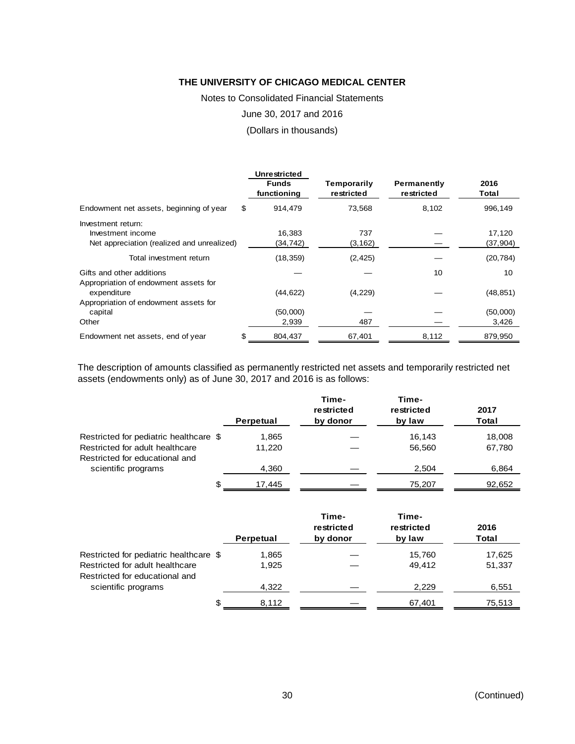# THE UNIVERSITY OF CHICAGO MEDICAL CENTER

Notes to Consolidated Financial Statements

June 30, 2017 and 2016

(Dollars in thousands)

| | Unrestricted Funds functioning | Temporarily restricted | Permanently restricted | 2016 Total |
|---|---|---|---|---|
| Endowment net assets, beginning of year | $ 914,479 | 73,568 | 8,102 | 996,149 |
| Investment return: | | | | |
| Investment income | 16,383 | 737 | — | 17,120 |
| Net appreciation (realized and unrealized) | (34,742) | (3,162) | — | (37,904) |
| Total investment return | (18,359) | (2,425) | — | (20,784) |
| Gifts and other additions | — | — | 10 | 10 |
| Appropriation of endowment assets for expenditure | (44,622) | (4,229) | — | (48,851) |
| Appropriation of endowment assets for capital | (50,000) | — | — | (50,000) |
| Other | 2,939 | 487 | — | 3,426 |
| Endowment net assets, end of year | $ 804,437 | 67,401 | 8,112 | 879,950 |

The description of amounts classified as permanently restricted net assets and temporarily restricted net assets (endowments only) as of June 30, 2017 and 2016 is as follows:

| | Perpetual | Time-restricted by donor | Time-restricted by law | 2017 Total |
|---|---|---|---|---|
| Restricted for pediatric healthcare | $ 1,865 | — | 16,143 | 18,008 |
| Restricted for adult healthcare | 11,220 | — | 56,560 | 67,780 |
| Restricted for educational and scientific programs | 4,360 | — | 2,504 | 6,864 |
| | $ 17,445 | — | 75,207 | 92,652 |

| | Perpetual | Time-restricted by donor | Time-restricted by law | 2016 Total |
|---|---|---|---|---|
| Restricted for pediatric healthcare | $ 1,865 | — | 15,760 | 17,625 |
| Restricted for adult healthcare | 1,925 | — | 49,412 | 51,337 |
| Restricted for educational and scientific programs | 4,322 | — | 2,229 | 6,551 |
| | $ 8,112 | — | 67,401 | 75,513 |

(Continued)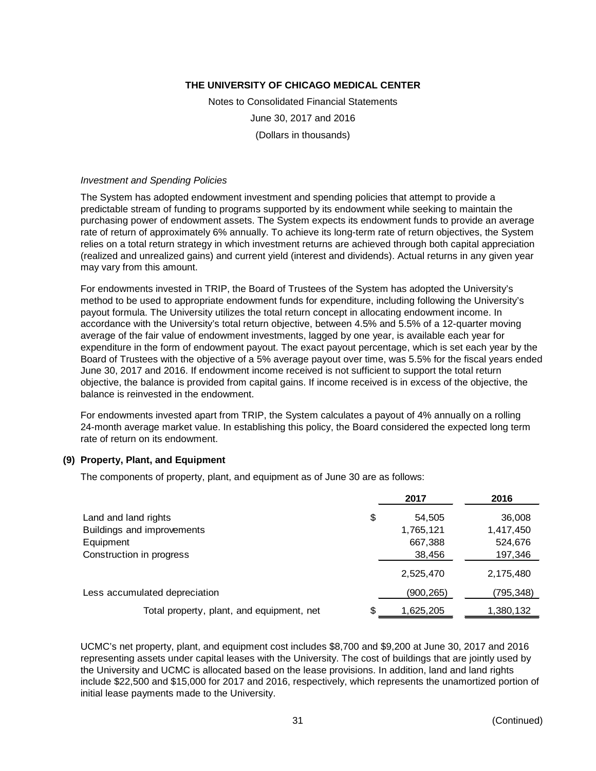*Investment and Spending Policies*

The System has adopted endowment investment and spending policies that attempt to provide a predictable stream of funding to programs supported by its endowment while seeking to maintain the purchasing power of endowment assets. The System expects its endowment funds to provide an average rate of return of approximately 6% annually. To achieve its long-term rate of return objectives, the System relies on a total return strategy in which investment returns are achieved through both capital appreciation (realized and unrealized gains) and current yield (interest and dividends). Actual returns in any given year may vary from this amount.

For endowments invested in TRIP, the Board of Trustees of the System has adopted the University's method to be used to appropriate endowment funds for expenditure, including following the University's payout formula. The University utilizes the total return concept in allocating endowment income. In accordance with the University's total return objective, between 4.5% and 5.5% of a 12-quarter moving average of the fair value of endowment investments, lagged by one year, is available each year for expenditure in the form of endowment payout. The exact payout percentage, which is set each year by the Board of Trustees with the objective of a 5% average payout over time, was 5.5% for the fiscal years ended June 30, 2017 and 2016. If endowment income received is not sufficient to support the total return objective, the balance is provided from capital gains. If income received is in excess of the objective, the balance is reinvested in the endowment.

For endowments invested apart from TRIP, the System calculates a payout of 4% annually on a rolling 24-month average market value. In establishing this policy, the Board considered the expected long term rate of return on its endowment.

## (9) Property, Plant, and Equipment

The components of property, plant, and equipment as of June 30 are as follows:

| | 2017 | 2016 |
|---|---|---|
| Land and land rights | $ 54,505 | 36,008 |
| Buildings and improvements | 1,765,121 | 1,417,450 |
| Equipment | 667,388 | 524,676 |
| Construction in progress | 38,456 | 197,346 |
| | 2,525,470 | 2,175,480 |
| Less accumulated depreciation | (900,265) | (795,348) |
| Total property, plant, and equipment, net | $ 1,625,205 | 1,380,132 |

UCMC's net property, plant, and equipment cost includes $8,700 and $9,200 at June 30, 2017 and 2016 representing assets under capital leases with the University. The cost of buildings that are jointly used by the University and UCMC is allocated based on the lease provisions. In addition, land and land rights include $22,500 and $15,000 for 2017 and 2016, respectively, which represents the unamortized portion of initial lease payments made to the University.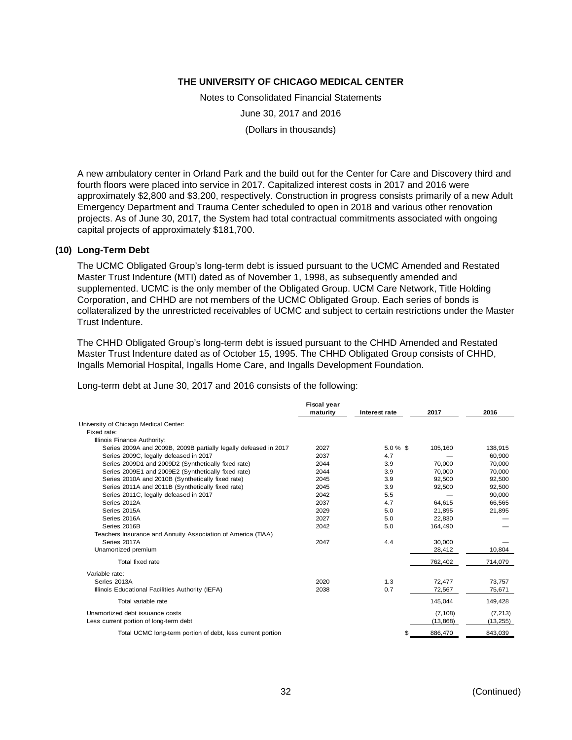A new ambulatory center in Orland Park and the build out for the Center for Care and Discovery third and fourth floors were placed into service in 2017. Capitalized interest costs in 2017 and 2016 were approximately $2,800 and $3,200, respectively. Construction in progress consists primarily of a new Adult Emergency Department and Trauma Center scheduled to open in 2018 and various other renovation projects. As of June 30, 2017, the System had total contractual commitments associated with ongoing capital projects of approximately $181,700.

## (10) Long-Term Debt

The UCMC Obligated Group's long-term debt is issued pursuant to the UCMC Amended and Restated Master Trust Indenture (MTI) dated as of November 1, 1998, as subsequently amended and supplemented. UCMC is the only member of the Obligated Group. UCM Care Network, Title Holding Corporation, and CHHD are not members of the UCMC Obligated Group. Each series of bonds is collateralized by the unrestricted receivables of UCMC and subject to certain restrictions under the Master Trust Indenture.

The CHHD Obligated Group's long-term debt is issued pursuant to the CHHD Amended and Restated Master Trust Indenture dated as of October 15, 1995. The CHHD Obligated Group consists of CHHD, Ingalls Memorial Hospital, Ingalls Home Care, and Ingalls Development Foundation.

Long-term debt at June 30, 2017 and 2016 consists of the following:

| | Fiscal year maturity | Interest rate | 2017 | 2016 |
|---|---|---|---|---|
| University of Chicago Medical Center: | | | | |
| Fixed rate: | | | | |
| Illinois Finance Authority: | | | | |
| Series 2009A and 2009B, 2009B partially legally defeased in 2017 | 2027 | 5.0 % | $ 105,160 | 138,915 |
| Series 2009C, legally defeased in 2017 | 2037 | 4.7 | — | 60,900 |
| Series 2009D1 and 2009D2 (Synthetically fixed rate) | 2044 | 3.9 | 70,000 | 70,000 |
| Series 2009E1 and 2009E2 (Synthetically fixed rate) | 2044 | 3.9 | 70,000 | 70,000 |
| Series 2010A and 2010B (Synthetically fixed rate) | 2045 | 3.9 | 92,500 | 92,500 |
| Series 2011A and 2011B (Synthetically fixed rate) | 2045 | 3.9 | 92,500 | 92,500 |
| Series 2011C, legally defeased in 2017 | 2042 | 5.5 | — | 90,000 |
| Series 2012A | 2037 | 4.7 | 64,615 | 66,565 |
| Series 2015A | 2029 | 5.0 | 21,895 | 21,895 |
| Series 2016A | 2027 | 5.0 | 22,830 | — |
| Series 2016B | 2042 | 5.0 | 164,490 | — |
| Teachers Insurance and Annuity Association of America (TIAA) | | | | |
| Series 2017A | 2047 | 4.4 | 30,000 | — |
| Unamortized premium | | | 28,412 | 10,804 |
| Total fixed rate | | | 762,402 | 714,079 |
| Variable rate: | | | | |
| Series 2013A | 2020 | 1.3 | 72,477 | 73,757 |
| Illinois Educational Facilities Authority (IEFA) | 2038 | 0.7 | 72,567 | 75,671 |
| Total variable rate | | | 145,044 | 149,428 |
| Unamortized debt issuance costs | | | (7,108) | (7,213) |
| Less current portion of long-term debt | | | (13,868) | (13,255) |
| Total UCMC long-term portion of debt, less current portion | | | $ 886,470 | 843,039 |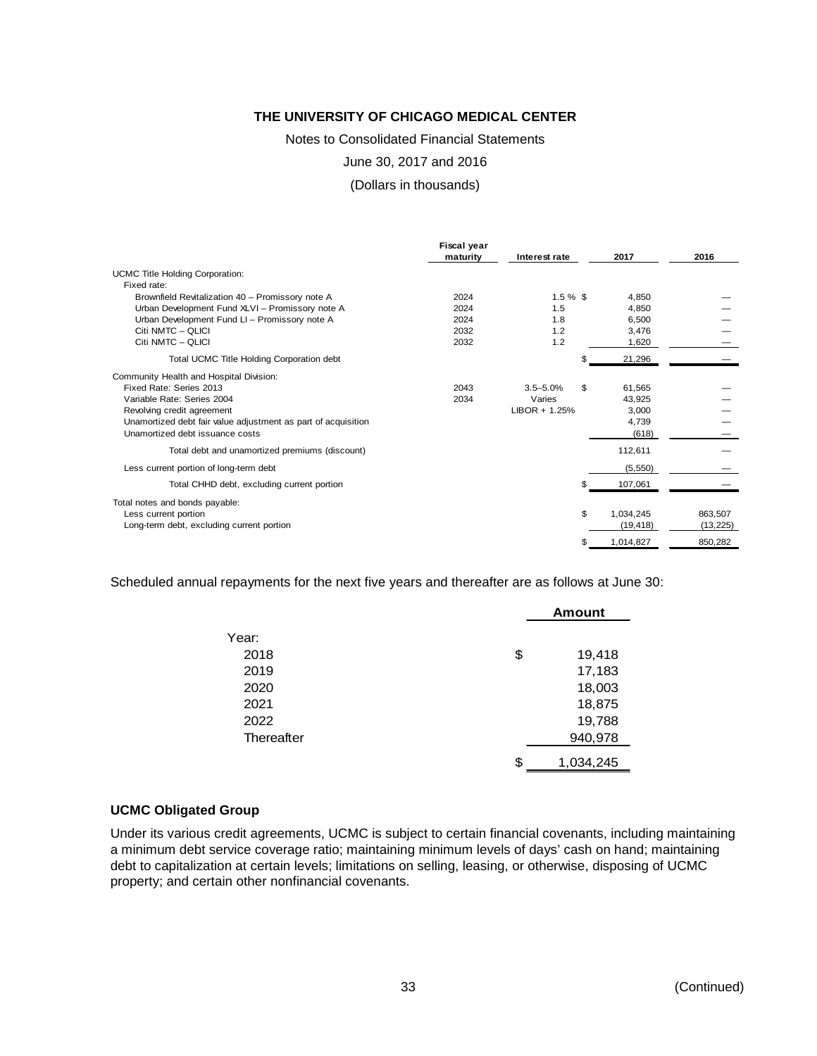| | Fiscal year maturity | Interest rate | 2017 | 2016 |
|---|---|---|---|---|
| UCMC Title Holding Corporation: | | | | |
| Fixed rate: | | | | |
| Brownfield Revitalization 40 – Promissory note A | 2024 | 1.5 % | $ 4,850 | — |
| Urban Development Fund XLVI – Promissory note A | 2024 | 1.5 | 4,850 | — |
| Urban Development Fund LI – Promissory note A | 2024 | 1.8 | 6,500 | — |
| Citi NMTC – QLICI | 2032 | 1.2 | 3,476 | — |
| Citi NMTC – QLICI | 2032 | 1.2 | 1,620 | — |
| Total UCMC Title Holding Corporation debt | | | $ 21,296 | — |
| Community Health and Hospital Division: | | | | |
| Fixed Rate: Series 2013 | 2043 | 3.5–5.0% | $ 61,565 | — |
| Variable Rate: Series 2004 | 2034 | Varies | 43,925 | — |
| Revolving credit agreement | | LIBOR + 1.25% | 3,000 | — |
| Unamortized debt fair value adjustment as part of acquisition | | | 4,739 | — |
| Unamortized debt issuance costs | | | (618) | — |
| Total debt and unamortized premiums (discount) | | | 112,611 | — |
| Less current portion of long-term debt | | | (5,550) | — |
| Total CHHD debt, excluding current portion | | | $ 107,061 | — |
| Total notes and bonds payable: | | | | |
| Less current portion | | | $ 1,034,245 | 863,507 |
| Long-term debt, excluding current portion | | | (19,418) | (13,225) |
| | | | $ 1,014,827 | 850,282 |

Scheduled annual repayments for the next five years and thereafter are as follows at June 30:

| | Amount |
|---|---|
| Year: | |
| 2018 | $ 19,418 |
| 2019 | 17,183 |
| 2020 | 18,003 |
| 2021 | 18,875 |
| 2022 | 19,788 |
| Thereafter | 940,978 |
| | $ 1,034,245 |

### UCMC Obligated Group

Under its various credit agreements, UCMC is subject to certain financial covenants, including maintaining a minimum debt service coverage ratio; maintaining minimum levels of days' cash on hand; maintaining debt to capitalization at certain levels; limitations on selling, leasing, or otherwise, disposing of UCMC property; and certain other nonfinancial covenants.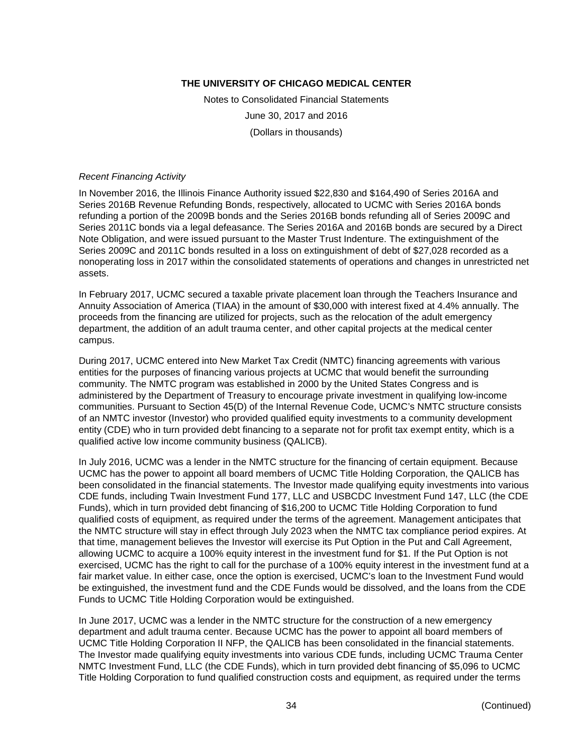*Recent Financing Activity*

In November 2016, the Illinois Finance Authority issued $22,830 and $164,490 of Series 2016A and Series 2016B Revenue Refunding Bonds, respectively, allocated to UCMC with Series 2016A bonds refunding a portion of the 2009B bonds and the Series 2016B bonds refunding all of Series 2009C and Series 2011C bonds via a legal defeasance. The Series 2016A and 2016B bonds are secured by a Direct Note Obligation, and were issued pursuant to the Master Trust Indenture. The extinguishment of the Series 2009C and 2011C bonds resulted in a loss on extinguishment of debt of $27,028 recorded as a nonoperating loss in 2017 within the consolidated statements of operations and changes in unrestricted net assets.

In February 2017, UCMC secured a taxable private placement loan through the Teachers Insurance and Annuity Association of America (TIAA) in the amount of $30,000 with interest fixed at 4.4% annually. The proceeds from the financing are utilized for projects, such as the relocation of the adult emergency department, the addition of an adult trauma center, and other capital projects at the medical center campus.

During 2017, UCMC entered into New Market Tax Credit (NMTC) financing agreements with various entities for the purposes of financing various projects at UCMC that would benefit the surrounding community. The NMTC program was established in 2000 by the United States Congress and is administered by the Department of Treasury to encourage private investment in qualifying low-income communities. Pursuant to Section 45(D) of the Internal Revenue Code, UCMC's NMTC structure consists of an NMTC investor (Investor) who provided qualified equity investments to a community development entity (CDE) who in turn provided debt financing to a separate not for profit tax exempt entity, which is a qualified active low income community business (QALICB).

In July 2016, UCMC was a lender in the NMTC structure for the financing of certain equipment. Because UCMC has the power to appoint all board members of UCMC Title Holding Corporation, the QALICB has been consolidated in the financial statements. The Investor made qualifying equity investments into various CDE funds, including Twain Investment Fund 177, LLC and USBCDC Investment Fund 147, LLC (the CDE Funds), which in turn provided debt financing of $16,200 to UCMC Title Holding Corporation to fund qualified costs of equipment, as required under the terms of the agreement. Management anticipates that the NMTC structure will stay in effect through July 2023 when the NMTC tax compliance period expires. At that time, management believes the Investor will exercise its Put Option in the Put and Call Agreement, allowing UCMC to acquire a 100% equity interest in the investment fund for $1. If the Put Option is not exercised, UCMC has the right to call for the purchase of a 100% equity interest in the investment fund at a fair market value. In either case, once the option is exercised, UCMC's loan to the Investment Fund would be extinguished, the investment fund and the CDE Funds would be dissolved, and the loans from the CDE Funds to UCMC Title Holding Corporation would be extinguished.

In June 2017, UCMC was a lender in the NMTC structure for the construction of a new emergency department and adult trauma center. Because UCMC has the power to appoint all board members of UCMC Title Holding Corporation II NFP, the QALICB has been consolidated in the financial statements. The Investor made qualifying equity investments into various CDE funds, including UCMC Trauma Center NMTC Investment Fund, LLC (the CDE Funds), which in turn provided debt financing of $5,096 to UCMC Title Holding Corporation to fund qualified construction costs and equipment, as required under the terms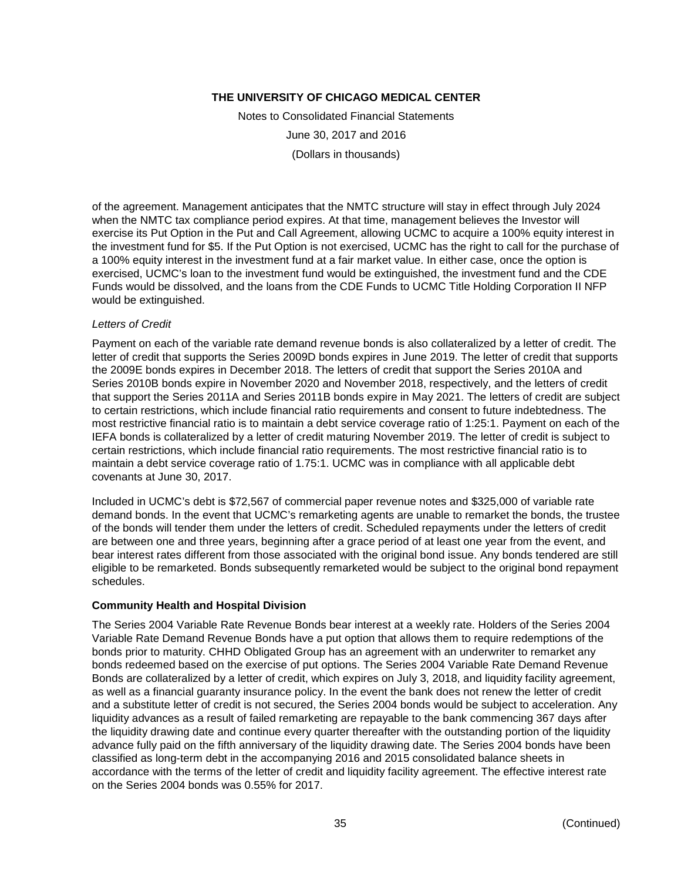of the agreement. Management anticipates that the NMTC structure will stay in effect through July 2024 when the NMTC tax compliance period expires. At that time, management believes the Investor will exercise its Put Option in the Put and Call Agreement, allowing UCMC to acquire a 100% equity interest in the investment fund for $5. If the Put Option is not exercised, UCMC has the right to call for the purchase of a 100% equity interest in the investment fund at a fair market value. In either case, once the option is exercised, UCMC's loan to the investment fund would be extinguished, the investment fund and the CDE Funds would be dissolved, and the loans from the CDE Funds to UCMC Title Holding Corporation II NFP would be extinguished.

*Letters of Credit*

Payment on each of the variable rate demand revenue bonds is also collateralized by a letter of credit. The letter of credit that supports the Series 2009D bonds expires in June 2019. The letter of credit that supports the 2009E bonds expires in December 2018. The letters of credit that support the Series 2010A and Series 2010B bonds expire in November 2020 and November 2018, respectively, and the letters of credit that support the Series 2011A and Series 2011B bonds expire in May 2021. The letters of credit are subject to certain restrictions, which include financial ratio requirements and consent to future indebtedness. The most restrictive financial ratio is to maintain a debt service coverage ratio of 1:25:1. Payment on each of the IEFA bonds is collateralized by a letter of credit maturing November 2019. The letter of credit is subject to certain restrictions, which include financial ratio requirements. The most restrictive financial ratio is to maintain a debt service coverage ratio of 1.75:1. UCMC was in compliance with all applicable debt covenants at June 30, 2017.

Included in UCMC's debt is $72,567 of commercial paper revenue notes and $325,000 of variable rate demand bonds. In the event that UCMC's remarketing agents are unable to remarket the bonds, the trustee of the bonds will tender them under the letters of credit. Scheduled repayments under the letters of credit are between one and three years, beginning after a grace period of at least one year from the event, and bear interest rates different from those associated with the original bond issue. Any bonds tendered are still eligible to be remarketed. Bonds subsequently remarketed would be subject to the original bond repayment schedules.

**Community Health and Hospital Division**

The Series 2004 Variable Rate Revenue Bonds bear interest at a weekly rate. Holders of the Series 2004 Variable Rate Demand Revenue Bonds have a put option that allows them to require redemptions of the bonds prior to maturity. CHHD Obligated Group has an agreement with an underwriter to remarket any bonds redeemed based on the exercise of put options. The Series 2004 Variable Rate Demand Revenue Bonds are collateralized by a letter of credit, which expires on July 3, 2018, and liquidity facility agreement, as well as a financial guaranty insurance policy. In the event the bank does not renew the letter of credit and a substitute letter of credit is not secured, the Series 2004 bonds would be subject to acceleration. Any liquidity advances as a result of failed remarketing are repayable to the bank commencing 367 days after the liquidity drawing date and continue every quarter thereafter with the outstanding portion of the liquidity advance fully paid on the fifth anniversary of the liquidity drawing date. The Series 2004 bonds have been classified as long-term debt in the accompanying 2016 and 2015 consolidated balance sheets in accordance with the terms of the letter of credit and liquidity facility agreement. The effective interest rate on the Series 2004 bonds was 0.55% for 2017.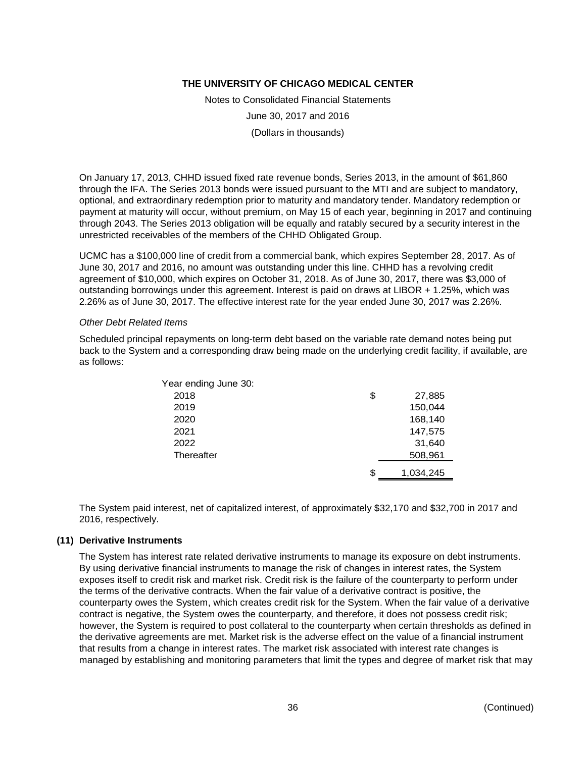On January 17, 2013, CHHD issued fixed rate revenue bonds, Series 2013, in the amount of $61,860 through the IFA. The Series 2013 bonds were issued pursuant to the MTI and are subject to mandatory, optional, and extraordinary redemption prior to maturity and mandatory tender. Mandatory redemption or payment at maturity will occur, without premium, on May 15 of each year, beginning in 2017 and continuing through 2043. The Series 2013 obligation will be equally and ratably secured by a security interest in the unrestricted receivables of the members of the CHHD Obligated Group.

UCMC has a $100,000 line of credit from a commercial bank, which expires September 28, 2017. As of June 30, 2017 and 2016, no amount was outstanding under this line. CHHD has a revolving credit agreement of $10,000, which expires on October 31, 2018. As of June 30, 2017, there was $3,000 of outstanding borrowings under this agreement. Interest is paid on draws at LIBOR + 1.25%, which was 2.26% as of June 30, 2017. The effective interest rate for the year ended June 30, 2017 was 2.26%.

*Other Debt Related Items*

Scheduled principal repayments on long-term debt based on the variable rate demand notes being put back to the System and a corresponding draw being made on the underlying credit facility, if available, are as follows:

| Year ending June 30: | |
|---|---|
| 2018 | $ 27,885 |
| 2019 | 150,044 |
| 2020 | 168,140 |
| 2021 | 147,575 |
| 2022 | 31,640 |
| Thereafter | 508,961 |
| | $ 1,034,245 |

The System paid interest, net of capitalized interest, of approximately $32,170 and $32,700 in 2017 and 2016, respectively.

## (11) Derivative Instruments

The System has interest rate related derivative instruments to manage its exposure on debt instruments. By using derivative financial instruments to manage the risk of changes in interest rates, the System exposes itself to credit risk and market risk. Credit risk is the failure of the counterparty to perform under the terms of the derivative contracts. When the fair value of a derivative contract is positive, the counterparty owes the System, which creates credit risk for the System. When the fair value of a derivative contract is negative, the System owes the counterparty, and therefore, it does not possess credit risk; however, the System is required to post collateral to the counterparty when certain thresholds as defined in the derivative agreements are met. Market risk is the adverse effect on the value of a financial instrument that results from a change in interest rates. The market risk associated with interest rate changes is managed by establishing and monitoring parameters that limit the types and degree of market risk that may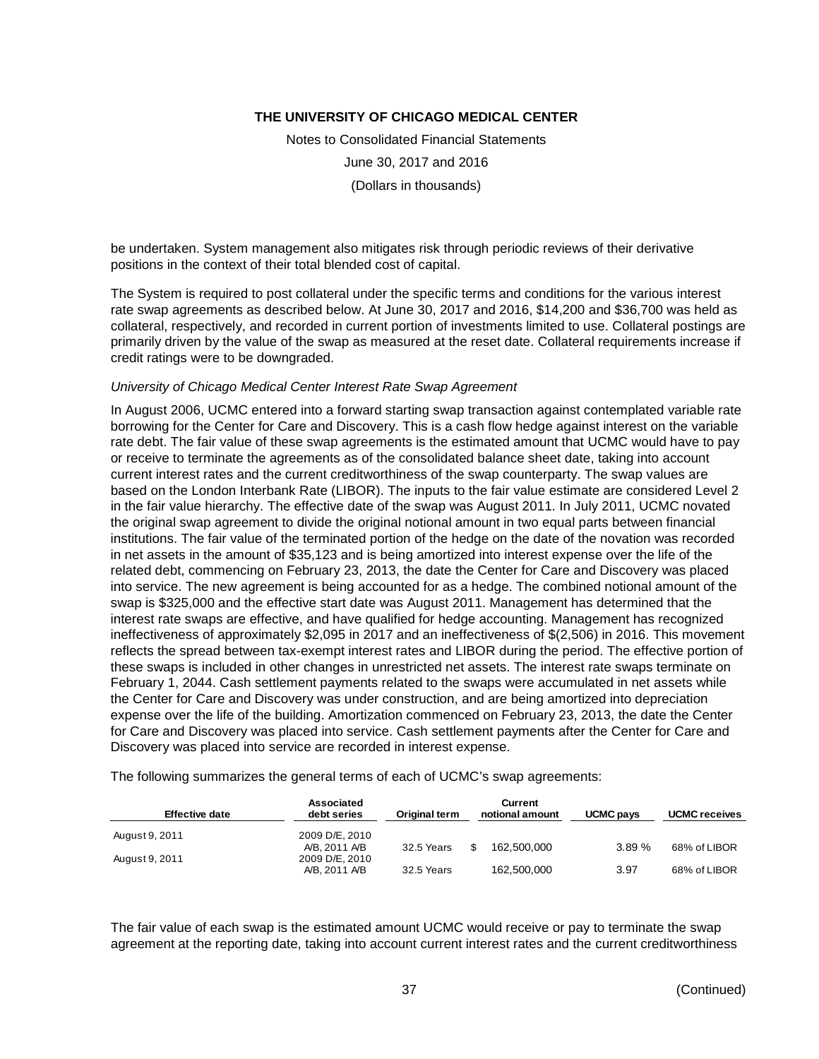be undertaken. System management also mitigates risk through periodic reviews of their derivative positions in the context of their total blended cost of capital.

The System is required to post collateral under the specific terms and conditions for the various interest rate swap agreements as described below. At June 30, 2017 and 2016, $14,200 and $36,700 was held as collateral, respectively, and recorded in current portion of investments limited to use. Collateral postings are primarily driven by the value of the swap as measured at the reset date. Collateral requirements increase if credit ratings were to be downgraded.

*University of Chicago Medical Center Interest Rate Swap Agreement*

In August 2006, UCMC entered into a forward starting swap transaction against contemplated variable rate borrowing for the Center for Care and Discovery. This is a cash flow hedge against interest on the variable rate debt. The fair value of these swap agreements is the estimated amount that UCMC would have to pay or receive to terminate the agreements as of the consolidated balance sheet date, taking into account current interest rates and the current creditworthiness of the swap counterparty. The swap values are based on the London Interbank Rate (LIBOR). The inputs to the fair value estimate are considered Level 2 in the fair value hierarchy. The effective date of the swap was August 2011. In July 2011, UCMC novated the original swap agreement to divide the original notional amount in two equal parts between financial institutions. The fair value of the terminated portion of the hedge on the date of the novation was recorded in net assets in the amount of $35,123 and is being amortized into interest expense over the life of the related debt, commencing on February 23, 2013, the date the Center for Care and Discovery was placed into service. The new agreement is being accounted for as a hedge. The combined notional amount of the swap is $325,000 and the effective start date was August 2011. Management has determined that the interest rate swaps are effective, and have qualified for hedge accounting. Management has recognized ineffectiveness of approximately $2,095 in 2017 and an ineffectiveness of $(2,506) in 2016. This movement reflects the spread between tax-exempt interest rates and LIBOR during the period. The effective portion of these swaps is included in other changes in unrestricted net assets. The interest rate swaps terminate on February 1, 2044. Cash settlement payments related to the swaps were accumulated in net assets while the Center for Care and Discovery was under construction, and are being amortized into depreciation expense over the life of the building. Amortization commenced on February 23, 2013, the date the Center for Care and Discovery was placed into service. Cash settlement payments after the Center for Care and Discovery was placed into service are recorded in interest expense.

The following summarizes the general terms of each of UCMC's swap agreements:

| Effective date | Associated debt series | Original term | Current notional amount | UCMC pays | UCMC receives |
|---|---|---|---|---|---|
| August 9, 2011 | 2009 D/E, 2010 A/B, 2011 A/B | 32.5 Years | $ 162,500,000 | 3.89 % | 68% of LIBOR |
| August 9, 2011 | 2009 D/E, 2010 A/B, 2011 A/B | 32.5 Years | 162,500,000 | 3.97 | 68% of LIBOR |

The fair value of each swap is the estimated amount UCMC would receive or pay to terminate the swap agreement at the reporting date, taking into account current interest rates and the current creditworthiness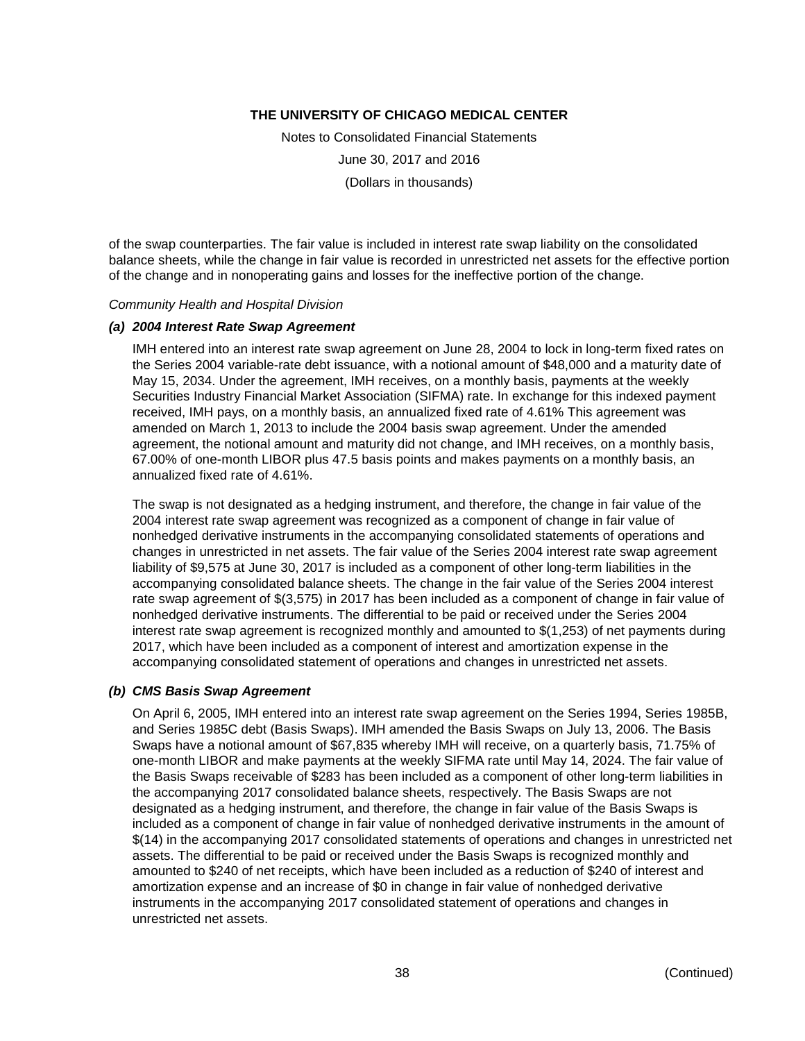of the swap counterparties. The fair value is included in interest rate swap liability on the consolidated balance sheets, while the change in fair value is recorded in unrestricted net assets for the effective portion of the change and in nonoperating gains and losses for the ineffective portion of the change.

*Community Health and Hospital Division*

***(a) 2004 Interest Rate Swap Agreement***

IMH entered into an interest rate swap agreement on June 28, 2004 to lock in long-term fixed rates on the Series 2004 variable-rate debt issuance, with a notional amount of $48,000 and a maturity date of May 15, 2034. Under the agreement, IMH receives, on a monthly basis, payments at the weekly Securities Industry Financial Market Association (SIFMA) rate. In exchange for this indexed payment received, IMH pays, on a monthly basis, an annualized fixed rate of 4.61% This agreement was amended on March 1, 2013 to include the 2004 basis swap agreement. Under the amended agreement, the notional amount and maturity did not change, and IMH receives, on a monthly basis, 67.00% of one-month LIBOR plus 47.5 basis points and makes payments on a monthly basis, an annualized fixed rate of 4.61%.

The swap is not designated as a hedging instrument, and therefore, the change in fair value of the 2004 interest rate swap agreement was recognized as a component of change in fair value of nonhedged derivative instruments in the accompanying consolidated statements of operations and changes in unrestricted in net assets. The fair value of the Series 2004 interest rate swap agreement liability of $9,575 at June 30, 2017 is included as a component of other long-term liabilities in the accompanying consolidated balance sheets. The change in the fair value of the Series 2004 interest rate swap agreement of $(3,575) in 2017 has been included as a component of change in fair value of nonhedged derivative instruments. The differential to be paid or received under the Series 2004 interest rate swap agreement is recognized monthly and amounted to $(1,253) of net payments during 2017, which have been included as a component of interest and amortization expense in the accompanying consolidated statement of operations and changes in unrestricted net assets.

***(b) CMS Basis Swap Agreement***

On April 6, 2005, IMH entered into an interest rate swap agreement on the Series 1994, Series 1985B, and Series 1985C debt (Basis Swaps). IMH amended the Basis Swaps on July 13, 2006. The Basis Swaps have a notional amount of $67,835 whereby IMH will receive, on a quarterly basis, 71.75% of one-month LIBOR and make payments at the weekly SIFMA rate until May 14, 2024. The fair value of the Basis Swaps receivable of $283 has been included as a component of other long-term liabilities in the accompanying 2017 consolidated balance sheets, respectively. The Basis Swaps are not designated as a hedging instrument, and therefore, the change in fair value of the Basis Swaps is included as a component of change in fair value of nonhedged derivative instruments in the amount of $(14) in the accompanying 2017 consolidated statements of operations and changes in unrestricted net assets. The differential to be paid or received under the Basis Swaps is recognized monthly and amounted to $240 of net receipts, which have been included as a reduction of $240 of interest and amortization expense and an increase of $0 in change in fair value of nonhedged derivative instruments in the accompanying 2017 consolidated statement of operations and changes in unrestricted net assets.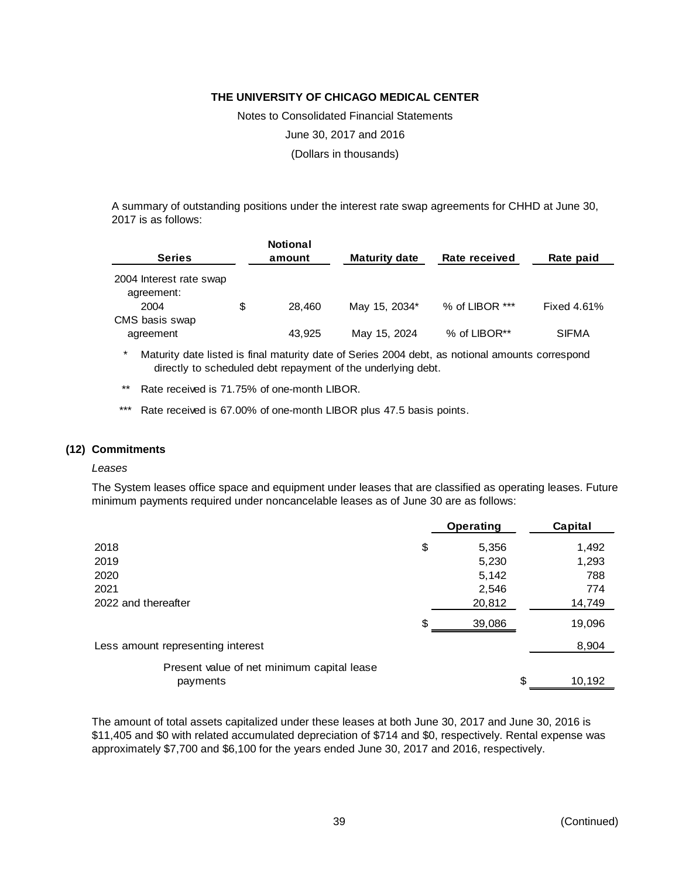A summary of outstanding positions under the interest rate swap agreements for CHHD at June 30, 2017 is as follows:

| Series | | Notional amount | Maturity date | Rate received | Rate paid |
|---|---|---|---|---|---|
| 2004 Interest rate swap agreement: | | | | | |
| 2004 | $ | 28,460 | May 15, 2034* | % of LIBOR *** | Fixed 4.61% |
| CMS basis swap agreement | | 43,925 | May 15, 2024 | % of LIBOR** | SIFMA |

\* Maturity date listed is final maturity date of Series 2004 debt, as notional amounts correspond directly to scheduled debt repayment of the underlying debt.

\*\* Rate received is 71.75% of one-month LIBOR.

\*\*\* Rate received is 67.00% of one-month LIBOR plus 47.5 basis points.

## (12) Commitments

*Leases*

The System leases office space and equipment under leases that are classified as operating leases. Future minimum payments required under noncancelable leases as of June 30 are as follows:

| | | Operating | | Capital |
|---|---|---|---|---|
| 2018 | $ | 5,356 | | 1,492 |
| 2019 | | 5,230 | | 1,293 |
| 2020 | | 5,142 | | 788 |
| 2021 | | 2,546 | | 774 |
| 2022 and thereafter | | 20,812 | | 14,749 |
| | $ | 39,086 | | 19,096 |
| Less amount representing interest | | | | 8,904 |
| Present value of net minimum capital lease payments | | | $ | 10,192 |

The amount of total assets capitalized under these leases at both June 30, 2017 and June 30, 2016 is $11,405 and $0 with related accumulated depreciation of $714 and $0, respectively. Rental expense was approximately $7,700 and $6,100 for the years ended June 30, 2017 and 2016, respectively.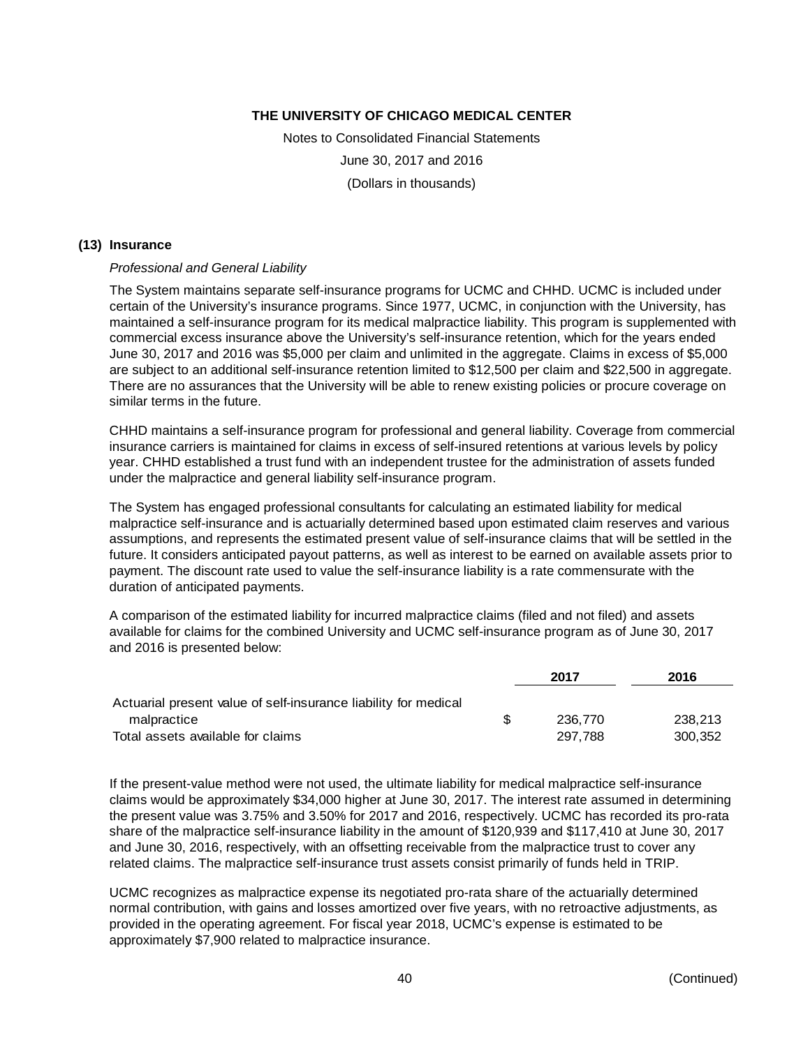# THE UNIVERSITY OF CHICAGO MEDICAL CENTER

Notes to Consolidated Financial Statements

June 30, 2017 and 2016

(Dollars in thousands)

## (13) Insurance

*Professional and General Liability*

The System maintains separate self-insurance programs for UCMC and CHHD. UCMC is included under certain of the University's insurance programs. Since 1977, UCMC, in conjunction with the University, has maintained a self-insurance program for its medical malpractice liability. This program is supplemented with commercial excess insurance above the University's self-insurance retention, which for the years ended June 30, 2017 and 2016 was $5,000 per claim and unlimited in the aggregate. Claims in excess of $5,000 are subject to an additional self-insurance retention limited to $12,500 per claim and $22,500 in aggregate. There are no assurances that the University will be able to renew existing policies or procure coverage on similar terms in the future.

CHHD maintains a self-insurance program for professional and general liability. Coverage from commercial insurance carriers is maintained for claims in excess of self-insured retentions at various levels by policy year. CHHD established a trust fund with an independent trustee for the administration of assets funded under the malpractice and general liability self-insurance program.

The System has engaged professional consultants for calculating an estimated liability for medical malpractice self-insurance and is actuarially determined based upon estimated claim reserves and various assumptions, and represents the estimated present value of self-insurance claims that will be settled in the future. It considers anticipated payout patterns, as well as interest to be earned on available assets prior to payment. The discount rate used to value the self-insurance liability is a rate commensurate with the duration of anticipated payments.

A comparison of the estimated liability for incurred malpractice claims (filed and not filed) and assets available for claims for the combined University and UCMC self-insurance program as of June 30, 2017 and 2016 is presented below:

| | | 2017 | 2016 |
|---|---|---|---|
| Actuarial present value of self-insurance liability for medical malpractice | $ | 236,770 | 238,213 |
| Total assets available for claims | | 297,788 | 300,352 |

If the present-value method were not used, the ultimate liability for medical malpractice self-insurance claims would be approximately $34,000 higher at June 30, 2017. The interest rate assumed in determining the present value was 3.75% and 3.50% for 2017 and 2016, respectively. UCMC has recorded its pro-rata share of the malpractice self-insurance liability in the amount of $120,939 and $117,410 at June 30, 2017 and June 30, 2016, respectively, with an offsetting receivable from the malpractice trust to cover any related claims. The malpractice self-insurance trust assets consist primarily of funds held in TRIP.

UCMC recognizes as malpractice expense its negotiated pro-rata share of the actuarially determined normal contribution, with gains and losses amortized over five years, with no retroactive adjustments, as provided in the operating agreement. For fiscal year 2018, UCMC's expense is estimated to be approximately $7,900 related to malpractice insurance.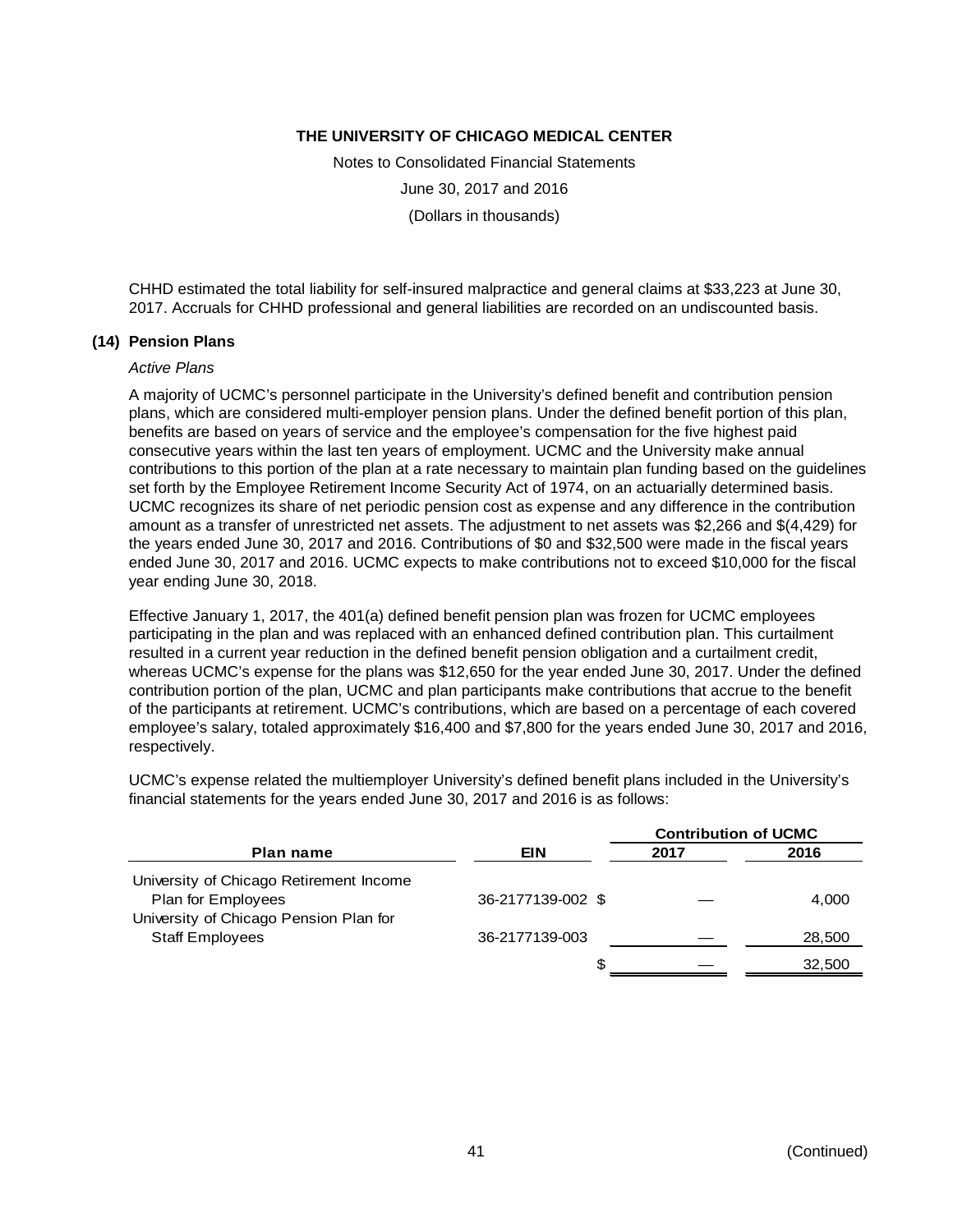CHHD estimated the total liability for self-insured malpractice and general claims at $33,223 at June 30, 2017. Accruals for CHHD professional and general liabilities are recorded on an undiscounted basis.

## (14) Pension Plans

*Active Plans*

A majority of UCMC's personnel participate in the University's defined benefit and contribution pension plans, which are considered multi-employer pension plans. Under the defined benefit portion of this plan, benefits are based on years of service and the employee's compensation for the five highest paid consecutive years within the last ten years of employment. UCMC and the University make annual contributions to this portion of the plan at a rate necessary to maintain plan funding based on the guidelines set forth by the Employee Retirement Income Security Act of 1974, on an actuarially determined basis. UCMC recognizes its share of net periodic pension cost as expense and any difference in the contribution amount as a transfer of unrestricted net assets. The adjustment to net assets was $2,266 and $(4,429) for the years ended June 30, 2017 and 2016. Contributions of $0 and $32,500 were made in the fiscal years ended June 30, 2017 and 2016. UCMC expects to make contributions not to exceed $10,000 for the fiscal year ending June 30, 2018.

Effective January 1, 2017, the 401(a) defined benefit pension plan was frozen for UCMC employees participating in the plan and was replaced with an enhanced defined contribution plan. This curtailment resulted in a current year reduction in the defined benefit pension obligation and a curtailment credit, whereas UCMC's expense for the plans was $12,650 for the year ended June 30, 2017. Under the defined contribution portion of the plan, UCMC and plan participants make contributions that accrue to the benefit of the participants at retirement. UCMC's contributions, which are based on a percentage of each covered employee's salary, totaled approximately $16,400 and $7,800 for the years ended June 30, 2017 and 2016, respectively.

UCMC's expense related the multiemployer University's defined benefit plans included in the University's financial statements for the years ended June 30, 2017 and 2016 is as follows:

| | | Contribution of UCMC | |
|---|---|---|---|
| **Plan name** | **EIN** | **2017** | **2016** |
| University of Chicago Retirement Income Plan for Employees | 36-2177139-002 | $ — | 4,000 |
| University of Chicago Pension Plan for Staff Employees | 36-2177139-003 | — | 28,500 |
| | | $ — | 32,500 |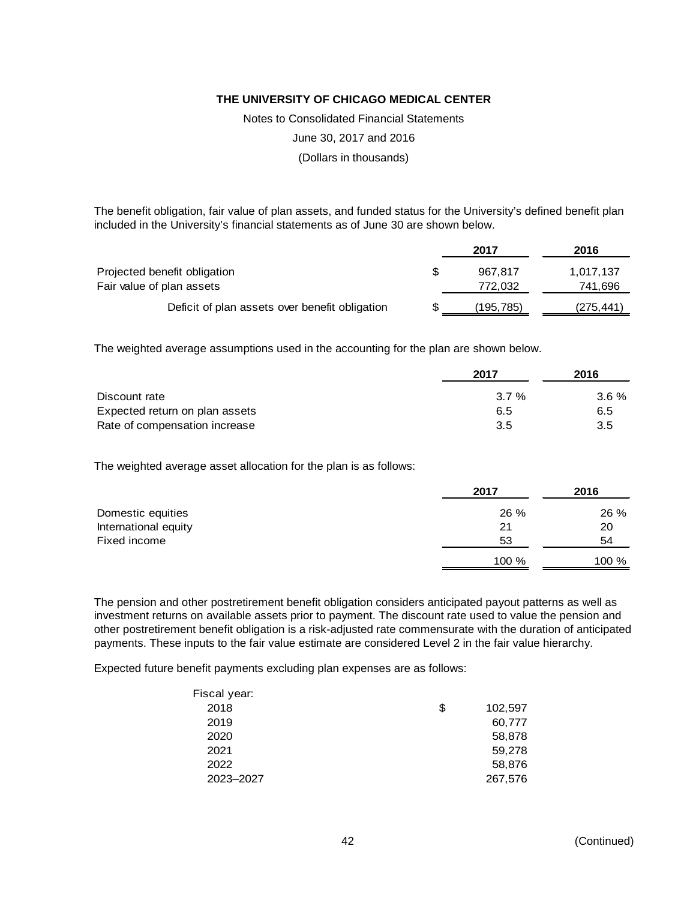The benefit obligation, fair value of plan assets, and funded status for the University's defined benefit plan included in the University's financial statements as of June 30 are shown below.

| | | 2017 | 2016 |
|---|---|---|---|
| Projected benefit obligation | $ | 967,817 | 1,017,137 |
| Fair value of plan assets | | 772,032 | 741,696 |
| Deficit of plan assets over benefit obligation | $ | (195,785) | (275,441) |

The weighted average assumptions used in the accounting for the plan are shown below.

| | 2017 | 2016 |
|---|---|---|
| Discount rate | 3.7 % | 3.6 % |
| Expected return on plan assets | 6.5 | 6.5 |
| Rate of compensation increase | 3.5 | 3.5 |

The weighted average asset allocation for the plan is as follows:

| | 2017 | 2016 |
|---|---|---|
| Domestic equities | 26 % | 26 % |
| International equity | 21 | 20 |
| Fixed income | 53 | 54 |
| | 100 % | 100 % |

The pension and other postretirement benefit obligation considers anticipated payout patterns as well as investment returns on available assets prior to payment. The discount rate used to value the pension and other postretirement benefit obligation is a risk-adjusted rate commensurate with the duration of anticipated payments. These inputs to the fair value estimate are considered Level 2 in the fair value hierarchy.

Expected future benefit payments excluding plan expenses are as follows:

| Fiscal year: | | |
|---|---|---|
| 2018 | $ | 102,597 |
| 2019 | | 60,777 |
| 2020 | | 58,878 |
| 2021 | | 59,278 |
| 2022 | | 58,876 |
| 2023–2027 | | 267,576 |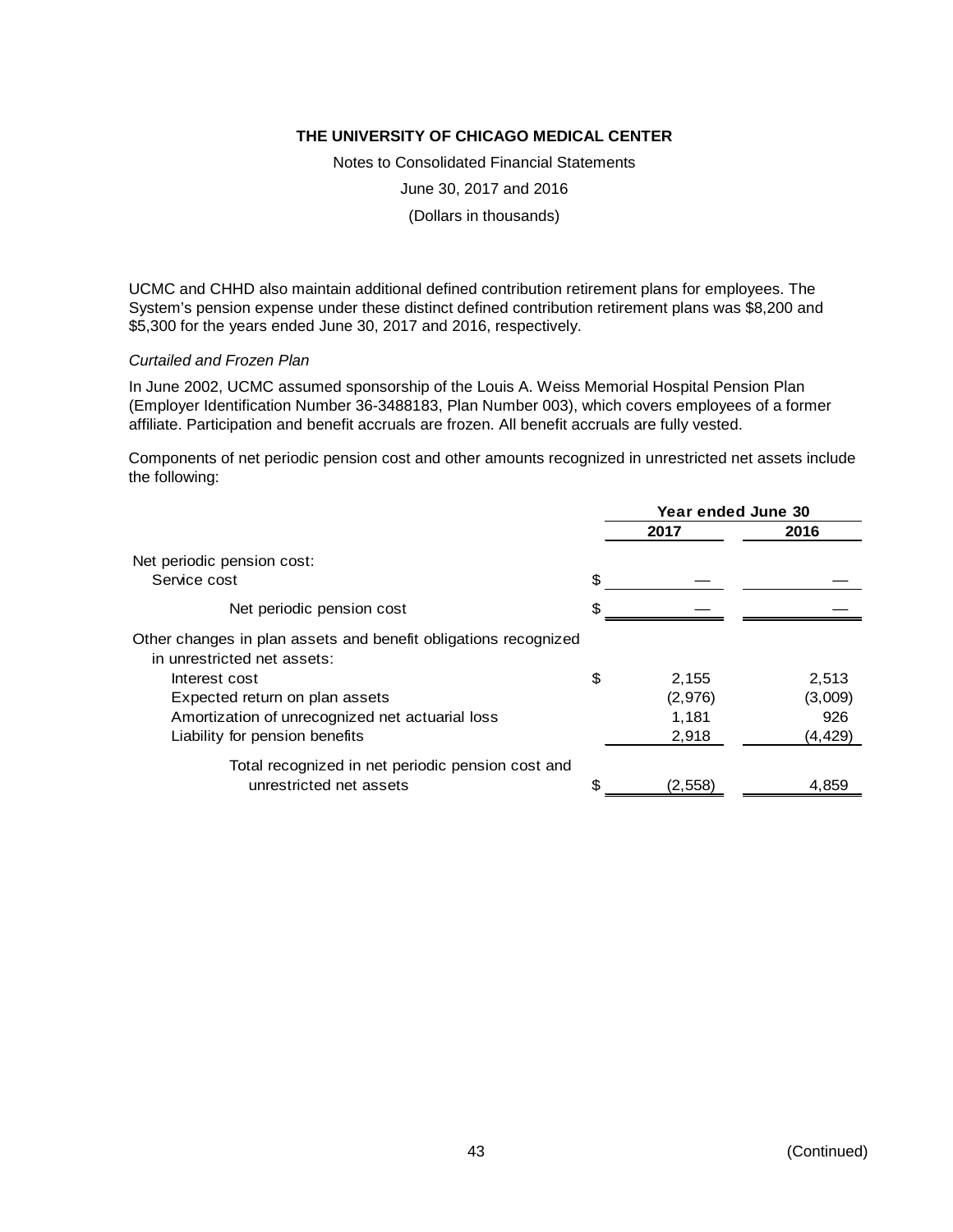UCMC and CHHD also maintain additional defined contribution retirement plans for employees. The System's pension expense under these distinct defined contribution retirement plans was $8,200 and $5,300 for the years ended June 30, 2017 and 2016, respectively.

*Curtailed and Frozen Plan*

In June 2002, UCMC assumed sponsorship of the Louis A. Weiss Memorial Hospital Pension Plan (Employer Identification Number 36-3488183, Plan Number 003), which covers employees of a former affiliate. Participation and benefit accruals are frozen. All benefit accruals are fully vested.

Components of net periodic pension cost and other amounts recognized in unrestricted net assets include the following:

| | Year ended June 30 | |
|---|---|---|
| | 2017 | 2016 |
| Net periodic pension cost: | | |
| Service cost | $ — | — |
| Net periodic pension cost | $ — | — |
| Other changes in plan assets and benefit obligations recognized in unrestricted net assets: | | |
| Interest cost | $ 2,155 | 2,513 |
| Expected return on plan assets | (2,976) | (3,009) |
| Amortization of unrecognized net actuarial loss | 1,181 | 926 |
| Liability for pension benefits | 2,918 | (4,429) |
| Total recognized in net periodic pension cost and unrestricted net assets | $ (2,558) | 4,859 |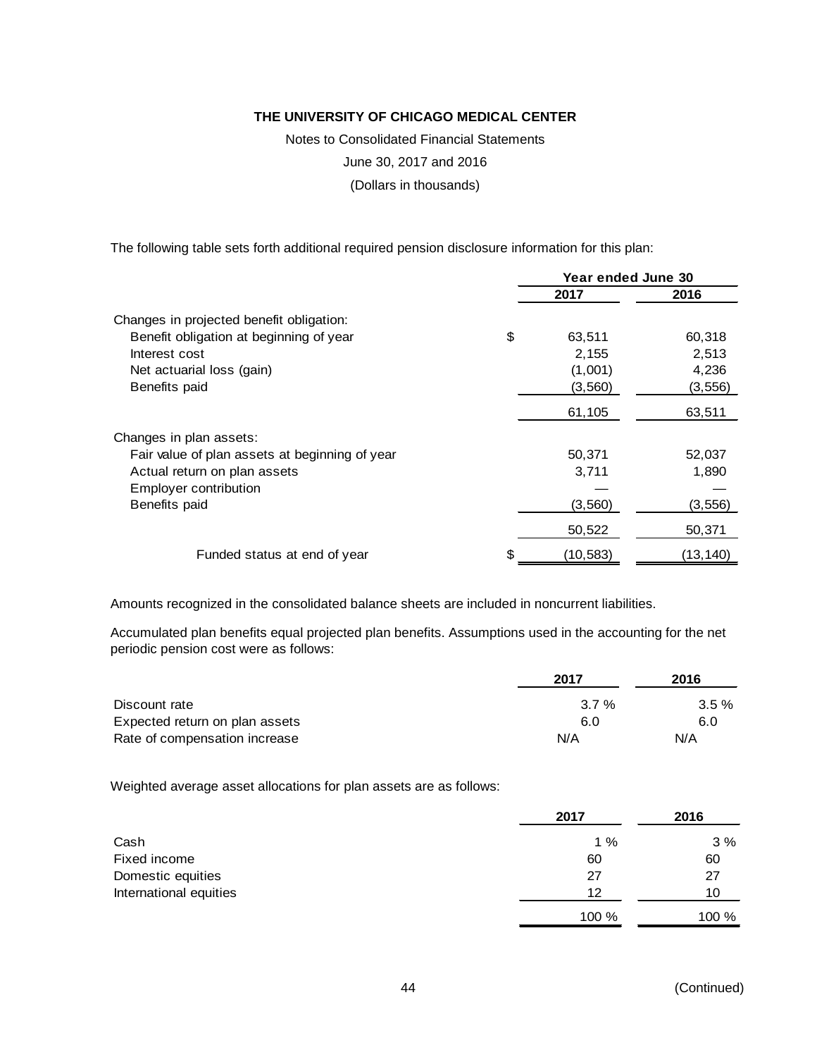# THE UNIVERSITY OF CHICAGO MEDICAL CENTER

Notes to Consolidated Financial Statements

June 30, 2017 and 2016

(Dollars in thousands)

The following table sets forth additional required pension disclosure information for this plan:

| | Year ended June 30 | |
|---|---|---|
| | 2017 | 2016 |
| Changes in projected benefit obligation: | | |
| Benefit obligation at beginning of year | $ 63,511 | 60,318 |
| Interest cost | 2,155 | 2,513 |
| Net actuarial loss (gain) | (1,001) | 4,236 |
| Benefits paid | (3,560) | (3,556) |
| | 61,105 | 63,511 |
| Changes in plan assets: | | |
| Fair value of plan assets at beginning of year | 50,371 | 52,037 |
| Actual return on plan assets | 3,711 | 1,890 |
| Employer contribution | — | — |
| Benefits paid | (3,560) | (3,556) |
| | 50,522 | 50,371 |
| Funded status at end of year | $ (10,583) | (13,140) |

Amounts recognized in the consolidated balance sheets are included in noncurrent liabilities.

Accumulated plan benefits equal projected plan benefits. Assumptions used in the accounting for the net periodic pension cost were as follows:

| | 2017 | 2016 |
|---|---|---|
| Discount rate | 3.7 % | 3.5 % |
| Expected return on plan assets | 6.0 | 6.0 |
| Rate of compensation increase | N/A | N/A |

Weighted average asset allocations for plan assets are as follows:

| | 2017 | 2016 |
|---|---|---|
| Cash | 1 % | 3 % |
| Fixed income | 60 | 60 |
| Domestic equities | 27 | 27 |
| International equities | 12 | 10 |
| | 100 % | 100 % |

(Continued)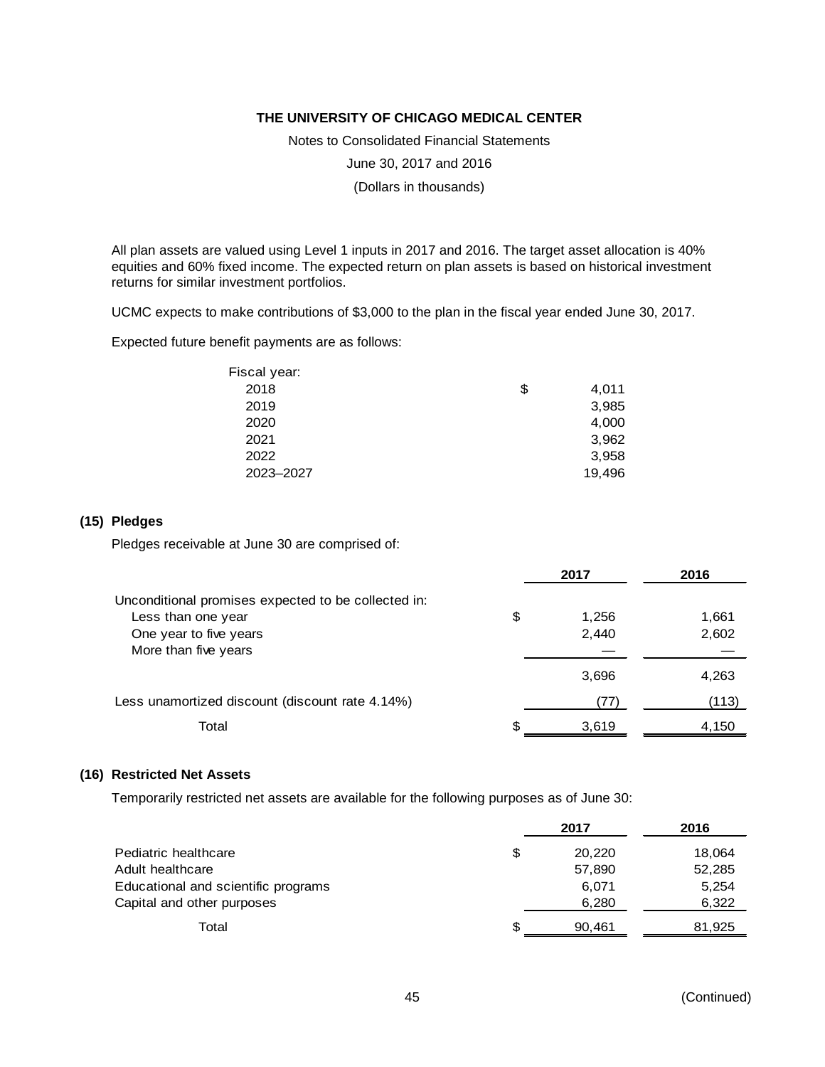All plan assets are valued using Level 1 inputs in 2017 and 2016. The target asset allocation is 40% equities and 60% fixed income. The expected return on plan assets is based on historical investment returns for similar investment portfolios.

UCMC expects to make contributions of $3,000 to the plan in the fiscal year ended June 30, 2017.

Expected future benefit payments are as follows:

| Fiscal year: | | |
|---|---|---|
| 2018 | $ | 4,011 |
| 2019 | | 3,985 |
| 2020 | | 4,000 |
| 2021 | | 3,962 |
| 2022 | | 3,958 |
| 2023–2027 | | 19,496 |

## (15) Pledges

Pledges receivable at June 30 are comprised of:

| | | 2017 | 2016 |
|---|---|---|---|
| Unconditional promises expected to be collected in: | | | |
| Less than one year | $ | 1,256 | 1,661 |
| One year to five years | | 2,440 | 2,602 |
| More than five years | | — | — |
| | | 3,696 | 4,263 |
| Less unamortized discount (discount rate 4.14%) | | (77) | (113) |
| Total | $ | 3,619 | 4,150 |

## (16) Restricted Net Assets

Temporarily restricted net assets are available for the following purposes as of June 30:

| | | 2017 | 2016 |
|---|---|---|---|
| Pediatric healthcare | $ | 20,220 | 18,064 |
| Adult healthcare | | 57,890 | 52,285 |
| Educational and scientific programs | | 6,071 | 5,254 |
| Capital and other purposes | | 6,280 | 6,322 |
| Total | $ | 90,461 | 81,925 |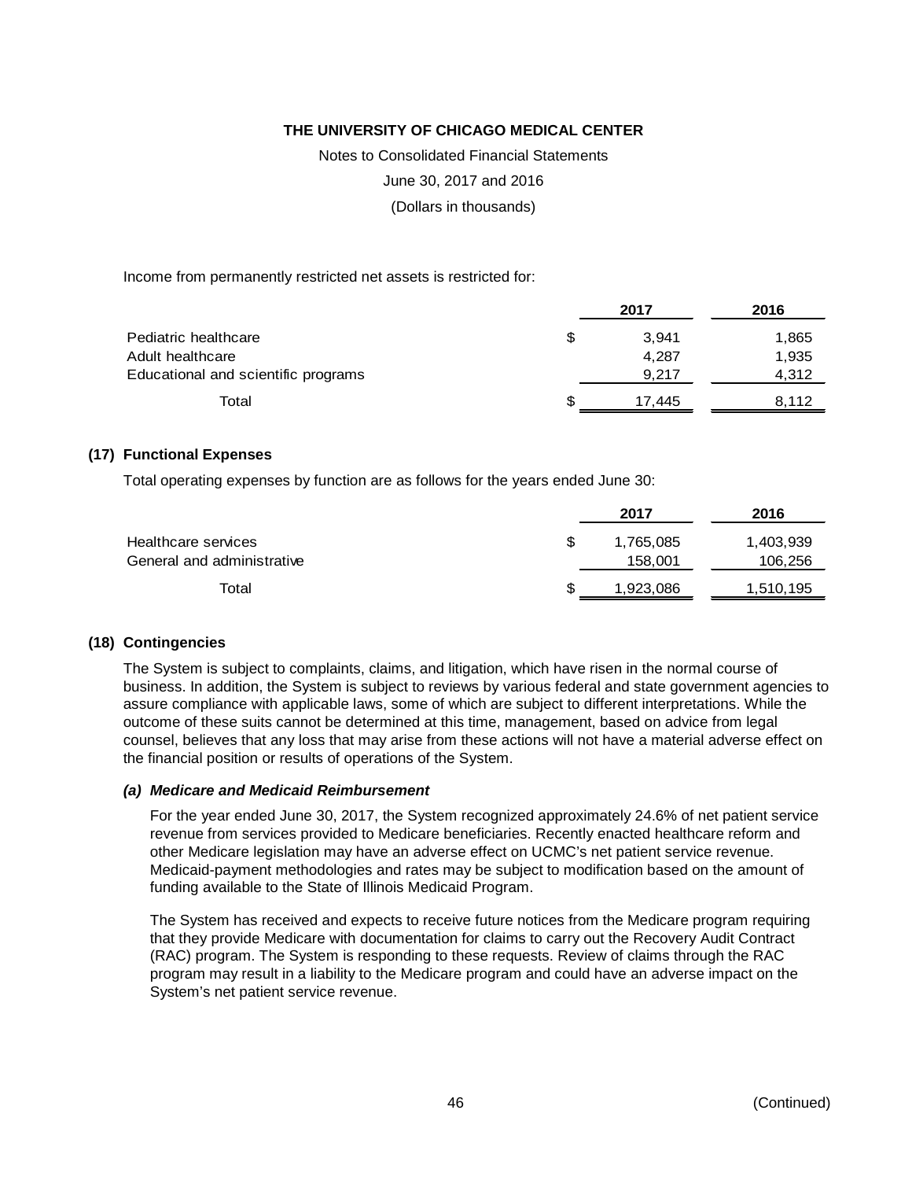Income from permanently restricted net assets is restricted for:

| | 2017 | 2016 |
|---|---|---|
| Pediatric healthcare | $ 3,941 | 1,865 |
| Adult healthcare | 4,287 | 1,935 |
| Educational and scientific programs | 9,217 | 4,312 |
| Total | $ 17,445 | 8,112 |

## (17) Functional Expenses

Total operating expenses by function are as follows for the years ended June 30:

| | 2017 | 2016 |
|---|---|---|
| Healthcare services | $ 1,765,085 | 1,403,939 |
| General and administrative | 158,001 | 106,256 |
| Total | $ 1,923,086 | 1,510,195 |

## (18) Contingencies

The System is subject to complaints, claims, and litigation, which have risen in the normal course of business. In addition, the System is subject to reviews by various federal and state government agencies to assure compliance with applicable laws, some of which are subject to different interpretations. While the outcome of these suits cannot be determined at this time, management, based on advice from legal counsel, believes that any loss that may arise from these actions will not have a material adverse effect on the financial position or results of operations of the System.

### *(a) Medicare and Medicaid Reimbursement*

For the year ended June 30, 2017, the System recognized approximately 24.6% of net patient service revenue from services provided to Medicare beneficiaries. Recently enacted healthcare reform and other Medicare legislation may have an adverse effect on UCMC's net patient service revenue. Medicaid-payment methodologies and rates may be subject to modification based on the amount of funding available to the State of Illinois Medicaid Program.

The System has received and expects to receive future notices from the Medicare program requiring that they provide Medicare with documentation for claims to carry out the Recovery Audit Contract (RAC) program. The System is responding to these requests. Review of claims through the RAC program may result in a liability to the Medicare program and could have an adverse impact on the System's net patient service revenue.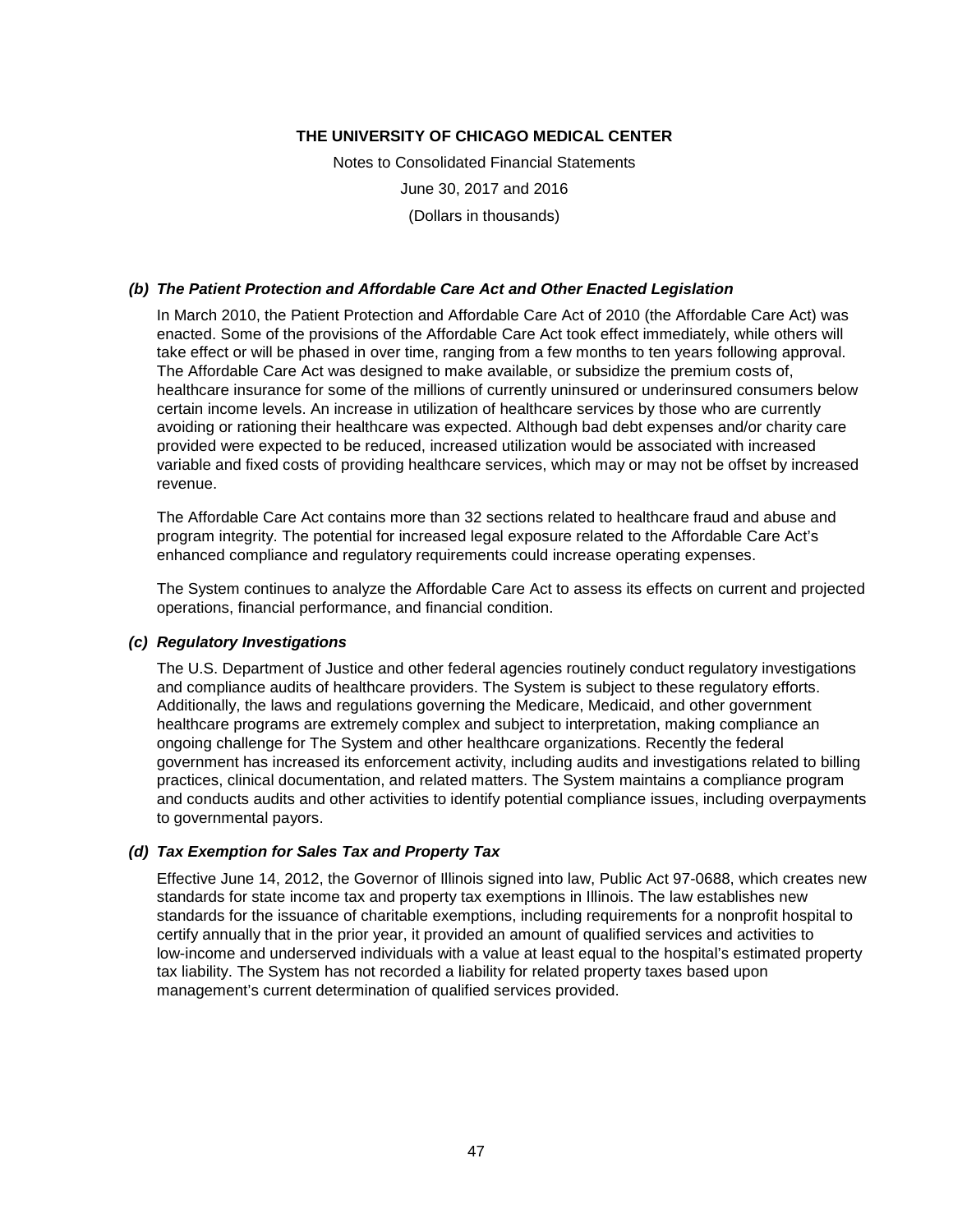### *(b) The Patient Protection and Affordable Care Act and Other Enacted Legislation*

In March 2010, the Patient Protection and Affordable Care Act of 2010 (the Affordable Care Act) was enacted. Some of the provisions of the Affordable Care Act took effect immediately, while others will take effect or will be phased in over time, ranging from a few months to ten years following approval. The Affordable Care Act was designed to make available, or subsidize the premium costs of, healthcare insurance for some of the millions of currently uninsured or underinsured consumers below certain income levels. An increase in utilization of healthcare services by those who are currently avoiding or rationing their healthcare was expected. Although bad debt expenses and/or charity care provided were expected to be reduced, increased utilization would be associated with increased variable and fixed costs of providing healthcare services, which may or may not be offset by increased revenue.

The Affordable Care Act contains more than 32 sections related to healthcare fraud and abuse and program integrity. The potential for increased legal exposure related to the Affordable Care Act's enhanced compliance and regulatory requirements could increase operating expenses.

The System continues to analyze the Affordable Care Act to assess its effects on current and projected operations, financial performance, and financial condition.

### *(c) Regulatory Investigations*

The U.S. Department of Justice and other federal agencies routinely conduct regulatory investigations and compliance audits of healthcare providers. The System is subject to these regulatory efforts. Additionally, the laws and regulations governing the Medicare, Medicaid, and other government healthcare programs are extremely complex and subject to interpretation, making compliance an ongoing challenge for The System and other healthcare organizations. Recently the federal government has increased its enforcement activity, including audits and investigations related to billing practices, clinical documentation, and related matters. The System maintains a compliance program and conducts audits and other activities to identify potential compliance issues, including overpayments to governmental payors.

### *(d) Tax Exemption for Sales Tax and Property Tax*

Effective June 14, 2012, the Governor of Illinois signed into law, Public Act 97-0688, which creates new standards for state income tax and property tax exemptions in Illinois. The law establishes new standards for the issuance of charitable exemptions, including requirements for a nonprofit hospital to certify annually that in the prior year, it provided an amount of qualified services and activities to low-income and underserved individuals with a value at least equal to the hospital's estimated property tax liability. The System has not recorded a liability for related property taxes based upon management's current determination of qualified services provided.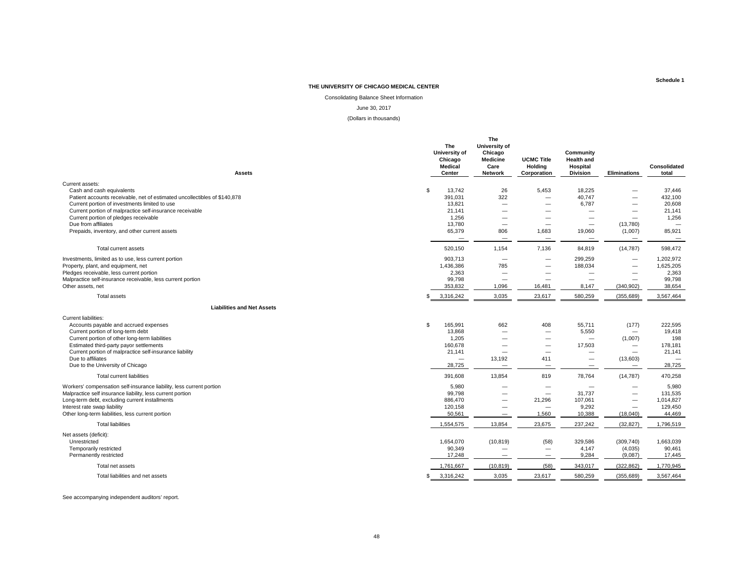Schedule 1

**THE UNIVERSITY OF CHICAGO MEDICAL CENTER**

Consolidating Balance Sheet Information

June 30, 2017

(Dollars in thousands)

| Assets | The University of Chicago Medical Center | The University of Chicago Medicine Care Network | UCMC Title Holding Corporation | Community Health and Hospital Division | Eliminations | Consolidated total |
|---|---|---|---|---|---|---|
| Current assets: | | | | | | |
| Cash and cash equivalents | $ 13,742 | 26 | 5,453 | 18,225 | — | 37,446 |
| Patient accounts receivable, net of estimated uncollectibles of $140,878 | 391,031 | 322 | — | 40,747 | — | 432,100 |
| Current portion of investments limited to use | 13,821 | — | — | 6,787 | — | 20,608 |
| Current portion of malpractice self-insurance receivable | 21,141 | — | — | — | — | 21,141 |
| Current portion of pledges receivable | 1,256 | — | — | — | — | 1,256 |
| Due from affiliates | 13,780 | — | — | — | (13,780) | — |
| Prepaids, inventory, and other current assets | 65,379 | 806 | 1,683 | 19,060 | (1,007) | 85,921 |
| | — | — | — | — | — | — |
| Total current assets | 520,150 | 1,154 | 7,136 | 84,819 | (14,787) | 598,472 |
| Investments, limited as to use, less current portion | 903,713 | — | — | 299,259 | — | 1,202,972 |
| Property, plant, and equipment, net | 1,436,386 | 785 | — | 188,034 | — | 1,625,205 |
| Pledges receivable, less current portion | 2,363 | — | — | — | — | 2,363 |
| Malpractice self-insurance receivable, less current portion | 99,798 | — | — | — | — | 99,798 |
| Other assets, net | 353,832 | 1,096 | 16,481 | 8,147 | (340,902) | 38,654 |
| Total assets | $ 3,316,242 | 3,035 | 23,617 | 580,259 | (355,689) | 3,567,464 |
| **Liabilities and Net Assets** | | | | | | |
| Current liabilities: | | | | | | |
| Accounts payable and accrued expenses | $ 165,991 | 662 | 408 | 55,711 | (177) | 222,595 |
| Current portion of long-term debt | 13,868 | — | — | 5,550 | — | 19,418 |
| Current portion of other long-term liabilities | 1,205 | — | — | — | (1,007) | 198 |
| Estimated third-party payor settlements | 160,678 | — | — | 17,503 | — | 178,181 |
| Current portion of malpractice self-insurance liability | 21,141 | — | — | — | — | 21,141 |
| Due to affiliates | — | 13,192 | 411 | — | (13,603) | — |
| Due to the University of Chicago | 28,725 | — | — | — | — | 28,725 |
| Total current liabilities | 391,608 | 13,854 | 819 | 78,764 | (14,787) | 470,258 |
| Workers' compensation self-insurance liability, less current portion | 5,980 | — | — | — | — | 5,980 |
| Malpractice self insurance liability, less current portion | 99,798 | — | — | 31,737 | — | 131,535 |
| Long-term debt, excluding current installments | 886,470 | — | 21,296 | 107,061 | — | 1,014,827 |
| Interest rate swap liability | 120,158 | — | — | 9,292 | — | 129,450 |
| Other long-term liabilities, less current portion | 50,561 | — | 1,560 | 10,388 | (18,040) | 44,469 |
| Total liabilities | 1,554,575 | 13,854 | 23,675 | 237,242 | (32,827) | 1,796,519 |
| Net assets (deficit): | | | | | | |
| Unrestricted | 1,654,070 | (10,819) | (58) | 329,586 | (309,740) | 1,663,039 |
| Temporarily restricted | 90,349 | — | — | 4,147 | (4,035) | 90,461 |
| Permanently restricted | 17,248 | — | — | 9,284 | (9,087) | 17,445 |
| Total net assets | 1,761,667 | (10,819) | (58) | 343,017 | (322,862) | 1,770,945 |
| Total liabilities and net assets | $ 3,316,242 | 3,035 | 23,617 | 580,259 | (355,689) | 3,567,464 |

See accompanying independent auditors' report.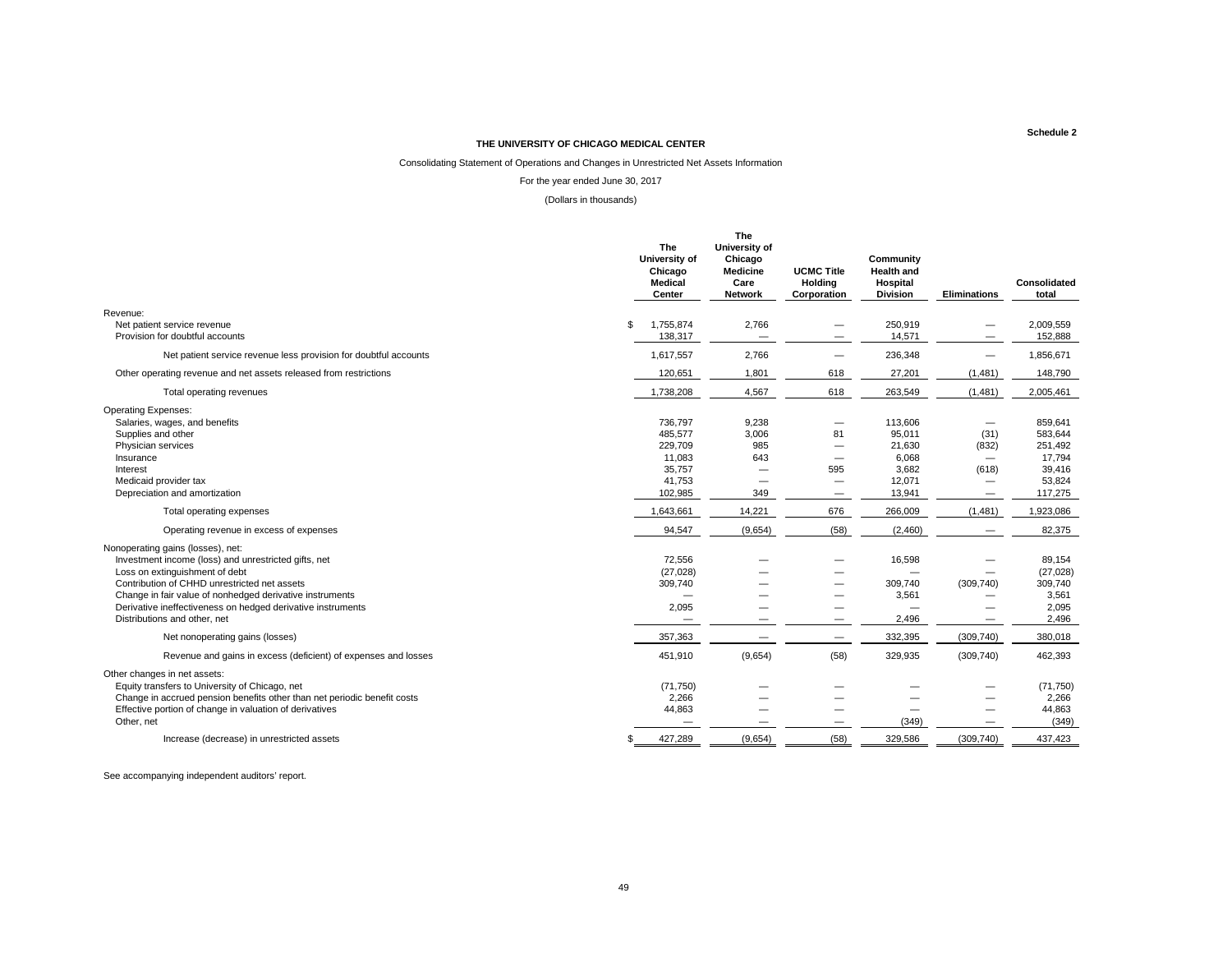Schedule 2

**THE UNIVERSITY OF CHICAGO MEDICAL CENTER**

Consolidating Statement of Operations and Changes in Unrestricted Net Assets Information

For the year ended June 30, 2017

(Dollars in thousands)

| | The University of Chicago Medical Center | The University of Chicago Medicine Care Network | UCMC Title Holding Corporation | Community Health and Hospital Division | Eliminations | Consolidated total |
|---|---|---|---|---|---|---|
| Revenue: | | | | | | |
| Net patient service revenue | $ 1,755,874 | 2,766 | — | 250,919 | — | 2,009,559 |
| Provision for doubtful accounts | 138,317 | — | — | 14,571 | — | 152,888 |
| Net patient service revenue less provision for doubtful accounts | 1,617,557 | 2,766 | — | 236,348 | — | 1,856,671 |
| Other operating revenue and net assets released from restrictions | 120,651 | 1,801 | 618 | 27,201 | (1,481) | 148,790 |
| Total operating revenues | 1,738,208 | 4,567 | 618 | 263,549 | (1,481) | 2,005,461 |
| Operating Expenses: | | | | | | |
| Salaries, wages, and benefits | 736,797 | 9,238 | — | 113,606 | — | 859,641 |
| Supplies and other | 485,577 | 3,006 | 81 | 95,011 | (31) | 583,644 |
| Physician services | 229,709 | 985 | — | 21,630 | (832) | 251,492 |
| Insurance | 11,083 | 643 | — | 6,068 | — | 17,794 |
| Interest | 35,757 | — | 595 | 3,682 | (618) | 39,416 |
| Medicaid provider tax | 41,753 | — | — | 12,071 | — | 53,824 |
| Depreciation and amortization | 102,985 | 349 | — | 13,941 | — | 117,275 |
| Total operating expenses | 1,643,661 | 14,221 | 676 | 266,009 | (1,481) | 1,923,086 |
| Operating revenue in excess of expenses | 94,547 | (9,654) | (58) | (2,460) | — | 82,375 |
| Nonoperating gains (losses), net: | | | | | | |
| Investment income (loss) and unrestricted gifts, net | 72,556 | — | — | 16,598 | — | 89,154 |
| Loss on extinguishment of debt | (27,028) | — | — | — | — | (27,028) |
| Contribution of CHHD unrestricted net assets | 309,740 | — | — | 309,740 | (309,740) | 309,740 |
| Change in fair value of nonhedged derivative instruments | — | — | — | 3,561 | — | 3,561 |
| Derivative ineffectiveness on hedged derivative instruments | 2,095 | — | — | — | — | 2,095 |
| Distributions and other, net | — | — | — | 2,496 | — | 2,496 |
| Net nonoperating gains (losses) | 357,363 | — | — | 332,395 | (309,740) | 380,018 |
| Revenue and gains in excess (deficient) of expenses and losses | 451,910 | (9,654) | (58) | 329,935 | (309,740) | 462,393 |
| Other changes in net assets: | | | | | | |
| Equity transfers to University of Chicago, net | (71,750) | — | — | — | — | (71,750) |
| Change in accrued pension benefits other than net periodic benefit costs | 2,266 | — | — | — | — | 2,266 |
| Effective portion of change in valuation of derivatives | 44,863 | — | — | — | — | 44,863 |
| Other, net | — | — | — | (349) | — | (349) |
| Increase (decrease) in unrestricted assets | $ 427,289 | (9,654) | (58) | 329,586 | (309,740) | 437,423 |

See accompanying independent auditors' report.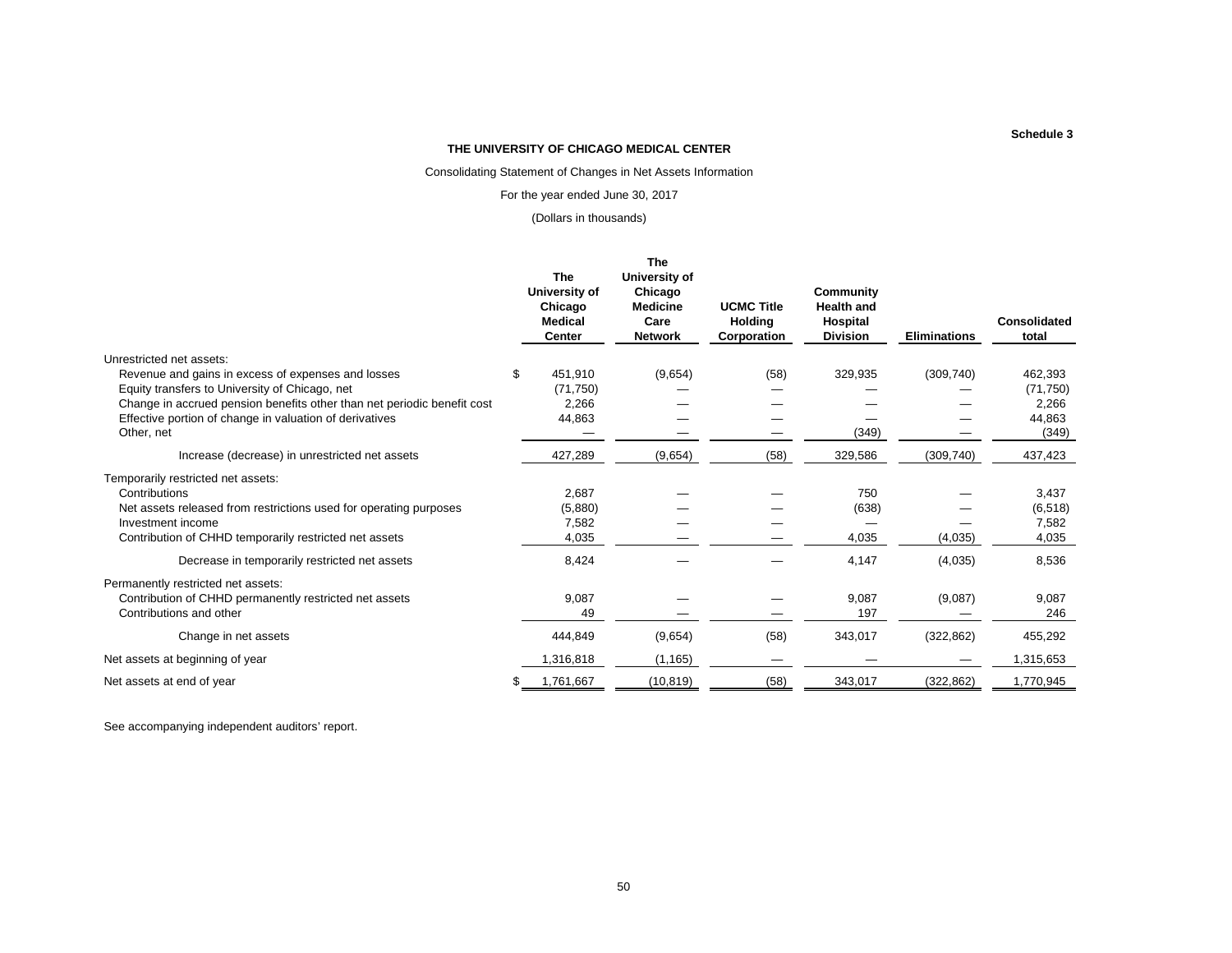Schedule 3

# THE UNIVERSITY OF CHICAGO MEDICAL CENTER

Consolidating Statement of Changes in Net Assets Information

For the year ended June 30, 2017

(Dollars in thousands)

| | The University of Chicago Medical Center | The University of Chicago Medicine Care Network | UCMC Title Holding Corporation | Community Health and Hospital Division | Eliminations | Consolidated total |
|---|---|---|---|---|---|---|
| Unrestricted net assets: | | | | | | |
| Revenue and gains in excess of expenses and losses | $ 451,910 | (9,654) | (58) | 329,935 | (309,740) | 462,393 |
| Equity transfers to University of Chicago, net | (71,750) | — | — | — | — | (71,750) |
| Change in accrued pension benefits other than net periodic benefit cost | 2,266 | — | — | — | — | 2,266 |
| Effective portion of change in valuation of derivatives | 44,863 | — | — | — | — | 44,863 |
| Other, net | — | — | — | (349) | — | (349) |
| Increase (decrease) in unrestricted net assets | 427,289 | (9,654) | (58) | 329,586 | (309,740) | 437,423 |
| Temporarily restricted net assets: | | | | | | |
| Contributions | 2,687 | — | — | 750 | — | 3,437 |
| Net assets released from restrictions used for operating purposes | (5,880) | — | — | (638) | — | (6,518) |
| Investment income | 7,582 | — | — | — | — | 7,582 |
| Contribution of CHHD temporarily restricted net assets | 4,035 | — | — | 4,035 | (4,035) | 4,035 |
| Decrease in temporarily restricted net assets | 8,424 | — | — | 4,147 | (4,035) | 8,536 |
| Permanently restricted net assets: | | | | | | |
| Contribution of CHHD permanently restricted net assets | 9,087 | — | — | 9,087 | (9,087) | 9,087 |
| Contributions and other | 49 | — | — | 197 | — | 246 |
| Change in net assets | 444,849 | (9,654) | (58) | 343,017 | (322,862) | 455,292 |
| Net assets at beginning of year | 1,316,818 | (1,165) | — | — | — | 1,315,653 |
| Net assets at end of year | $ 1,761,667 | (10,819) | (58) | 343,017 | (322,862) | 1,770,945 |

See accompanying independent auditors' report.